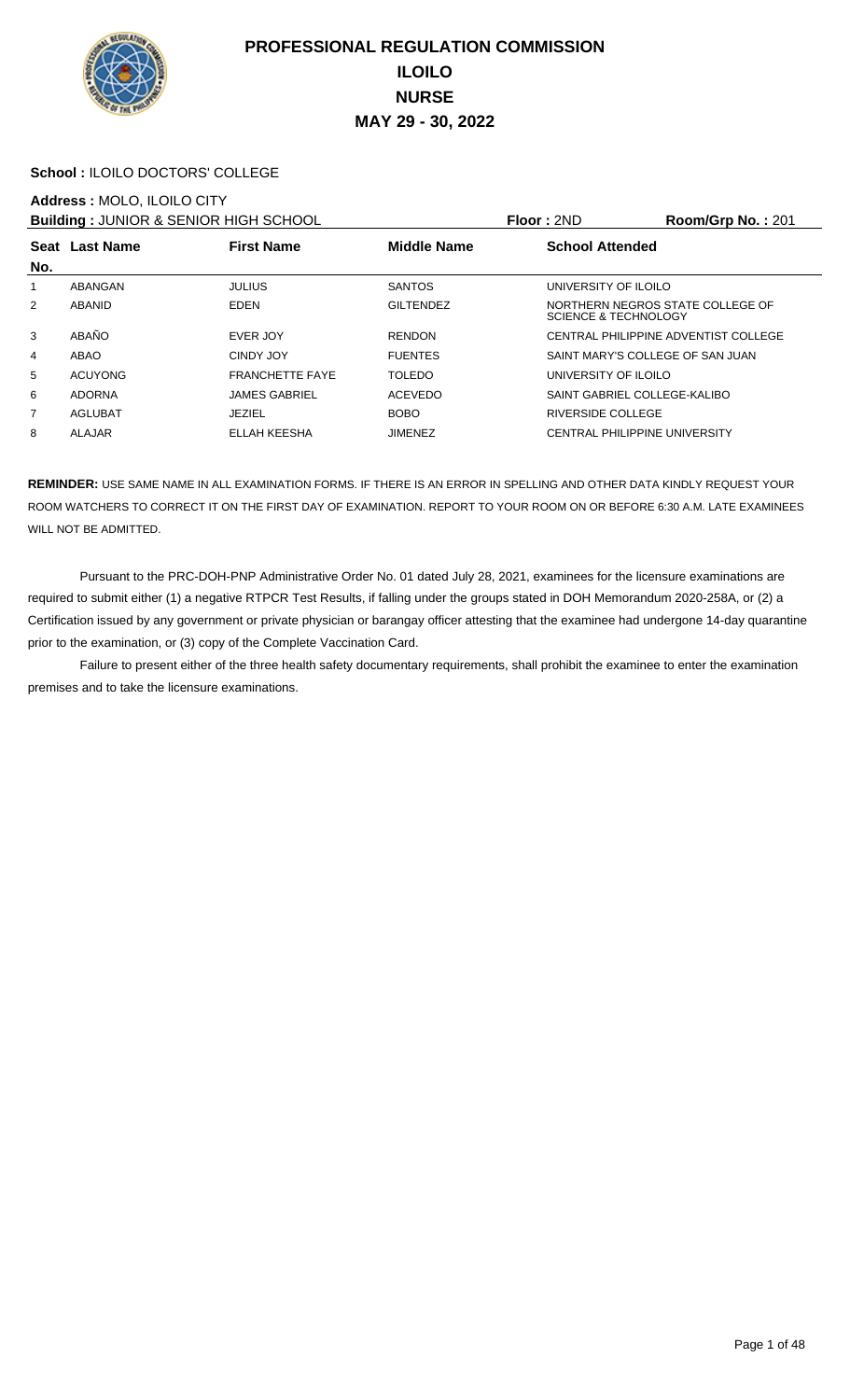# PROFESSIONAL REGULATION COMMISSION
# ILOILO
# NURSE
# MAY 29 - 30, 2022

**School :** ILOILO DOCTORS' COLLEGE

**Address :** MOLO, ILOILO CITY

**Building :** JUNIOR & SENIOR HIGH SCHOOL **Floor :** 2ND **Room/Grp No. :** 201

| Seat No. | Last Name | First Name | Middle Name | School Attended |
|---|---|---|---|---|
| 1 | ABANGAN | JULIUS | SANTOS | UNIVERSITY OF ILOILO |
| 2 | ABANID | EDEN | GILTENDEZ | NORTHERN NEGROS STATE COLLEGE OF SCIENCE & TECHNOLOGY |
| 3 | ABAÑO | EVER JOY | RENDON | CENTRAL PHILIPPINE ADVENTIST COLLEGE |
| 4 | ABAO | CINDY JOY | FUENTES | SAINT MARY'S COLLEGE OF SAN JUAN |
| 5 | ACUYONG | FRANCHETTE FAYE | TOLEDO | UNIVERSITY OF ILOILO |
| 6 | ADORNA | JAMES GABRIEL | ACEVEDO | SAINT GABRIEL COLLEGE-KALIBO |
| 7 | AGLUBAT | JEZIEL | BOBO | RIVERSIDE COLLEGE |
| 8 | ALAJAR | ELLAH KEESHA | JIMENEZ | CENTRAL PHILIPPINE UNIVERSITY |

**REMINDER:** USE SAME NAME IN ALL EXAMINATION FORMS. IF THERE IS AN ERROR IN SPELLING AND OTHER DATA KINDLY REQUEST YOUR ROOM WATCHERS TO CORRECT IT ON THE FIRST DAY OF EXAMINATION. REPORT TO YOUR ROOM ON OR BEFORE 6:30 A.M. LATE EXAMINEES WILL NOT BE ADMITTED.

Pursuant to the PRC-DOH-PNP Administrative Order No. 01 dated July 28, 2021, examinees for the licensure examinations are required to submit either (1) a negative RTPCR Test Results, if falling under the groups stated in DOH Memorandum 2020-258A, or (2) a Certification issued by any government or private physician or barangay officer attesting that the examinee had undergone 14-day quarantine prior to the examination, or (3) copy of the Complete Vaccination Card.

Failure to present either of the three health safety documentary requirements, shall prohibit the examinee to enter the examination premises and to take the licensure examinations.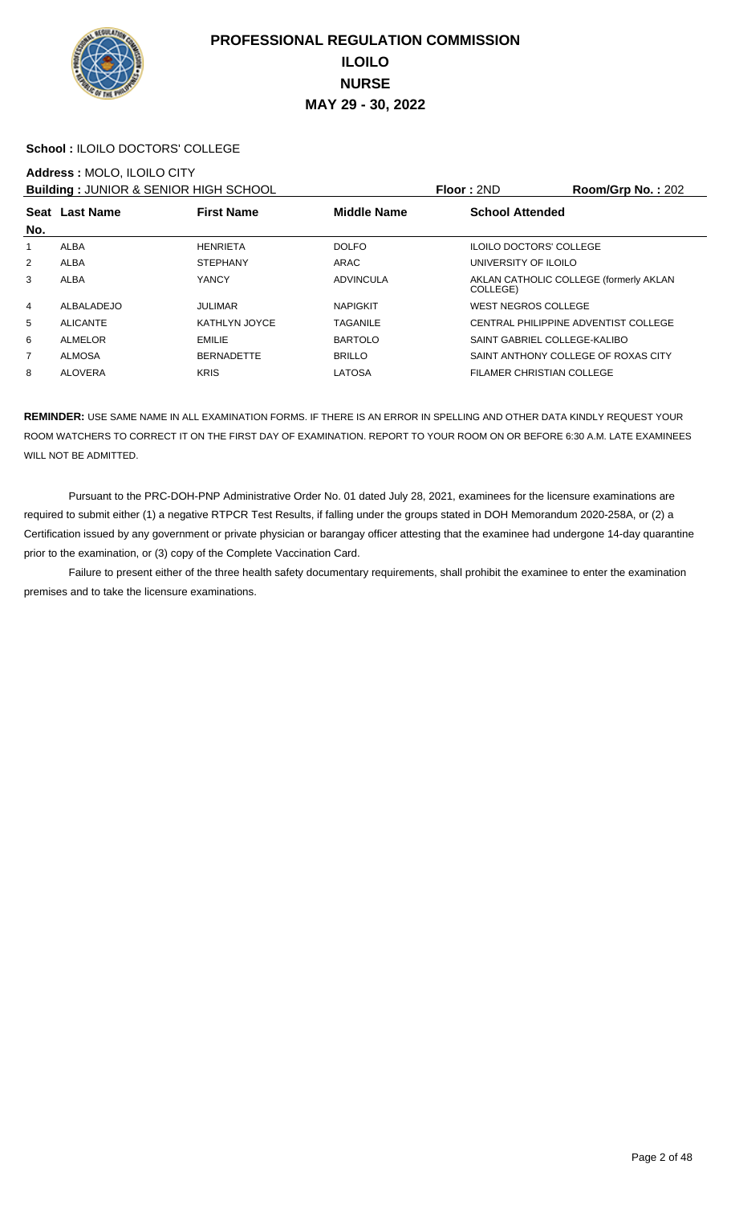# PROFESSIONAL REGULATION COMMISSION
## ILOILO
## NURSE
## MAY 29 - 30, 2022

**School :** ILOILO DOCTORS' COLLEGE

**Address :** MOLO, ILOILO CITY

**Building :** JUNIOR & SENIOR HIGH SCHOOL **Floor :** 2ND **Room/Grp No. :** 202

| Seat No. | Last Name | First Name | Middle Name | School Attended |
|---|---|---|---|---|
| 1 | ALBA | HENRIETA | DOLFO | ILOILO DOCTORS' COLLEGE |
| 2 | ALBA | STEPHANY | ARAC | UNIVERSITY OF ILOILO |
| 3 | ALBA | YANCY | ADVINCULA | AKLAN CATHOLIC COLLEGE (formerly AKLAN COLLEGE) |
| 4 | ALBALADEJO | JULIMAR | NAPIGKIT | WEST NEGROS COLLEGE |
| 5 | ALICANTE | KATHLYN JOYCE | TAGANILE | CENTRAL PHILIPPINE ADVENTIST COLLEGE |
| 6 | ALMELOR | EMILIE | BARTOLO | SAINT GABRIEL COLLEGE-KALIBO |
| 7 | ALMOSA | BERNADETTE | BRILLO | SAINT ANTHONY COLLEGE OF ROXAS CITY |
| 8 | ALOVERA | KRIS | LATOSA | FILAMER CHRISTIAN COLLEGE |

**REMINDER:** USE SAME NAME IN ALL EXAMINATION FORMS. IF THERE IS AN ERROR IN SPELLING AND OTHER DATA KINDLY REQUEST YOUR ROOM WATCHERS TO CORRECT IT ON THE FIRST DAY OF EXAMINATION. REPORT TO YOUR ROOM ON OR BEFORE 6:30 A.M. LATE EXAMINEES WILL NOT BE ADMITTED.

Pursuant to the PRC-DOH-PNP Administrative Order No. 01 dated July 28, 2021, examinees for the licensure examinations are required to submit either (1) a negative RTPCR Test Results, if falling under the groups stated in DOH Memorandum 2020-258A, or (2) a Certification issued by any government or private physician or barangay officer attesting that the examinee had undergone 14-day quarantine prior to the examination, or (3) copy of the Complete Vaccination Card.

Failure to present either of the three health safety documentary requirements, shall prohibit the examinee to enter the examination premises and to take the licensure examinations.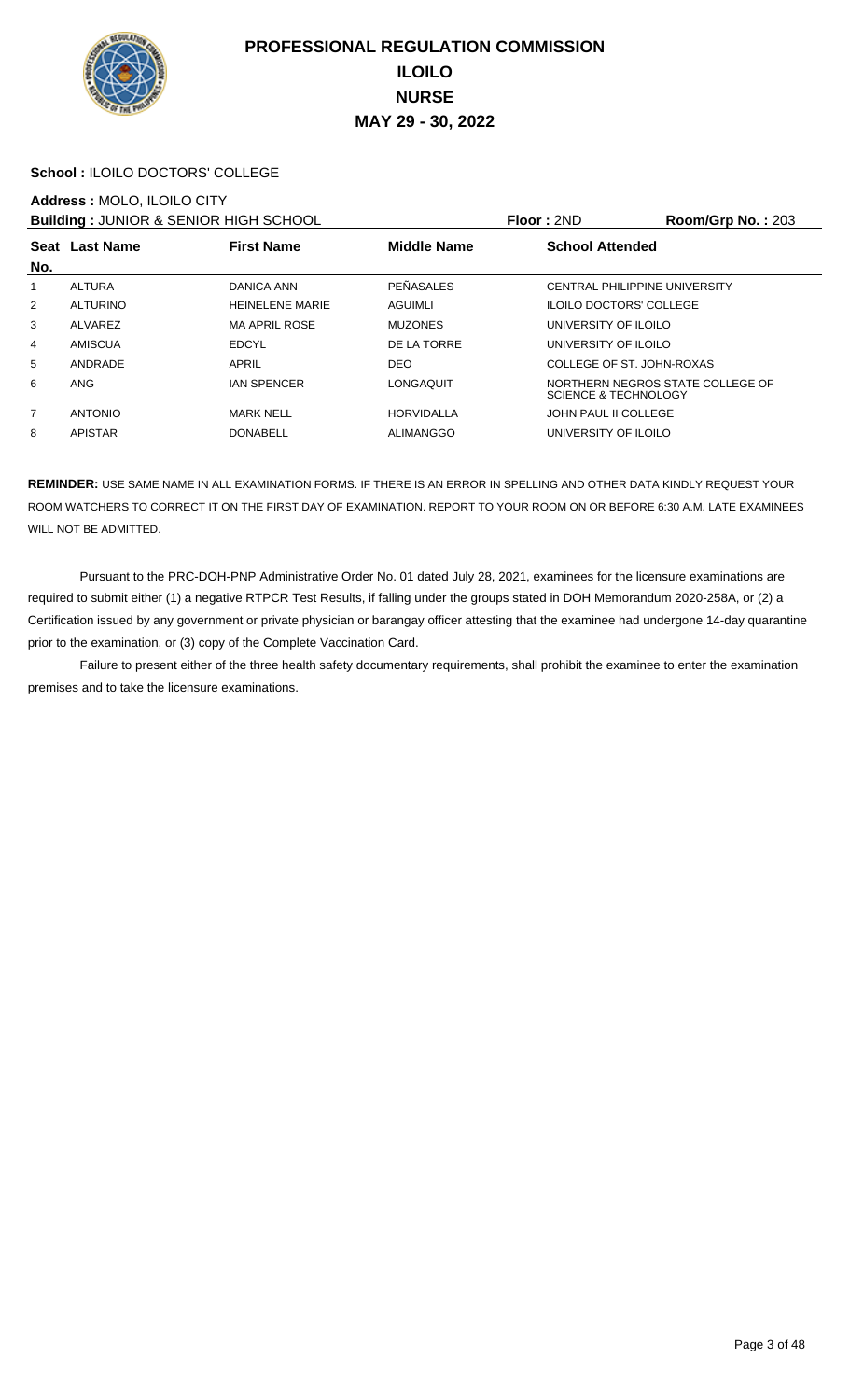# PROFESSIONAL REGULATION COMMISSION
## ILOILO
## NURSE
## MAY 29 - 30, 2022

**School :** ILOILO DOCTORS' COLLEGE

**Address :** MOLO, ILOILO CITY

**Building :** JUNIOR & SENIOR HIGH SCHOOL **Floor :** 2ND **Room/Grp No. :** 203

| Seat No. | Last Name | First Name | Middle Name | School Attended |
|---|---|---|---|---|
| 1 | ALTURA | DANICA ANN | PEÑASALES | CENTRAL PHILIPPINE UNIVERSITY |
| 2 | ALTURINO | HEINELENE MARIE | AGUIMLI | ILOILO DOCTORS' COLLEGE |
| 3 | ALVAREZ | MA APRIL ROSE | MUZONES | UNIVERSITY OF ILOILO |
| 4 | AMISCUA | EDCYL | DE LA TORRE | UNIVERSITY OF ILOILO |
| 5 | ANDRADE | APRIL | DEO | COLLEGE OF ST. JOHN-ROXAS |
| 6 | ANG | IAN SPENCER | LONGAQUIT | NORTHERN NEGROS STATE COLLEGE OF SCIENCE & TECHNOLOGY |
| 7 | ANTONIO | MARK NELL | HORVIDALLA | JOHN PAUL II COLLEGE |
| 8 | APISTAR | DONABELL | ALIMANGGO | UNIVERSITY OF ILOILO |

**REMINDER:** USE SAME NAME IN ALL EXAMINATION FORMS. IF THERE IS AN ERROR IN SPELLING AND OTHER DATA KINDLY REQUEST YOUR ROOM WATCHERS TO CORRECT IT ON THE FIRST DAY OF EXAMINATION. REPORT TO YOUR ROOM ON OR BEFORE 6:30 A.M. LATE EXAMINEES WILL NOT BE ADMITTED.

Pursuant to the PRC-DOH-PNP Administrative Order No. 01 dated July 28, 2021, examinees for the licensure examinations are required to submit either (1) a negative RTPCR Test Results, if falling under the groups stated in DOH Memorandum 2020-258A, or (2) a Certification issued by any government or private physician or barangay officer attesting that the examinee had undergone 14-day quarantine prior to the examination, or (3) copy of the Complete Vaccination Card.

Failure to present either of the three health safety documentary requirements, shall prohibit the examinee to enter the examination premises and to take the licensure examinations.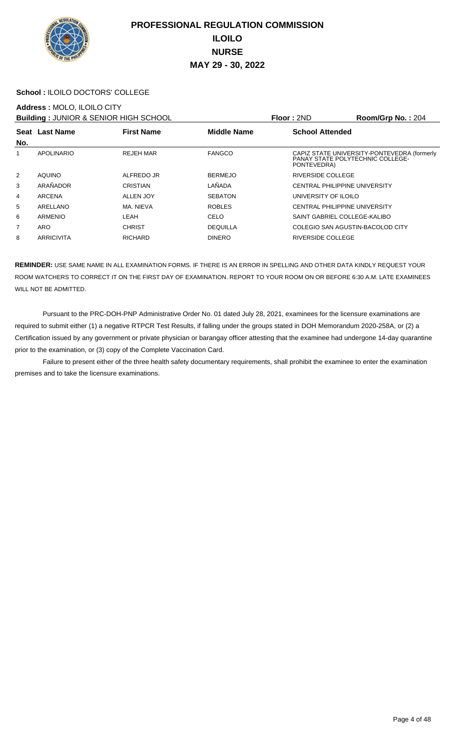# PROFESSIONAL REGULATION COMMISSION
## ILOILO
## NURSE
## MAY 29 - 30, 2022

**School :** ILOILO DOCTORS' COLLEGE

**Address :** MOLO, ILOILO CITY

**Building :** JUNIOR & SENIOR HIGH SCHOOL | **Floor :** 2ND | **Room/Grp No. :** 204

| Seat No. | Last Name | First Name | Middle Name | School Attended |
|---|---|---|---|---|
| 1 | APOLINARIO | REJEH MAR | FANGCO | CAPIZ STATE UNIVERSITY-PONTEVEDRA (formerly PANAY STATE POLYTECHNIC COLLEGE-PONTEVEDRA) |
| 2 | AQUINO | ALFREDO JR | BERMEJO | RIVERSIDE COLLEGE |
| 3 | ARAÑADOR | CRISTIAN | LAÑADA | CENTRAL PHILIPPINE UNIVERSITY |
| 4 | ARCENA | ALLEN JOY | SEBATON | UNIVERSITY OF ILOILO |
| 5 | ARELLANO | MA. NIEVA | ROBLES | CENTRAL PHILIPPINE UNIVERSITY |
| 6 | ARMENIO | LEAH | CELO | SAINT GABRIEL COLLEGE-KALIBO |
| 7 | ARO | CHRIST | DEQUILLA | COLEGIO SAN AGUSTIN-BACOLOD CITY |
| 8 | ARRICIVITA | RICHARD | DINERO | RIVERSIDE COLLEGE |

**REMINDER:** USE SAME NAME IN ALL EXAMINATION FORMS. IF THERE IS AN ERROR IN SPELLING AND OTHER DATA KINDLY REQUEST YOUR ROOM WATCHERS TO CORRECT IT ON THE FIRST DAY OF EXAMINATION. REPORT TO YOUR ROOM ON OR BEFORE 6:30 A.M. LATE EXAMINEES WILL NOT BE ADMITTED.

Pursuant to the PRC-DOH-PNP Administrative Order No. 01 dated July 28, 2021, examinees for the licensure examinations are required to submit either (1) a negative RTPCR Test Results, if falling under the groups stated in DOH Memorandum 2020-258A, or (2) a Certification issued by any government or private physician or barangay officer attesting that the examinee had undergone 14-day quarantine prior to the examination, or (3) copy of the Complete Vaccination Card.

Failure to present either of the three health safety documentary requirements, shall prohibit the examinee to enter the examination premises and to take the licensure examinations.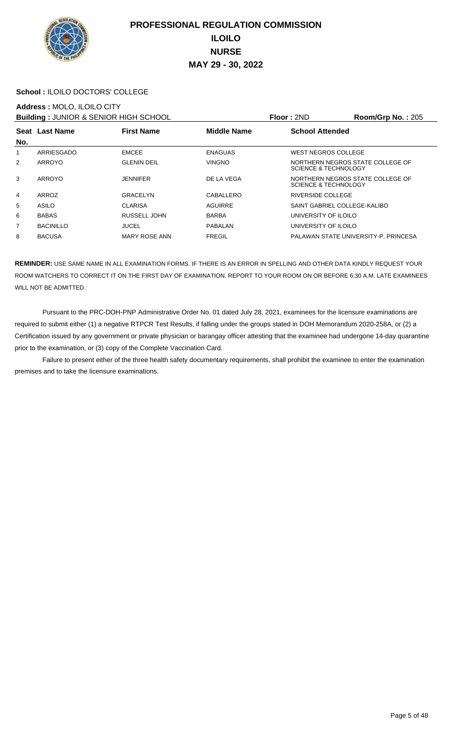# PROFESSIONAL REGULATION COMMISSION
# ILOILO
# NURSE
# MAY 29 - 30, 2022

**School :** ILOILO DOCTORS' COLLEGE

**Address :** MOLO, ILOILO CITY

**Building :** JUNIOR & SENIOR HIGH SCHOOL **Floor :** 2ND **Room/Grp No. :** 205

| Seat No. | Last Name | First Name | Middle Name | School Attended |
|---|---|---|---|---|
| 1 | ARRIESGADO | EMCEE | ENAGUAS | WEST NEGROS COLLEGE |
| 2 | ARROYO | GLENIN DEIL | VINGNO | NORTHERN NEGROS STATE COLLEGE OF SCIENCE & TECHNOLOGY |
| 3 | ARROYO | JENNIFER | DE LA VEGA | NORTHERN NEGROS STATE COLLEGE OF SCIENCE & TECHNOLOGY |
| 4 | ARROZ | GRACELYN | CABALLERO | RIVERSIDE COLLEGE |
| 5 | ASILO | CLARISA | AGUIRRE | SAINT GABRIEL COLLEGE-KALIBO |
| 6 | BABAS | RUSSELL JOHN | BARBA | UNIVERSITY OF ILOILO |
| 7 | BACINILLO | JUCEL | PABALAN | UNIVERSITY OF ILOILO |
| 8 | BACUSA | MARY ROSE ANN | FREGIL | PALAWAN STATE UNIVERSITY-P. PRINCESA |

**REMINDER:** USE SAME NAME IN ALL EXAMINATION FORMS. IF THERE IS AN ERROR IN SPELLING AND OTHER DATA KINDLY REQUEST YOUR ROOM WATCHERS TO CORRECT IT ON THE FIRST DAY OF EXAMINATION. REPORT TO YOUR ROOM ON OR BEFORE 6:30 A.M. LATE EXAMINEES WILL NOT BE ADMITTED.

Pursuant to the PRC-DOH-PNP Administrative Order No. 01 dated July 28, 2021, examinees for the licensure examinations are required to submit either (1) a negative RTPCR Test Results, if falling under the groups stated in DOH Memorandum 2020-258A, or (2) a Certification issued by any government or private physician or barangay officer attesting that the examinee had undergone 14-day quarantine prior to the examination, or (3) copy of the Complete Vaccination Card.

Failure to present either of the three health safety documentary requirements, shall prohibit the examinee to enter the examination premises and to take the licensure examinations.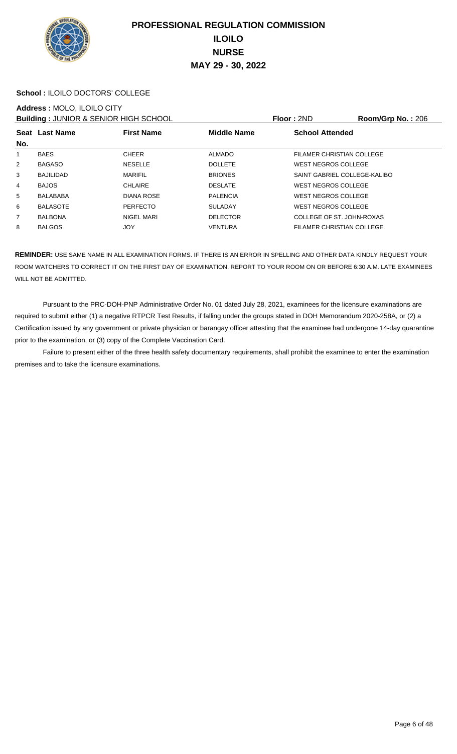# PROFESSIONAL REGULATION COMMISSION
# ILOILO
# NURSE
# MAY 29 - 30, 2022

**School :** ILOILO DOCTORS' COLLEGE

**Address :** MOLO, ILOILO CITY

**Building :** JUNIOR & SENIOR HIGH SCHOOL **Floor :** 2ND **Room/Grp No. :** 206

| Seat No. | Last Name | First Name | Middle Name | School Attended |
|---|---|---|---|---|
| 1 | BAES | CHEER | ALMADO | FILAMER CHRISTIAN COLLEGE |
| 2 | BAGASO | NESELLE | DOLLETE | WEST NEGROS COLLEGE |
| 3 | BAJILIDAD | MARIFIL | BRIONES | SAINT GABRIEL COLLEGE-KALIBO |
| 4 | BAJOS | CHLAIRE | DESLATE | WEST NEGROS COLLEGE |
| 5 | BALABABA | DIANA ROSE | PALENCIA | WEST NEGROS COLLEGE |
| 6 | BALASOTE | PERFECTO | SULADAY | WEST NEGROS COLLEGE |
| 7 | BALBONA | NIGEL MARI | DELECTOR | COLLEGE OF ST. JOHN-ROXAS |
| 8 | BALGOS | JOY | VENTURA | FILAMER CHRISTIAN COLLEGE |

**REMINDER:** USE SAME NAME IN ALL EXAMINATION FORMS. IF THERE IS AN ERROR IN SPELLING AND OTHER DATA KINDLY REQUEST YOUR ROOM WATCHERS TO CORRECT IT ON THE FIRST DAY OF EXAMINATION. REPORT TO YOUR ROOM ON OR BEFORE 6:30 A.M. LATE EXAMINEES WILL NOT BE ADMITTED.

Pursuant to the PRC-DOH-PNP Administrative Order No. 01 dated July 28, 2021, examinees for the licensure examinations are required to submit either (1) a negative RTPCR Test Results, if falling under the groups stated in DOH Memorandum 2020-258A, or (2) a Certification issued by any government or private physician or barangay officer attesting that the examinee had undergone 14-day quarantine prior to the examination, or (3) copy of the Complete Vaccination Card.

Failure to present either of the three health safety documentary requirements, shall prohibit the examinee to enter the examination premises and to take the licensure examinations.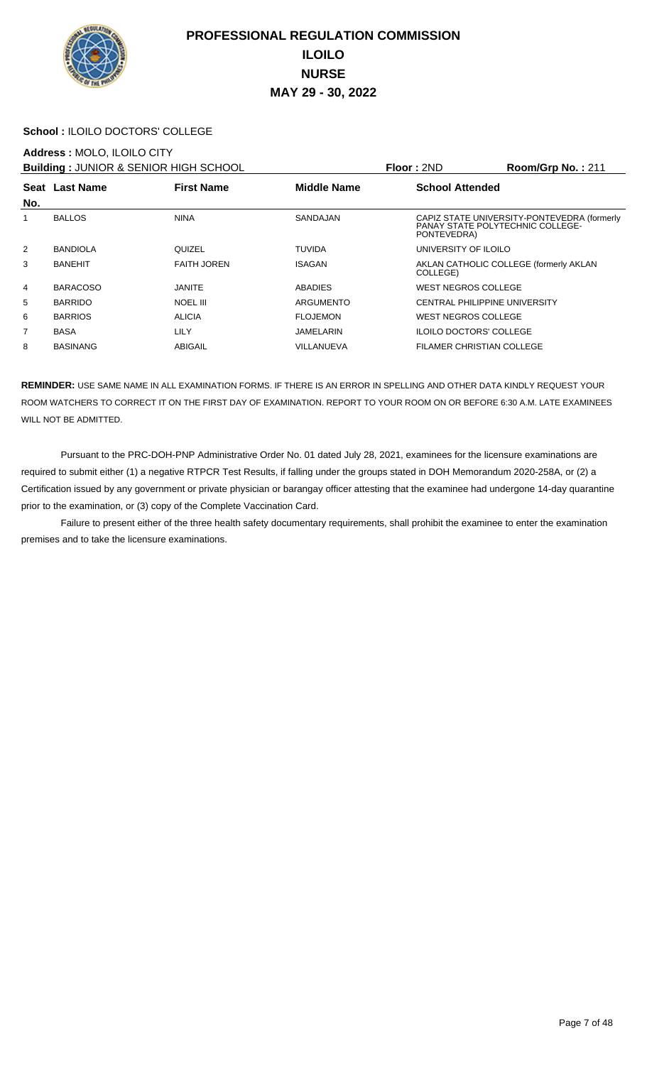# PROFESSIONAL REGULATION COMMISSION
## ILOILO
## NURSE
## MAY 29 - 30, 2022

**School :** ILOILO DOCTORS' COLLEGE

**Address :** MOLO, ILOILO CITY

**Building :** JUNIOR & SENIOR HIGH SCHOOL **Floor :** 2ND **Room/Grp No. :** 211

| Seat No. | Last Name | First Name | Middle Name | School Attended |
|---|---|---|---|---|
| 1 | BALLOS | NINA | SANDAJAN | CAPIZ STATE UNIVERSITY-PONTEVEDRA (formerly PANAY STATE POLYTECHNIC COLLEGE-PONTEVEDRA) |
| 2 | BANDIOLA | QUIZEL | TUVIDA | UNIVERSITY OF ILOILO |
| 3 | BANEHIT | FAITH JOREN | ISAGAN | AKLAN CATHOLIC COLLEGE (formerly AKLAN COLLEGE) |
| 4 | BARACOSO | JANITE | ABADIES | WEST NEGROS COLLEGE |
| 5 | BARRIDO | NOEL III | ARGUMENTO | CENTRAL PHILIPPINE UNIVERSITY |
| 6 | BARRIOS | ALICIA | FLOJEMON | WEST NEGROS COLLEGE |
| 7 | BASA | LILY | JAMELARIN | ILOILO DOCTORS' COLLEGE |
| 8 | BASINANG | ABIGAIL | VILLANUEVA | FILAMER CHRISTIAN COLLEGE |

**REMINDER:** USE SAME NAME IN ALL EXAMINATION FORMS. IF THERE IS AN ERROR IN SPELLING AND OTHER DATA KINDLY REQUEST YOUR ROOM WATCHERS TO CORRECT IT ON THE FIRST DAY OF EXAMINATION. REPORT TO YOUR ROOM ON OR BEFORE 6:30 A.M. LATE EXAMINEES WILL NOT BE ADMITTED.

Pursuant to the PRC-DOH-PNP Administrative Order No. 01 dated July 28, 2021, examinees for the licensure examinations are required to submit either (1) a negative RTPCR Test Results, if falling under the groups stated in DOH Memorandum 2020-258A, or (2) a Certification issued by any government or private physician or barangay officer attesting that the examinee had undergone 14-day quarantine prior to the examination, or (3) copy of the Complete Vaccination Card.

Failure to present either of the three health safety documentary requirements, shall prohibit the examinee to enter the examination premises and to take the licensure examinations.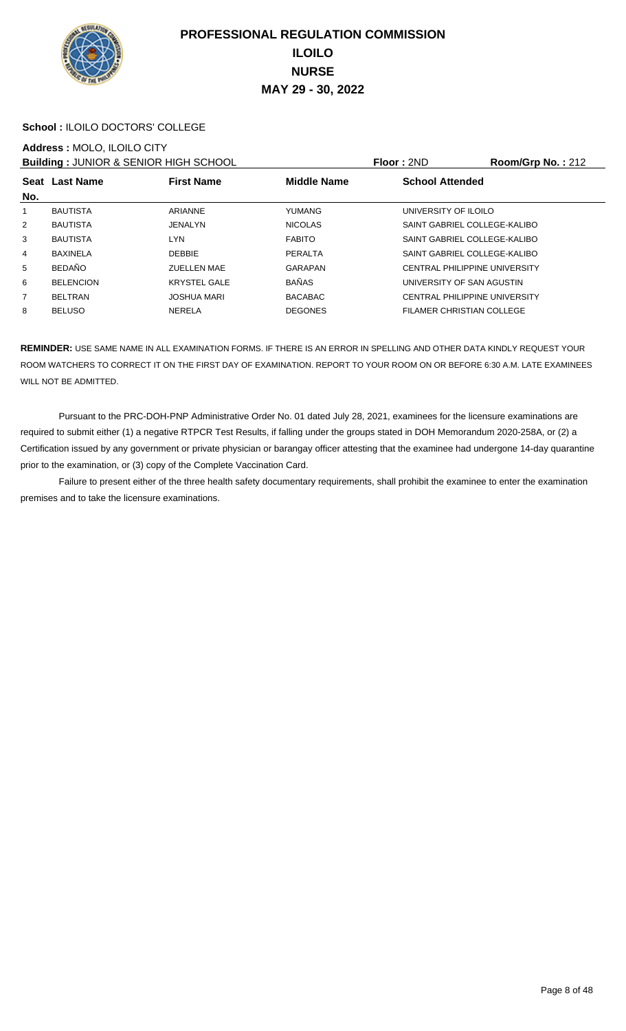# PROFESSIONAL REGULATION COMMISSION
## ILOILO
## NURSE
## MAY 29 - 30, 2022

**School :** ILOILO DOCTORS' COLLEGE

**Address :** MOLO, ILOILO CITY

**Building :** JUNIOR & SENIOR HIGH SCHOOL | **Floor :** 2ND | **Room/Grp No. :** 212

| Seat No. | Last Name | First Name | Middle Name | School Attended |
|---|---|---|---|---|
| 1 | BAUTISTA | ARIANNE | YUMANG | UNIVERSITY OF ILOILO |
| 2 | BAUTISTA | JENALYN | NICOLAS | SAINT GABRIEL COLLEGE-KALIBO |
| 3 | BAUTISTA | LYN | FABITO | SAINT GABRIEL COLLEGE-KALIBO |
| 4 | BAXINELA | DEBBIE | PERALTA | SAINT GABRIEL COLLEGE-KALIBO |
| 5 | BEDAÑO | ZUELLEN MAE | GARAPAN | CENTRAL PHILIPPINE UNIVERSITY |
| 6 | BELENCION | KRYSTEL GALE | BAÑAS | UNIVERSITY OF SAN AGUSTIN |
| 7 | BELTRAN | JOSHUA MARI | BACABAC | CENTRAL PHILIPPINE UNIVERSITY |
| 8 | BELUSO | NERELA | DEGONES | FILAMER CHRISTIAN COLLEGE |

**REMINDER:** USE SAME NAME IN ALL EXAMINATION FORMS. IF THERE IS AN ERROR IN SPELLING AND OTHER DATA KINDLY REQUEST YOUR ROOM WATCHERS TO CORRECT IT ON THE FIRST DAY OF EXAMINATION. REPORT TO YOUR ROOM ON OR BEFORE 6:30 A.M. LATE EXAMINEES WILL NOT BE ADMITTED.

Pursuant to the PRC-DOH-PNP Administrative Order No. 01 dated July 28, 2021, examinees for the licensure examinations are required to submit either (1) a negative RTPCR Test Results, if falling under the groups stated in DOH Memorandum 2020-258A, or (2) a Certification issued by any government or private physician or barangay officer attesting that the examinee had undergone 14-day quarantine prior to the examination, or (3) copy of the Complete Vaccination Card.

Failure to present either of the three health safety documentary requirements, shall prohibit the examinee to enter the examination premises and to take the licensure examinations.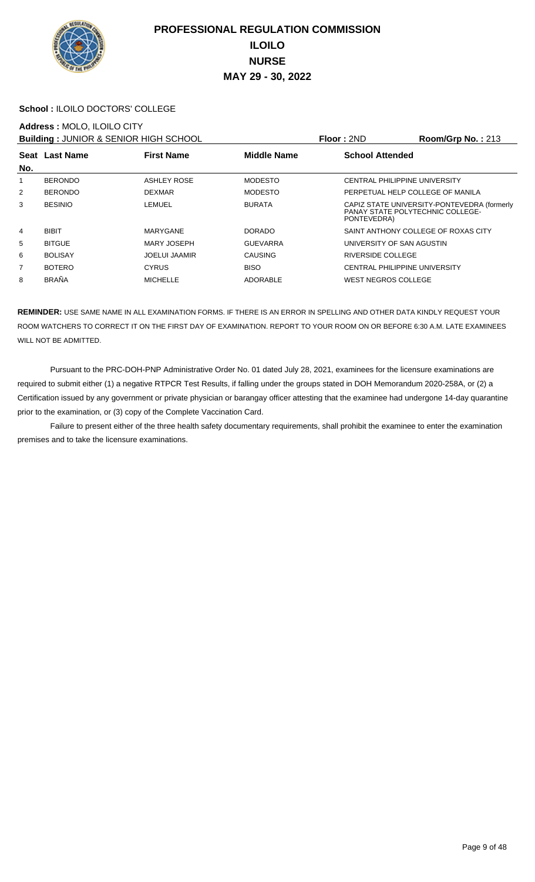# PROFESSIONAL REGULATION COMMISSION
## ILOILO
## NURSE
## MAY 29 - 30, 2022

**School :** ILOILO DOCTORS' COLLEGE

**Address :** MOLO, ILOILO CITY

**Building :** JUNIOR & SENIOR HIGH SCHOOL **Floor :** 2ND **Room/Grp No. :** 213

| Seat No. | Last Name | First Name | Middle Name | School Attended |
|---|---|---|---|---|
| 1 | BERONDO | ASHLEY ROSE | MODESTO | CENTRAL PHILIPPINE UNIVERSITY |
| 2 | BERONDO | DEXMAR | MODESTO | PERPETUAL HELP COLLEGE OF MANILA |
| 3 | BESINIO | LEMUEL | BURATA | CAPIZ STATE UNIVERSITY-PONTEVEDRA (formerly PANAY STATE POLYTECHNIC COLLEGE-PONTEVEDRA) |
| 4 | BIBIT | MARYGANE | DORADO | SAINT ANTHONY COLLEGE OF ROXAS CITY |
| 5 | BITGUE | MARY JOSEPH | GUEVARRA | UNIVERSITY OF SAN AGUSTIN |
| 6 | BOLISAY | JOELUI JAAMIR | CAUSING | RIVERSIDE COLLEGE |
| 7 | BOTERO | CYRUS | BISO | CENTRAL PHILIPPINE UNIVERSITY |
| 8 | BRAÑA | MICHELLE | ADORABLE | WEST NEGROS COLLEGE |

**REMINDER:** USE SAME NAME IN ALL EXAMINATION FORMS. IF THERE IS AN ERROR IN SPELLING AND OTHER DATA KINDLY REQUEST YOUR ROOM WATCHERS TO CORRECT IT ON THE FIRST DAY OF EXAMINATION. REPORT TO YOUR ROOM ON OR BEFORE 6:30 A.M. LATE EXAMINEES WILL NOT BE ADMITTED.

Pursuant to the PRC-DOH-PNP Administrative Order No. 01 dated July 28, 2021, examinees for the licensure examinations are required to submit either (1) a negative RTPCR Test Results, if falling under the groups stated in DOH Memorandum 2020-258A, or (2) a Certification issued by any government or private physician or barangay officer attesting that the examinee had undergone 14-day quarantine prior to the examination, or (3) copy of the Complete Vaccination Card.

Failure to present either of the three health safety documentary requirements, shall prohibit the examinee to enter the examination premises and to take the licensure examinations.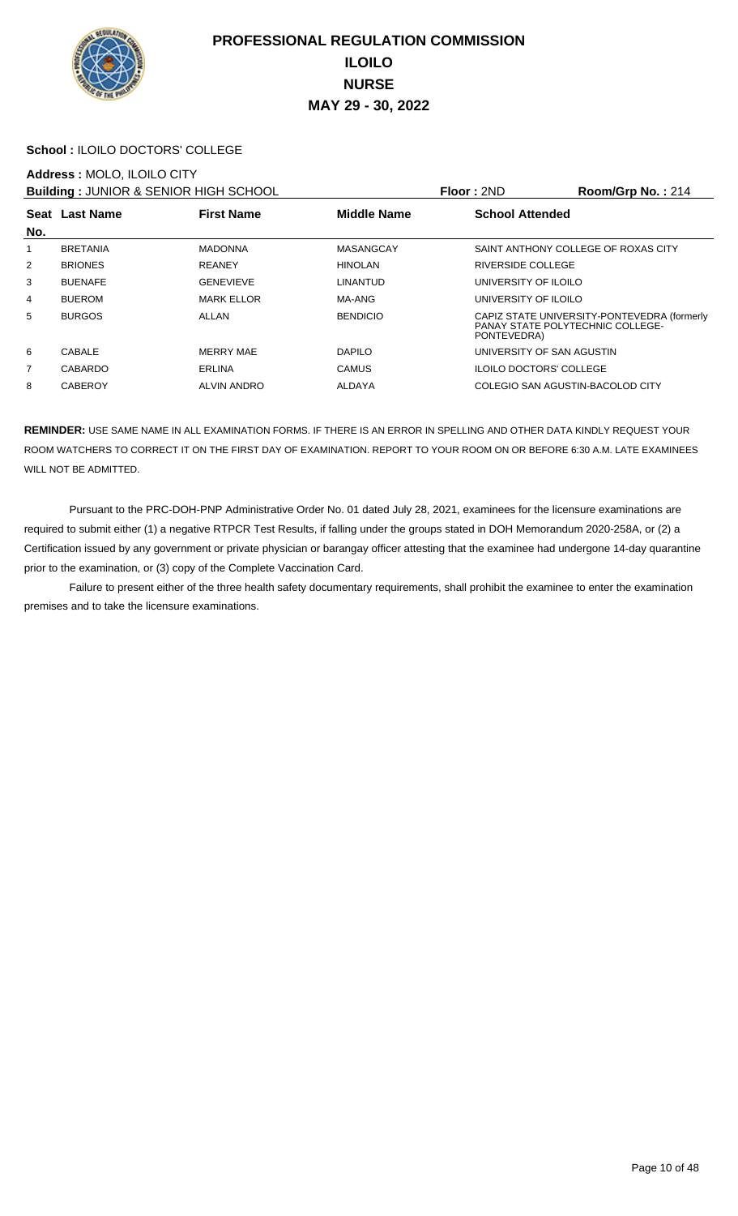# PROFESSIONAL REGULATION COMMISSION
## ILOILO
## NURSE
## MAY 29 - 30, 2022

**School :** ILOILO DOCTORS' COLLEGE

**Address :** MOLO, ILOILO CITY

**Building :** JUNIOR & SENIOR HIGH SCHOOL **Floor :** 2ND **Room/Grp No. :** 214

| Seat No. | Last Name | First Name | Middle Name | School Attended |
|---|---|---|---|---|
| 1 | BRETANIA | MADONNA | MASANGCAY | SAINT ANTHONY COLLEGE OF ROXAS CITY |
| 2 | BRIONES | REANEY | HINOLAN | RIVERSIDE COLLEGE |
| 3 | BUENAFE | GENEVIEVE | LINANTUD | UNIVERSITY OF ILOILO |
| 4 | BUEROM | MARK ELLOR | MA-ANG | UNIVERSITY OF ILOILO |
| 5 | BURGOS | ALLAN | BENDICIO | CAPIZ STATE UNIVERSITY-PONTEVEDRA (formerly PANAY STATE POLYTECHNIC COLLEGE-PONTEVEDRA) |
| 6 | CABALE | MERRY MAE | DAPILO | UNIVERSITY OF SAN AGUSTIN |
| 7 | CABARDO | ERLINA | CAMUS | ILOILO DOCTORS' COLLEGE |
| 8 | CABEROY | ALVIN ANDRO | ALDAYA | COLEGIO SAN AGUSTIN-BACOLOD CITY |

**REMINDER:** USE SAME NAME IN ALL EXAMINATION FORMS. IF THERE IS AN ERROR IN SPELLING AND OTHER DATA KINDLY REQUEST YOUR ROOM WATCHERS TO CORRECT IT ON THE FIRST DAY OF EXAMINATION. REPORT TO YOUR ROOM ON OR BEFORE 6:30 A.M. LATE EXAMINEES WILL NOT BE ADMITTED.

Pursuant to the PRC-DOH-PNP Administrative Order No. 01 dated July 28, 2021, examinees for the licensure examinations are required to submit either (1) a negative RTPCR Test Results, if falling under the groups stated in DOH Memorandum 2020-258A, or (2) a Certification issued by any government or private physician or barangay officer attesting that the examinee had undergone 14-day quarantine prior to the examination, or (3) copy of the Complete Vaccination Card.

Failure to present either of the three health safety documentary requirements, shall prohibit the examinee to enter the examination premises and to take the licensure examinations.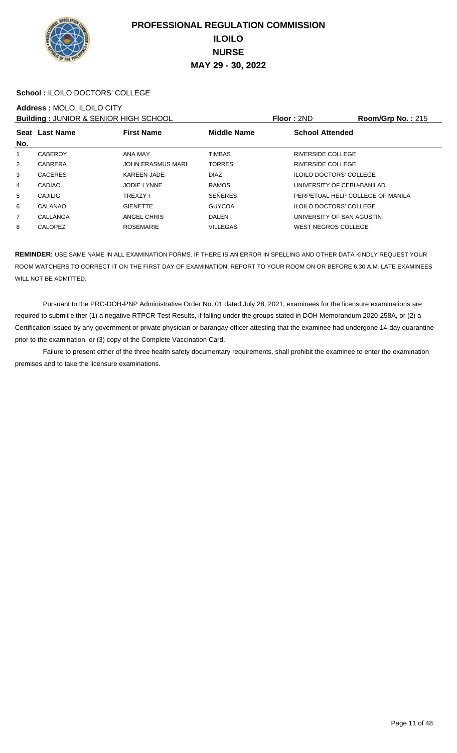# PROFESSIONAL REGULATION COMMISSION
## ILOILO
## NURSE
## MAY 29 - 30, 2022

**School :** ILOILO DOCTORS' COLLEGE

**Address :** MOLO, ILOILO CITY

**Building :** JUNIOR & SENIOR HIGH SCHOOL **Floor :** 2ND **Room/Grp No. :** 215

| Seat No. | Last Name | First Name | Middle Name | School Attended |
|---|---|---|---|---|
| 1 | CABEROY | ANA MAY | TIMBAS | RIVERSIDE COLLEGE |
| 2 | CABRERA | JOHN ERASMUS MARI | TORRES | RIVERSIDE COLLEGE |
| 3 | CACERES | KAREEN JADE | DIAZ | ILOILO DOCTORS' COLLEGE |
| 4 | CADIAO | JODIE LYNNE | RAMOS | UNIVERSITY OF CEBU-BANILAD |
| 5 | CAJILIG | TREXZY I | SEÑERES | PERPETUAL HELP COLLEGE OF MANILA |
| 6 | CALANAO | GIENETTE | GUYCOA | ILOILO DOCTORS' COLLEGE |
| 7 | CALLANGA | ANGEL CHRIS | DALEN | UNIVERSITY OF SAN AGUSTIN |
| 8 | CALOPEZ | ROSEMARIE | VILLEGAS | WEST NEGROS COLLEGE |

**REMINDER:** USE SAME NAME IN ALL EXAMINATION FORMS. IF THERE IS AN ERROR IN SPELLING AND OTHER DATA KINDLY REQUEST YOUR ROOM WATCHERS TO CORRECT IT ON THE FIRST DAY OF EXAMINATION. REPORT TO YOUR ROOM ON OR BEFORE 6:30 A.M. LATE EXAMINEES WILL NOT BE ADMITTED.

Pursuant to the PRC-DOH-PNP Administrative Order No. 01 dated July 28, 2021, examinees for the licensure examinations are required to submit either (1) a negative RTPCR Test Results, if falling under the groups stated in DOH Memorandum 2020-258A, or (2) a Certification issued by any government or private physician or barangay officer attesting that the examinee had undergone 14-day quarantine prior to the examination, or (3) copy of the Complete Vaccination Card.

Failure to present either of the three health safety documentary requirements, shall prohibit the examinee to enter the examination premises and to take the licensure examinations.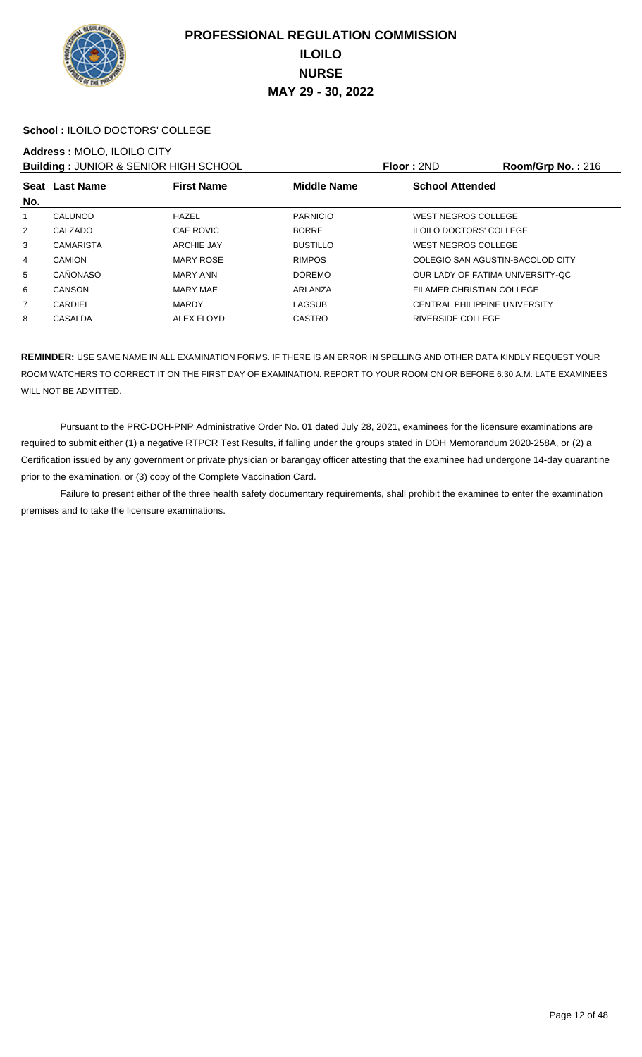# PROFESSIONAL REGULATION COMMISSION
## ILOILO
## NURSE
## MAY 29 - 30, 2022

**School :** ILOILO DOCTORS' COLLEGE

**Address :** MOLO, ILOILO CITY

**Building :** JUNIOR & SENIOR HIGH SCHOOL **Floor :** 2ND **Room/Grp No. :** 216

| Seat No. | Last Name | First Name | Middle Name | School Attended |
|---|---|---|---|---|
| 1 | CALUNOD | HAZEL | PARNICIO | WEST NEGROS COLLEGE |
| 2 | CALZADO | CAE ROVIC | BORRE | ILOILO DOCTORS' COLLEGE |
| 3 | CAMARISTA | ARCHIE JAY | BUSTILLO | WEST NEGROS COLLEGE |
| 4 | CAMION | MARY ROSE | RIMPOS | COLEGIO SAN AGUSTIN-BACOLOD CITY |
| 5 | CAÑONASO | MARY ANN | DOREMO | OUR LADY OF FATIMA UNIVERSITY-QC |
| 6 | CANSON | MARY MAE | ARLANZA | FILAMER CHRISTIAN COLLEGE |
| 7 | CARDIEL | MARDY | LAGSUB | CENTRAL PHILIPPINE UNIVERSITY |
| 8 | CASALDA | ALEX FLOYD | CASTRO | RIVERSIDE COLLEGE |

**REMINDER:** USE SAME NAME IN ALL EXAMINATION FORMS. IF THERE IS AN ERROR IN SPELLING AND OTHER DATA KINDLY REQUEST YOUR ROOM WATCHERS TO CORRECT IT ON THE FIRST DAY OF EXAMINATION. REPORT TO YOUR ROOM ON OR BEFORE 6:30 A.M. LATE EXAMINEES WILL NOT BE ADMITTED.

Pursuant to the PRC-DOH-PNP Administrative Order No. 01 dated July 28, 2021, examinees for the licensure examinations are required to submit either (1) a negative RTPCR Test Results, if falling under the groups stated in DOH Memorandum 2020-258A, or (2) a Certification issued by any government or private physician or barangay officer attesting that the examinee had undergone 14-day quarantine prior to the examination, or (3) copy of the Complete Vaccination Card.

Failure to present either of the three health safety documentary requirements, shall prohibit the examinee to enter the examination premises and to take the licensure examinations.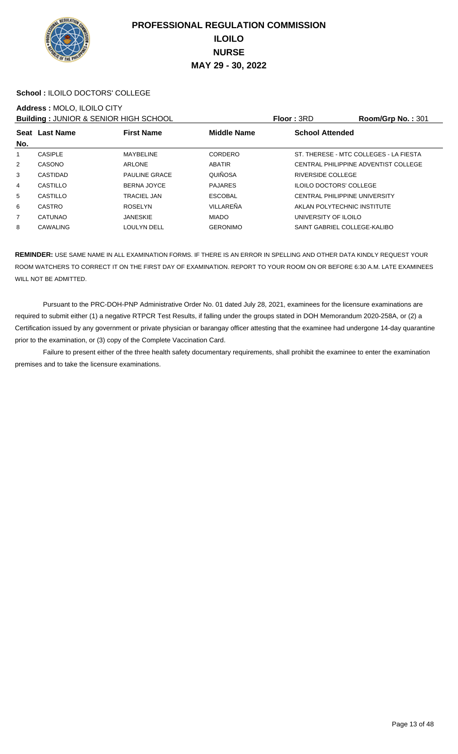# PROFESSIONAL REGULATION COMMISSION
## ILOILO
## NURSE
## MAY 29 - 30, 2022

**School :** ILOILO DOCTORS' COLLEGE

**Address :** MOLO, ILOILO CITY

**Building :** JUNIOR & SENIOR HIGH SCHOOL **Floor :** 3RD **Room/Grp No. :** 301

| Seat No. | Last Name | First Name | Middle Name | School Attended |
|---|---|---|---|---|
| 1 | CASIPLE | MAYBELINE | CORDERO | ST. THERESE - MTC COLLEGES - LA FIESTA |
| 2 | CASONO | ARLONE | ABATIR | CENTRAL PHILIPPINE ADVENTIST COLLEGE |
| 3 | CASTIDAD | PAULINE GRACE | QUIÑOSA | RIVERSIDE COLLEGE |
| 4 | CASTILLO | BERNA JOYCE | PAJARES | ILOILO DOCTORS' COLLEGE |
| 5 | CASTILLO | TRACIEL JAN | ESCOBAL | CENTRAL PHILIPPINE UNIVERSITY |
| 6 | CASTRO | ROSELYN | VILLAREÑA | AKLAN POLYTECHNIC INSTITUTE |
| 7 | CATUNAO | JANESKIE | MIADO | UNIVERSITY OF ILOILO |
| 8 | CAWALING | LOULYN DELL | GERONIMO | SAINT GABRIEL COLLEGE-KALIBO |

**REMINDER:** USE SAME NAME IN ALL EXAMINATION FORMS. IF THERE IS AN ERROR IN SPELLING AND OTHER DATA KINDLY REQUEST YOUR ROOM WATCHERS TO CORRECT IT ON THE FIRST DAY OF EXAMINATION. REPORT TO YOUR ROOM ON OR BEFORE 6:30 A.M. LATE EXAMINEES WILL NOT BE ADMITTED.

Pursuant to the PRC-DOH-PNP Administrative Order No. 01 dated July 28, 2021, examinees for the licensure examinations are required to submit either (1) a negative RTPCR Test Results, if falling under the groups stated in DOH Memorandum 2020-258A, or (2) a Certification issued by any government or private physician or barangay officer attesting that the examinee had undergone 14-day quarantine prior to the examination, or (3) copy of the Complete Vaccination Card.

Failure to present either of the three health safety documentary requirements, shall prohibit the examinee to enter the examination premises and to take the licensure examinations.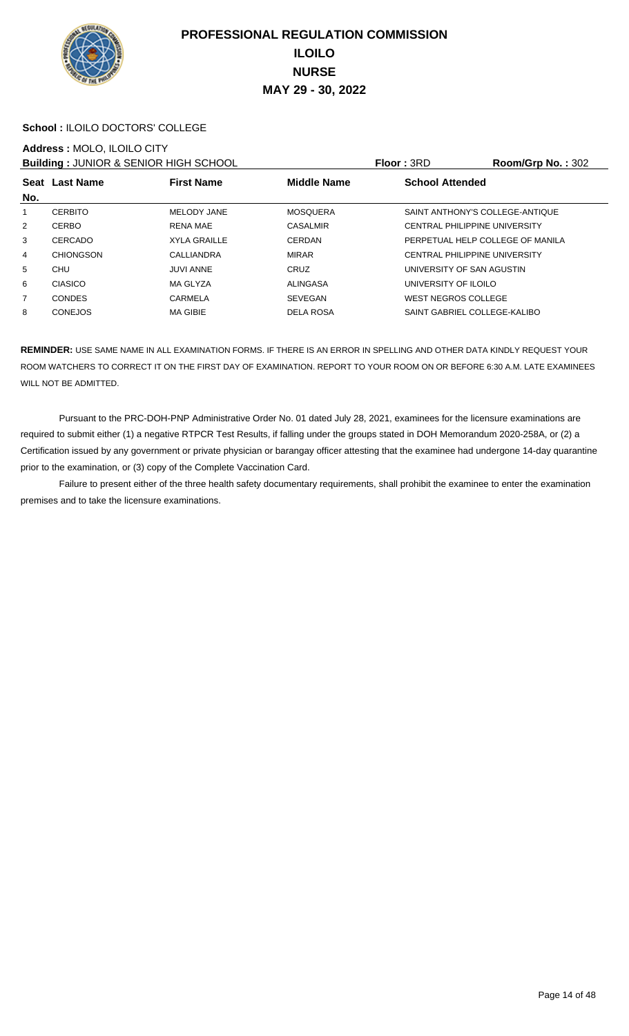# PROFESSIONAL REGULATION COMMISSION
## ILOILO
## NURSE
## MAY 29 - 30, 2022

**School :** ILOILO DOCTORS' COLLEGE

**Address :** MOLO, ILOILO CITY

**Building :** JUNIOR & SENIOR HIGH SCHOOL **Floor :** 3RD **Room/Grp No. :** 302

| Seat No. | Last Name | First Name | Middle Name | School Attended |
|---|---|---|---|---|
| 1 | CERBITO | MELODY JANE | MOSQUERA | SAINT ANTHONY'S COLLEGE-ANTIQUE |
| 2 | CERBO | RENA MAE | CASALMIR | CENTRAL PHILIPPINE UNIVERSITY |
| 3 | CERCADO | XYLA GRAILLE | CERDAN | PERPETUAL HELP COLLEGE OF MANILA |
| 4 | CHIONGSON | CALLIANDRA | MIRAR | CENTRAL PHILIPPINE UNIVERSITY |
| 5 | CHU | JUVI ANNE | CRUZ | UNIVERSITY OF SAN AGUSTIN |
| 6 | CIASICO | MA GLYZA | ALINGASA | UNIVERSITY OF ILOILO |
| 7 | CONDES | CARMELA | SEVEGAN | WEST NEGROS COLLEGE |
| 8 | CONEJOS | MA GIBIE | DELA ROSA | SAINT GABRIEL COLLEGE-KALIBO |

**REMINDER:** USE SAME NAME IN ALL EXAMINATION FORMS. IF THERE IS AN ERROR IN SPELLING AND OTHER DATA KINDLY REQUEST YOUR ROOM WATCHERS TO CORRECT IT ON THE FIRST DAY OF EXAMINATION. REPORT TO YOUR ROOM ON OR BEFORE 6:30 A.M. LATE EXAMINEES WILL NOT BE ADMITTED.

Pursuant to the PRC-DOH-PNP Administrative Order No. 01 dated July 28, 2021, examinees for the licensure examinations are required to submit either (1) a negative RTPCR Test Results, if falling under the groups stated in DOH Memorandum 2020-258A, or (2) a Certification issued by any government or private physician or barangay officer attesting that the examinee had undergone 14-day quarantine prior to the examination, or (3) copy of the Complete Vaccination Card.

Failure to present either of the three health safety documentary requirements, shall prohibit the examinee to enter the examination premises and to take the licensure examinations.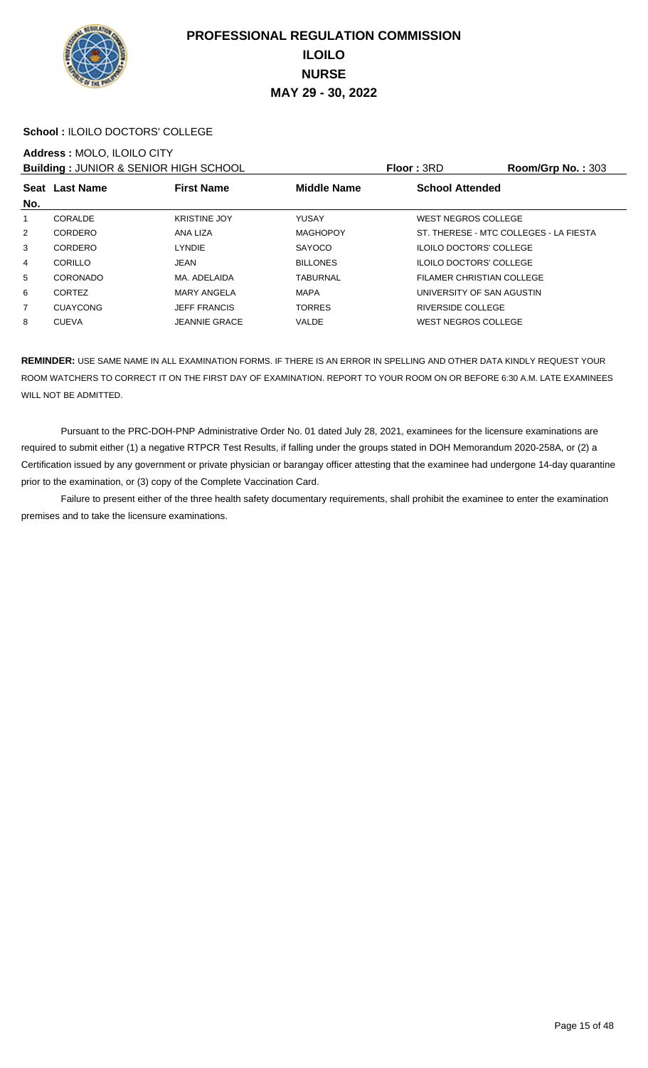# PROFESSIONAL REGULATION COMMISSION
## ILOILO
## NURSE
## MAY 29 - 30, 2022

**School :** ILOILO DOCTORS' COLLEGE

**Address :** MOLO, ILOILO CITY

**Building :** JUNIOR & SENIOR HIGH SCHOOL **Floor :** 3RD **Room/Grp No. :** 303

| Seat No. | Last Name | First Name | Middle Name | School Attended |
|---|---|---|---|---|
| 1 | CORALDE | KRISTINE JOY | YUSAY | WEST NEGROS COLLEGE |
| 2 | CORDERO | ANA LIZA | MAGHOPOY | ST. THERESE - MTC COLLEGES - LA FIESTA |
| 3 | CORDERO | LYNDIE | SAYOCO | ILOILO DOCTORS' COLLEGE |
| 4 | CORILLO | JEAN | BILLONES | ILOILO DOCTORS' COLLEGE |
| 5 | CORONADO | MA. ADELAIDA | TABURNAL | FILAMER CHRISTIAN COLLEGE |
| 6 | CORTEZ | MARY ANGELA | MAPA | UNIVERSITY OF SAN AGUSTIN |
| 7 | CUAYCONG | JEFF FRANCIS | TORRES | RIVERSIDE COLLEGE |
| 8 | CUEVA | JEANNIE GRACE | VALDE | WEST NEGROS COLLEGE |

**REMINDER:** USE SAME NAME IN ALL EXAMINATION FORMS. IF THERE IS AN ERROR IN SPELLING AND OTHER DATA KINDLY REQUEST YOUR ROOM WATCHERS TO CORRECT IT ON THE FIRST DAY OF EXAMINATION. REPORT TO YOUR ROOM ON OR BEFORE 6:30 A.M. LATE EXAMINEES WILL NOT BE ADMITTED.

Pursuant to the PRC-DOH-PNP Administrative Order No. 01 dated July 28, 2021, examinees for the licensure examinations are required to submit either (1) a negative RTPCR Test Results, if falling under the groups stated in DOH Memorandum 2020-258A, or (2) a Certification issued by any government or private physician or barangay officer attesting that the examinee had undergone 14-day quarantine prior to the examination, or (3) copy of the Complete Vaccination Card.

Failure to present either of the three health safety documentary requirements, shall prohibit the examinee to enter the examination premises and to take the licensure examinations.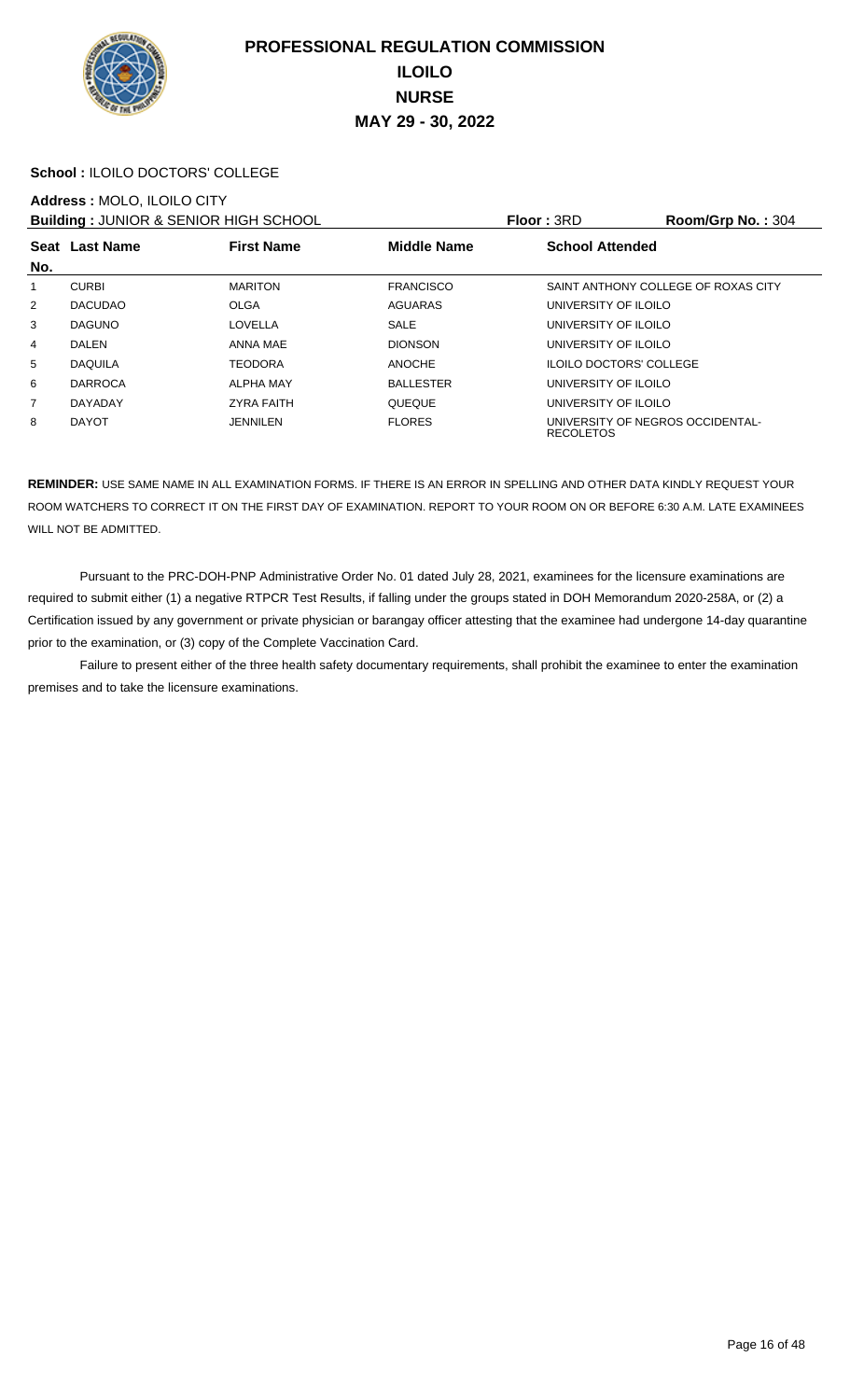# PROFESSIONAL REGULATION COMMISSION
## ILOILO
## NURSE
## MAY 29 - 30, 2022

**School :** ILOILO DOCTORS' COLLEGE

**Address :** MOLO, ILOILO CITY

**Building :** JUNIOR & SENIOR HIGH SCHOOL **Floor :** 3RD **Room/Grp No. :** 304

| Seat No. | Last Name | First Name | Middle Name | School Attended |
|---|---|---|---|---|
| 1 | CURBI | MARITON | FRANCISCO | SAINT ANTHONY COLLEGE OF ROXAS CITY |
| 2 | DACUDAO | OLGA | AGUARAS | UNIVERSITY OF ILOILO |
| 3 | DAGUNO | LOVELLA | SALE | UNIVERSITY OF ILOILO |
| 4 | DALEN | ANNA MAE | DIONSON | UNIVERSITY OF ILOILO |
| 5 | DAQUILA | TEODORA | ANOCHE | ILOILO DOCTORS' COLLEGE |
| 6 | DARROCA | ALPHA MAY | BALLESTER | UNIVERSITY OF ILOILO |
| 7 | DAYADAY | ZYRA FAITH | QUEQUE | UNIVERSITY OF ILOILO |
| 8 | DAYOT | JENNILEN | FLORES | UNIVERSITY OF NEGROS OCCIDENTAL-RECOLETOS |

**REMINDER:** USE SAME NAME IN ALL EXAMINATION FORMS. IF THERE IS AN ERROR IN SPELLING AND OTHER DATA KINDLY REQUEST YOUR ROOM WATCHERS TO CORRECT IT ON THE FIRST DAY OF EXAMINATION. REPORT TO YOUR ROOM ON OR BEFORE 6:30 A.M. LATE EXAMINEES WILL NOT BE ADMITTED.

Pursuant to the PRC-DOH-PNP Administrative Order No. 01 dated July 28, 2021, examinees for the licensure examinations are required to submit either (1) a negative RTPCR Test Results, if falling under the groups stated in DOH Memorandum 2020-258A, or (2) a Certification issued by any government or private physician or barangay officer attesting that the examinee had undergone 14-day quarantine prior to the examination, or (3) copy of the Complete Vaccination Card.

Failure to present either of the three health safety documentary requirements, shall prohibit the examinee to enter the examination premises and to take the licensure examinations.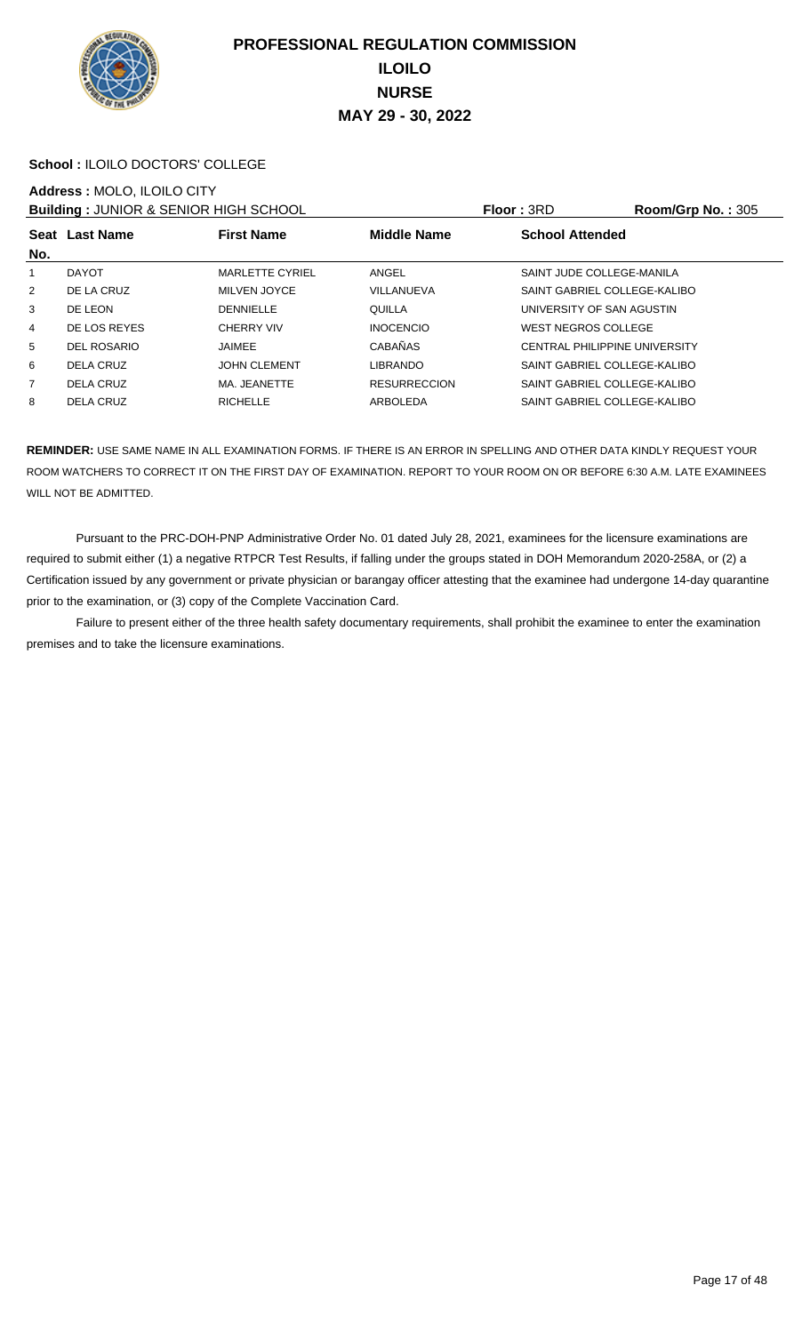# PROFESSIONAL REGULATION COMMISSION
# ILOILO
# NURSE
# MAY 29 - 30, 2022

**School :** ILOILO DOCTORS' COLLEGE

**Address :** MOLO, ILOILO CITY

**Building :** JUNIOR & SENIOR HIGH SCHOOL **Floor :** 3RD **Room/Grp No. :** 305

| Seat No. | Last Name | First Name | Middle Name | School Attended |
|---|---|---|---|---|
| 1 | DAYOT | MARLETTE CYRIEL | ANGEL | SAINT JUDE COLLEGE-MANILA |
| 2 | DE LA CRUZ | MILVEN JOYCE | VILLANUEVA | SAINT GABRIEL COLLEGE-KALIBO |
| 3 | DE LEON | DENNIELLE | QUILLA | UNIVERSITY OF SAN AGUSTIN |
| 4 | DE LOS REYES | CHERRY VIV | INOCENCIO | WEST NEGROS COLLEGE |
| 5 | DEL ROSARIO | JAIMEE | CABAÑAS | CENTRAL PHILIPPINE UNIVERSITY |
| 6 | DELA CRUZ | JOHN CLEMENT | LIBRANDO | SAINT GABRIEL COLLEGE-KALIBO |
| 7 | DELA CRUZ | MA. JEANETTE | RESURRECCION | SAINT GABRIEL COLLEGE-KALIBO |
| 8 | DELA CRUZ | RICHELLE | ARBOLEDA | SAINT GABRIEL COLLEGE-KALIBO |

**REMINDER:** USE SAME NAME IN ALL EXAMINATION FORMS. IF THERE IS AN ERROR IN SPELLING AND OTHER DATA KINDLY REQUEST YOUR ROOM WATCHERS TO CORRECT IT ON THE FIRST DAY OF EXAMINATION. REPORT TO YOUR ROOM ON OR BEFORE 6:30 A.M. LATE EXAMINEES WILL NOT BE ADMITTED.

Pursuant to the PRC-DOH-PNP Administrative Order No. 01 dated July 28, 2021, examinees for the licensure examinations are required to submit either (1) a negative RTPCR Test Results, if falling under the groups stated in DOH Memorandum 2020-258A, or (2) a Certification issued by any government or private physician or barangay officer attesting that the examinee had undergone 14-day quarantine prior to the examination, or (3) copy of the Complete Vaccination Card.

Failure to present either of the three health safety documentary requirements, shall prohibit the examinee to enter the examination premises and to take the licensure examinations.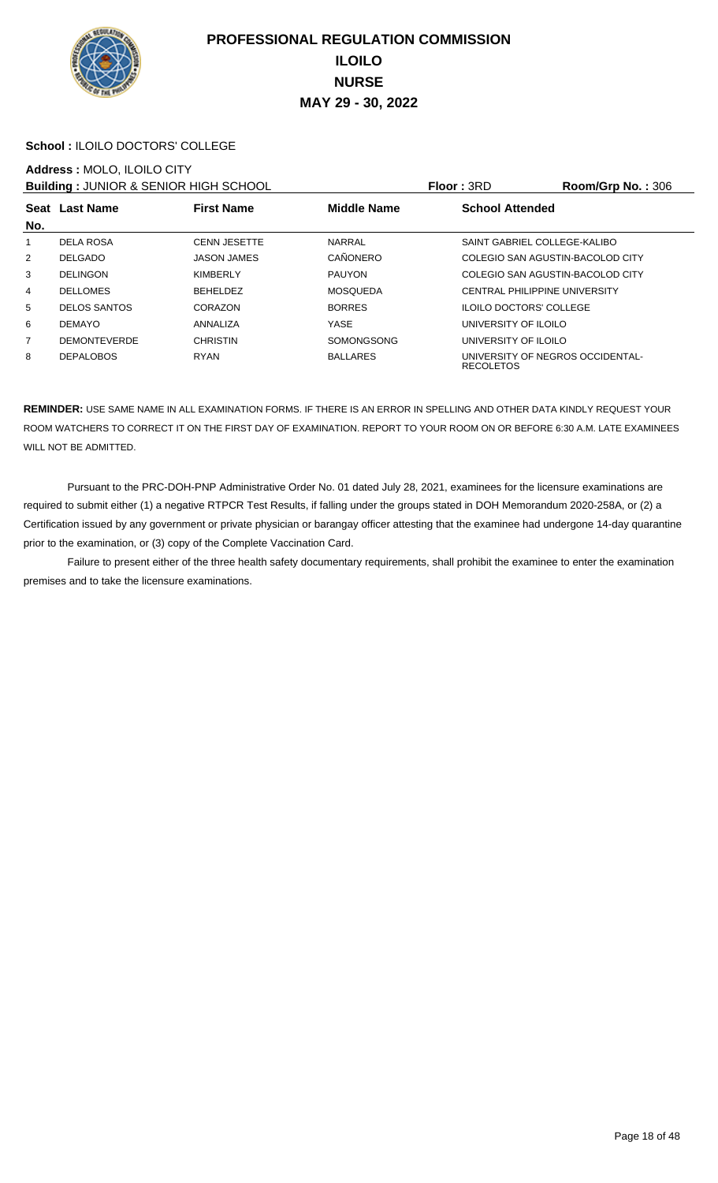# PROFESSIONAL REGULATION COMMISSION
## ILOILO
## NURSE
## MAY 29 - 30, 2022

**School :** ILOILO DOCTORS' COLLEGE

**Address :** MOLO, ILOILO CITY

**Building :** JUNIOR & SENIOR HIGH SCHOOL **Floor :** 3RD **Room/Grp No. :** 306

| Seat No. | Last Name | First Name | Middle Name | School Attended |
|---|---|---|---|---|
| 1 | DELA ROSA | CENN JESETTE | NARRAL | SAINT GABRIEL COLLEGE-KALIBO |
| 2 | DELGADO | JASON JAMES | CAÑONERO | COLEGIO SAN AGUSTIN-BACOLOD CITY |
| 3 | DELINGON | KIMBERLY | PAUYON | COLEGIO SAN AGUSTIN-BACOLOD CITY |
| 4 | DELLOMES | BEHELDEZ | MOSQUEDA | CENTRAL PHILIPPINE UNIVERSITY |
| 5 | DELOS SANTOS | CORAZON | BORRES | ILOILO DOCTORS' COLLEGE |
| 6 | DEMAYO | ANNALIZA | YASE | UNIVERSITY OF ILOILO |
| 7 | DEMONTEVERDE | CHRISTIN | SOMONGSONG | UNIVERSITY OF ILOILO |
| 8 | DEPALOBOS | RYAN | BALLARES | UNIVERSITY OF NEGROS OCCIDENTAL-RECOLETOS |

**REMINDER:** USE SAME NAME IN ALL EXAMINATION FORMS. IF THERE IS AN ERROR IN SPELLING AND OTHER DATA KINDLY REQUEST YOUR ROOM WATCHERS TO CORRECT IT ON THE FIRST DAY OF EXAMINATION. REPORT TO YOUR ROOM ON OR BEFORE 6:30 A.M. LATE EXAMINEES WILL NOT BE ADMITTED.

Pursuant to the PRC-DOH-PNP Administrative Order No. 01 dated July 28, 2021, examinees for the licensure examinations are required to submit either (1) a negative RTPCR Test Results, if falling under the groups stated in DOH Memorandum 2020-258A, or (2) a Certification issued by any government or private physician or barangay officer attesting that the examinee had undergone 14-day quarantine prior to the examination, or (3) copy of the Complete Vaccination Card.

Failure to present either of the three health safety documentary requirements, shall prohibit the examinee to enter the examination premises and to take the licensure examinations.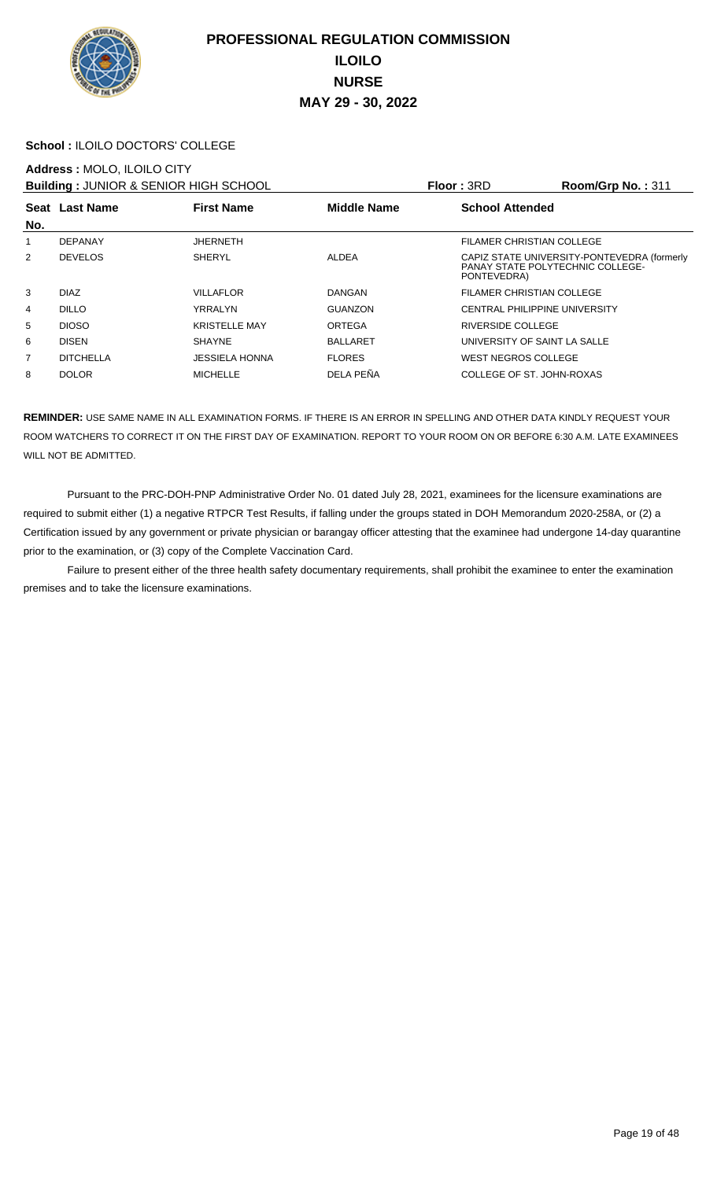# PROFESSIONAL REGULATION COMMISSION
## ILOILO
## NURSE
## MAY 29 - 30, 2022

**School :** ILOILO DOCTORS' COLLEGE

**Address :** MOLO, ILOILO CITY

**Building :** JUNIOR & SENIOR HIGH SCHOOL **Floor :** 3RD **Room/Grp No. :** 311

| Seat No. | Last Name | First Name | Middle Name | School Attended |
|---|---|---|---|---|
| 1 | DEPANAY | JHERNETH | | FILAMER CHRISTIAN COLLEGE |
| 2 | DEVELOS | SHERYL | ALDEA | CAPIZ STATE UNIVERSITY-PONTEVEDRA (formerly PANAY STATE POLYTECHNIC COLLEGE-PONTEVEDRA) |
| 3 | DIAZ | VILLAFLOR | DANGAN | FILAMER CHRISTIAN COLLEGE |
| 4 | DILLO | YRRALYN | GUANZON | CENTRAL PHILIPPINE UNIVERSITY |
| 5 | DIOSO | KRISTELLE MAY | ORTEGA | RIVERSIDE COLLEGE |
| 6 | DISEN | SHAYNE | BALLARET | UNIVERSITY OF SAINT LA SALLE |
| 7 | DITCHELLA | JESSIELA HONNA | FLORES | WEST NEGROS COLLEGE |
| 8 | DOLOR | MICHELLE | DELA PEÑA | COLLEGE OF ST. JOHN-ROXAS |

**REMINDER:** USE SAME NAME IN ALL EXAMINATION FORMS. IF THERE IS AN ERROR IN SPELLING AND OTHER DATA KINDLY REQUEST YOUR ROOM WATCHERS TO CORRECT IT ON THE FIRST DAY OF EXAMINATION. REPORT TO YOUR ROOM ON OR BEFORE 6:30 A.M. LATE EXAMINEES WILL NOT BE ADMITTED.

Pursuant to the PRC-DOH-PNP Administrative Order No. 01 dated July 28, 2021, examinees for the licensure examinations are required to submit either (1) a negative RTPCR Test Results, if falling under the groups stated in DOH Memorandum 2020-258A, or (2) a Certification issued by any government or private physician or barangay officer attesting that the examinee had undergone 14-day quarantine prior to the examination, or (3) copy of the Complete Vaccination Card.

Failure to present either of the three health safety documentary requirements, shall prohibit the examinee to enter the examination premises and to take the licensure examinations.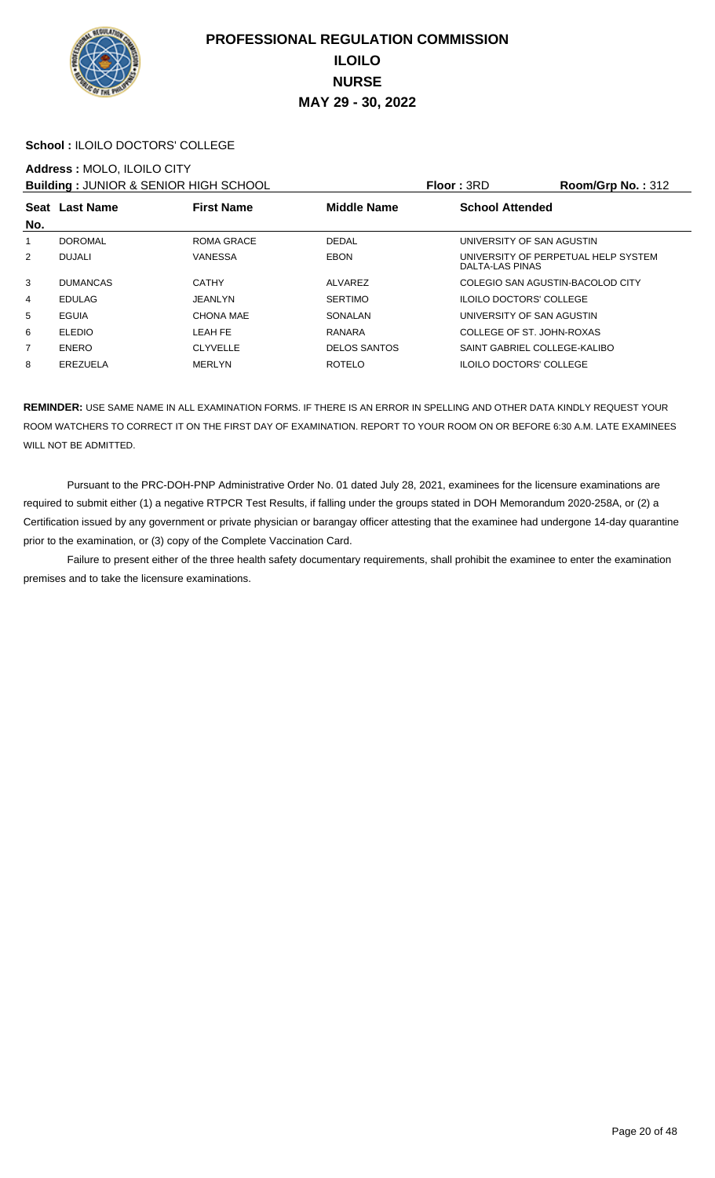# PROFESSIONAL REGULATION COMMISSION
## ILOILO
## NURSE
## MAY 29 - 30, 2022

**School :** ILOILO DOCTORS' COLLEGE

**Address :** MOLO, ILOILO CITY

**Building :** JUNIOR & SENIOR HIGH SCHOOL **Floor :** 3RD **Room/Grp No. :** 312

| Seat No. | Last Name | First Name | Middle Name | School Attended |
|---|---|---|---|---|
| 1 | DOROMAL | ROMA GRACE | DEDAL | UNIVERSITY OF SAN AGUSTIN |
| 2 | DUJALI | VANESSA | EBON | UNIVERSITY OF PERPETUAL HELP SYSTEM DALTA-LAS PINAS |
| 3 | DUMANCAS | CATHY | ALVAREZ | COLEGIO SAN AGUSTIN-BACOLOD CITY |
| 4 | EDULAG | JEANLYN | SERTIMO | ILOILO DOCTORS' COLLEGE |
| 5 | EGUIA | CHONA MAE | SONALAN | UNIVERSITY OF SAN AGUSTIN |
| 6 | ELEDIO | LEAH FE | RANARA | COLLEGE OF ST. JOHN-ROXAS |
| 7 | ENERO | CLYVELLE | DELOS SANTOS | SAINT GABRIEL COLLEGE-KALIBO |
| 8 | EREZUELA | MERLYN | ROTELO | ILOILO DOCTORS' COLLEGE |

**REMINDER:** USE SAME NAME IN ALL EXAMINATION FORMS. IF THERE IS AN ERROR IN SPELLING AND OTHER DATA KINDLY REQUEST YOUR ROOM WATCHERS TO CORRECT IT ON THE FIRST DAY OF EXAMINATION. REPORT TO YOUR ROOM ON OR BEFORE 6:30 A.M. LATE EXAMINEES WILL NOT BE ADMITTED.

Pursuant to the PRC-DOH-PNP Administrative Order No. 01 dated July 28, 2021, examinees for the licensure examinations are required to submit either (1) a negative RTPCR Test Results, if falling under the groups stated in DOH Memorandum 2020-258A, or (2) a Certification issued by any government or private physician or barangay officer attesting that the examinee had undergone 14-day quarantine prior to the examination, or (3) copy of the Complete Vaccination Card.

Failure to present either of the three health safety documentary requirements, shall prohibit the examinee to enter the examination premises and to take the licensure examinations.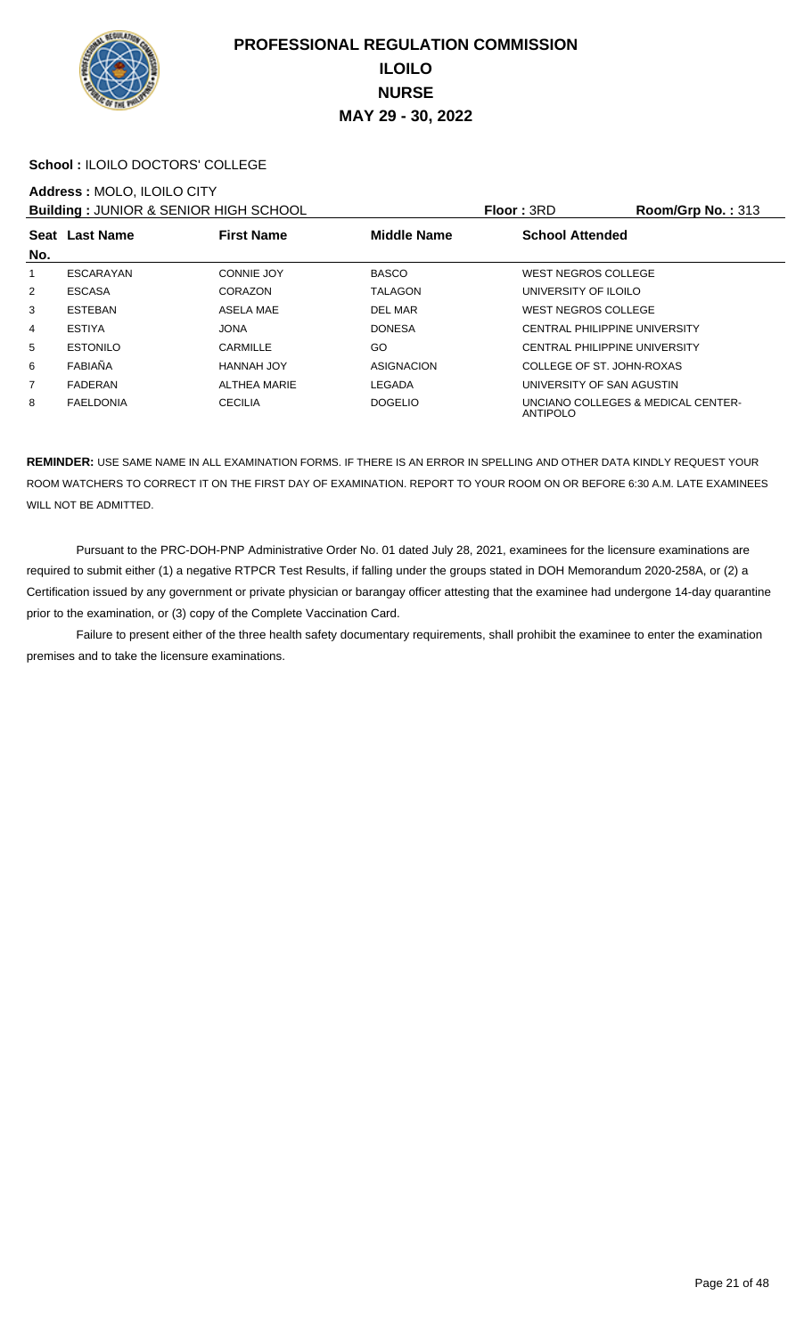# PROFESSIONAL REGULATION COMMISSION
## ILOILO
## NURSE
## MAY 29 - 30, 2022

**School :** ILOILO DOCTORS' COLLEGE

**Address :** MOLO, ILOILO CITY

**Building :** JUNIOR & SENIOR HIGH SCHOOL **Floor :** 3RD **Room/Grp No. :** 313

| Seat No. | Last Name | First Name | Middle Name | School Attended |
|---|---|---|---|---|
| 1 | ESCARAYAN | CONNIE JOY | BASCO | WEST NEGROS COLLEGE |
| 2 | ESCASA | CORAZON | TALAGON | UNIVERSITY OF ILOILO |
| 3 | ESTEBAN | ASELA MAE | DEL MAR | WEST NEGROS COLLEGE |
| 4 | ESTIYA | JONA | DONESA | CENTRAL PHILIPPINE UNIVERSITY |
| 5 | ESTONILO | CARMILLE | GO | CENTRAL PHILIPPINE UNIVERSITY |
| 6 | FABIAÑA | HANNAH JOY | ASIGNACION | COLLEGE OF ST. JOHN-ROXAS |
| 7 | FADERAN | ALTHEA MARIE | LEGADA | UNIVERSITY OF SAN AGUSTIN |
| 8 | FAELDONIA | CECILIA | DOGELIO | UNCIANO COLLEGES & MEDICAL CENTER-ANTIPOLO |

**REMINDER:** USE SAME NAME IN ALL EXAMINATION FORMS. IF THERE IS AN ERROR IN SPELLING AND OTHER DATA KINDLY REQUEST YOUR ROOM WATCHERS TO CORRECT IT ON THE FIRST DAY OF EXAMINATION. REPORT TO YOUR ROOM ON OR BEFORE 6:30 A.M. LATE EXAMINEES WILL NOT BE ADMITTED.

Pursuant to the PRC-DOH-PNP Administrative Order No. 01 dated July 28, 2021, examinees for the licensure examinations are required to submit either (1) a negative RTPCR Test Results, if falling under the groups stated in DOH Memorandum 2020-258A, or (2) a Certification issued by any government or private physician or barangay officer attesting that the examinee had undergone 14-day quarantine prior to the examination, or (3) copy of the Complete Vaccination Card.

Failure to present either of the three health safety documentary requirements, shall prohibit the examinee to enter the examination premises and to take the licensure examinations.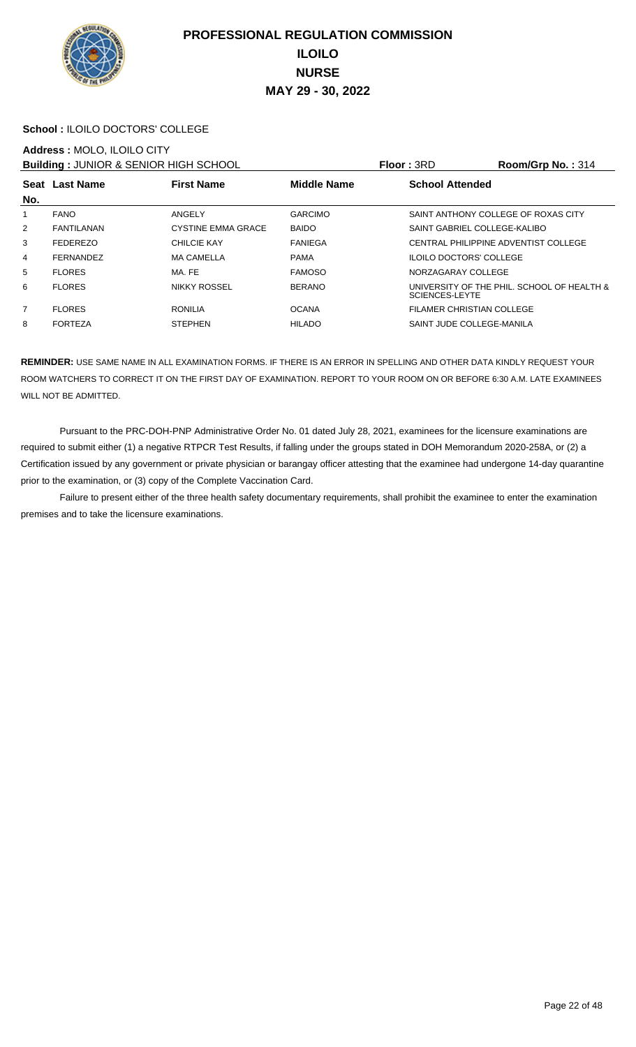# PROFESSIONAL REGULATION COMMISSION
# ILOILO
# NURSE
# MAY 29 - 30, 2022

**School :** ILOILO DOCTORS' COLLEGE

**Address :** MOLO, ILOILO CITY

**Building :** JUNIOR & SENIOR HIGH SCHOOL **Floor :** 3RD **Room/Grp No. :** 314

| Seat No. | Last Name | First Name | Middle Name | School Attended |
|---|---|---|---|---|
| 1 | FANO | ANGELY | GARCIMO | SAINT ANTHONY COLLEGE OF ROXAS CITY |
| 2 | FANTILANAN | CYSTINE EMMA GRACE | BAIDO | SAINT GABRIEL COLLEGE-KALIBO |
| 3 | FEDEREZO | CHILCIE KAY | FANIEGA | CENTRAL PHILIPPINE ADVENTIST COLLEGE |
| 4 | FERNANDEZ | MA CAMELLA | PAMA | ILOILO DOCTORS' COLLEGE |
| 5 | FLORES | MA. FE | FAMOSO | NORZAGARAY COLLEGE |
| 6 | FLORES | NIKKY ROSSEL | BERANO | UNIVERSITY OF THE PHIL. SCHOOL OF HEALTH & SCIENCES-LEYTE |
| 7 | FLORES | RONILIA | OCANA | FILAMER CHRISTIAN COLLEGE |
| 8 | FORTEZA | STEPHEN | HILADO | SAINT JUDE COLLEGE-MANILA |

**REMINDER:** USE SAME NAME IN ALL EXAMINATION FORMS. IF THERE IS AN ERROR IN SPELLING AND OTHER DATA KINDLY REQUEST YOUR ROOM WATCHERS TO CORRECT IT ON THE FIRST DAY OF EXAMINATION. REPORT TO YOUR ROOM ON OR BEFORE 6:30 A.M. LATE EXAMINEES WILL NOT BE ADMITTED.

Pursuant to the PRC-DOH-PNP Administrative Order No. 01 dated July 28, 2021, examinees for the licensure examinations are required to submit either (1) a negative RTPCR Test Results, if falling under the groups stated in DOH Memorandum 2020-258A, or (2) a Certification issued by any government or private physician or barangay officer attesting that the examinee had undergone 14-day quarantine prior to the examination, or (3) copy of the Complete Vaccination Card.

Failure to present either of the three health safety documentary requirements, shall prohibit the examinee to enter the examination premises and to take the licensure examinations.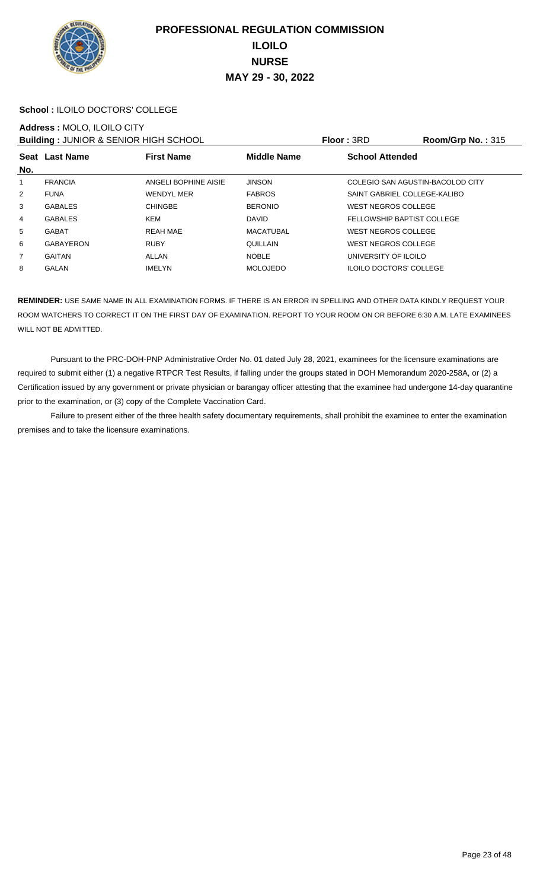# PROFESSIONAL REGULATION COMMISSION
## ILOILO
## NURSE
## MAY 29 - 30, 2022

**School :** ILOILO DOCTORS' COLLEGE

**Address :** MOLO, ILOILO CITY

**Building :** JUNIOR & SENIOR HIGH SCHOOL | **Floor :** 3RD | **Room/Grp No. :** 315

| Seat No. | Last Name | First Name | Middle Name | School Attended |
|---|---|---|---|---|
| 1 | FRANCIA | ANGELI BOPHINE AISIE | JINSON | COLEGIO SAN AGUSTIN-BACOLOD CITY |
| 2 | FUNA | WENDYL MER | FABROS | SAINT GABRIEL COLLEGE-KALIBO |
| 3 | GABALES | CHINGBE | BERONIO | WEST NEGROS COLLEGE |
| 4 | GABALES | KEM | DAVID | FELLOWSHIP BAPTIST COLLEGE |
| 5 | GABAT | REAH MAE | MACATUBAL | WEST NEGROS COLLEGE |
| 6 | GABAYERON | RUBY | QUILLAIN | WEST NEGROS COLLEGE |
| 7 | GAITAN | ALLAN | NOBLE | UNIVERSITY OF ILOILO |
| 8 | GALAN | IMELYN | MOLOJEDO | ILOILO DOCTORS' COLLEGE |

**REMINDER:** USE SAME NAME IN ALL EXAMINATION FORMS. IF THERE IS AN ERROR IN SPELLING AND OTHER DATA KINDLY REQUEST YOUR ROOM WATCHERS TO CORRECT IT ON THE FIRST DAY OF EXAMINATION. REPORT TO YOUR ROOM ON OR BEFORE 6:30 A.M. LATE EXAMINEES WILL NOT BE ADMITTED.

Pursuant to the PRC-DOH-PNP Administrative Order No. 01 dated July 28, 2021, examinees for the licensure examinations are required to submit either (1) a negative RTPCR Test Results, if falling under the groups stated in DOH Memorandum 2020-258A, or (2) a Certification issued by any government or private physician or barangay officer attesting that the examinee had undergone 14-day quarantine prior to the examination, or (3) copy of the Complete Vaccination Card.

Failure to present either of the three health safety documentary requirements, shall prohibit the examinee to enter the examination premises and to take the licensure examinations.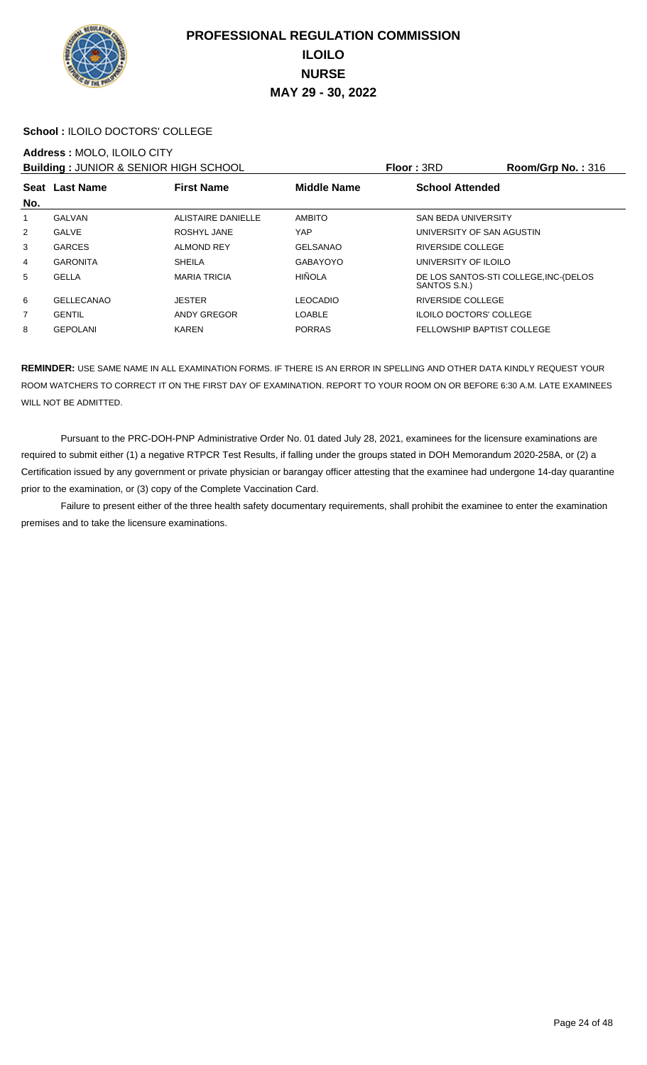# PROFESSIONAL REGULATION COMMISSION
## ILOILO
## NURSE
## MAY 29 - 30, 2022

**School :** ILOILO DOCTORS' COLLEGE

**Address :** MOLO, ILOILO CITY

**Building :** JUNIOR & SENIOR HIGH SCHOOL | **Floor :** 3RD | **Room/Grp No. :** 316

| Seat No. | Last Name | First Name | Middle Name | School Attended |
|---|---|---|---|---|
| 1 | GALVAN | ALISTAIRE DANIELLE | AMBITO | SAN BEDA UNIVERSITY |
| 2 | GALVE | ROSHYL JANE | YAP | UNIVERSITY OF SAN AGUSTIN |
| 3 | GARCES | ALMOND REY | GELSANAO | RIVERSIDE COLLEGE |
| 4 | GARONITA | SHEILA | GABAYOYO | UNIVERSITY OF ILOILO |
| 5 | GELLA | MARIA TRICIA | HIÑOLA | DE LOS SANTOS-STI COLLEGE,INC-(DELOS SANTOS S.N.) |
| 6 | GELLECANAO | JESTER | LEOCADIO | RIVERSIDE COLLEGE |
| 7 | GENTIL | ANDY GREGOR | LOABLE | ILOILO DOCTORS' COLLEGE |
| 8 | GEPOLANI | KAREN | PORRAS | FELLOWSHIP BAPTIST COLLEGE |

**REMINDER:** USE SAME NAME IN ALL EXAMINATION FORMS. IF THERE IS AN ERROR IN SPELLING AND OTHER DATA KINDLY REQUEST YOUR ROOM WATCHERS TO CORRECT IT ON THE FIRST DAY OF EXAMINATION. REPORT TO YOUR ROOM ON OR BEFORE 6:30 A.M. LATE EXAMINEES WILL NOT BE ADMITTED.

Pursuant to the PRC-DOH-PNP Administrative Order No. 01 dated July 28, 2021, examinees for the licensure examinations are required to submit either (1) a negative RTPCR Test Results, if falling under the groups stated in DOH Memorandum 2020-258A, or (2) a Certification issued by any government or private physician or barangay officer attesting that the examinee had undergone 14-day quarantine prior to the examination, or (3) copy of the Complete Vaccination Card.

Failure to present either of the three health safety documentary requirements, shall prohibit the examinee to enter the examination premises and to take the licensure examinations.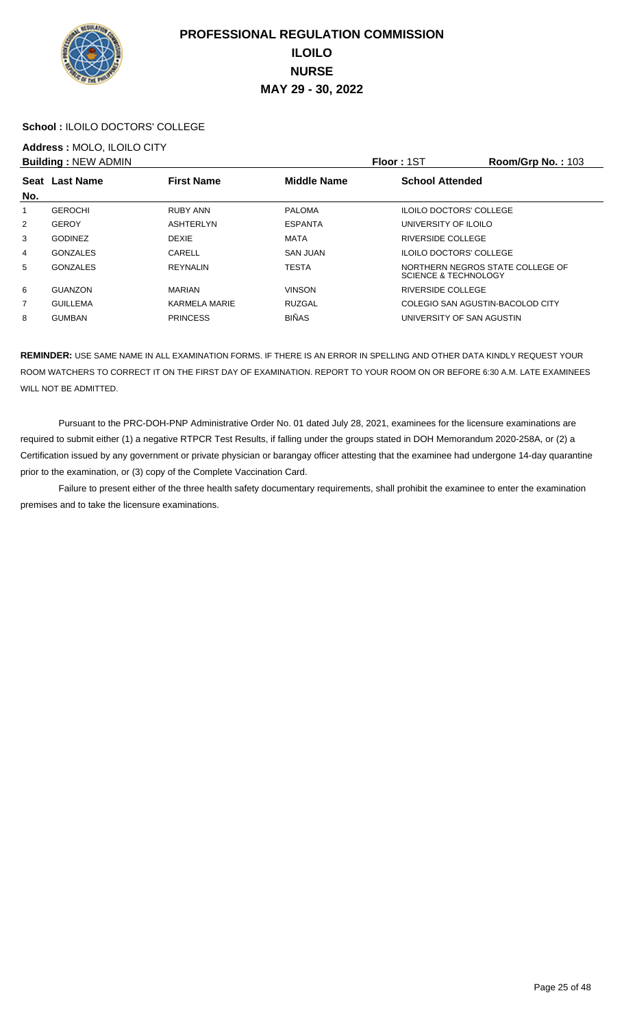# PROFESSIONAL REGULATION COMMISSION
## ILOILO
## NURSE
## MAY 29 - 30, 2022

**School :** ILOILO DOCTORS' COLLEGE

**Address :** MOLO, ILOILO CITY

**Building :** NEW ADMIN | **Floor :** 1ST | **Room/Grp No. :** 103

| Seat No. | Last Name | First Name | Middle Name | School Attended |
|---|---|---|---|---|
| 1 | GEROCHI | RUBY ANN | PALOMA | ILOILO DOCTORS' COLLEGE |
| 2 | GEROY | ASHTERLYN | ESPANTA | UNIVERSITY OF ILOILO |
| 3 | GODINEZ | DEXIE | MATA | RIVERSIDE COLLEGE |
| 4 | GONZALES | CARELL | SAN JUAN | ILOILO DOCTORS' COLLEGE |
| 5 | GONZALES | REYNALIN | TESTA | NORTHERN NEGROS STATE COLLEGE OF SCIENCE & TECHNOLOGY |
| 6 | GUANZON | MARIAN | VINSON | RIVERSIDE COLLEGE |
| 7 | GUILLEMA | KARMELA MARIE | RUZGAL | COLEGIO SAN AGUSTIN-BACOLOD CITY |
| 8 | GUMBAN | PRINCESS | BIÑAS | UNIVERSITY OF SAN AGUSTIN |

**REMINDER:** USE SAME NAME IN ALL EXAMINATION FORMS. IF THERE IS AN ERROR IN SPELLING AND OTHER DATA KINDLY REQUEST YOUR ROOM WATCHERS TO CORRECT IT ON THE FIRST DAY OF EXAMINATION. REPORT TO YOUR ROOM ON OR BEFORE 6:30 A.M. LATE EXAMINEES WILL NOT BE ADMITTED.

Pursuant to the PRC-DOH-PNP Administrative Order No. 01 dated July 28, 2021, examinees for the licensure examinations are required to submit either (1) a negative RTPCR Test Results, if falling under the groups stated in DOH Memorandum 2020-258A, or (2) a Certification issued by any government or private physician or barangay officer attesting that the examinee had undergone 14-day quarantine prior to the examination, or (3) copy of the Complete Vaccination Card.

Failure to present either of the three health safety documentary requirements, shall prohibit the examinee to enter the examination premises and to take the licensure examinations.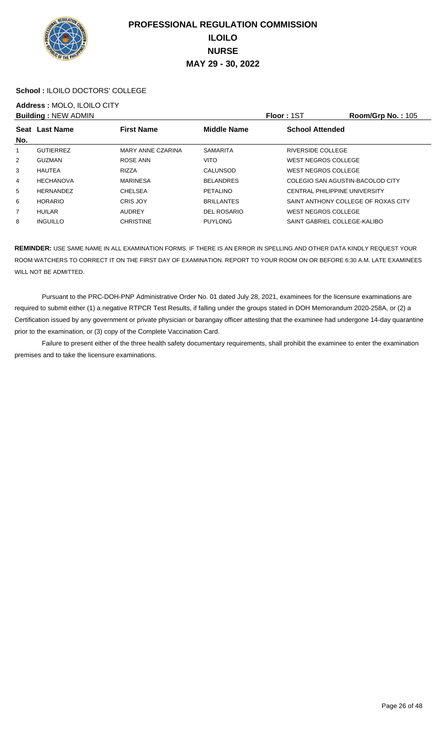# PROFESSIONAL REGULATION COMMISSION
# ILOILO
# NURSE
# MAY 29 - 30, 2022

**School :** ILOILO DOCTORS' COLLEGE

**Address :** MOLO, ILOILO CITY

**Building :** NEW ADMIN **Floor :** 1ST **Room/Grp No. :** 105

| Seat No. | Last Name | First Name | Middle Name | School Attended |
|---|---|---|---|---|
| 1 | GUTIERREZ | MARY ANNE CZARINA | SAMARITA | RIVERSIDE COLLEGE |
| 2 | GUZMAN | ROSE ANN | VITO | WEST NEGROS COLLEGE |
| 3 | HAUTEA | RIZZA | CALUNSOD | WEST NEGROS COLLEGE |
| 4 | HECHANOVA | MARINESA | BELANDRES | COLEGIO SAN AGUSTIN-BACOLOD CITY |
| 5 | HERNANDEZ | CHELSEA | PETALINO | CENTRAL PHILIPPINE UNIVERSITY |
| 6 | HORARIO | CRIS JOY | BRILLANTES | SAINT ANTHONY COLLEGE OF ROXAS CITY |
| 7 | HUILAR | AUDREY | DEL ROSARIO | WEST NEGROS COLLEGE |
| 8 | INGUILLO | CHRISTINE | PUYLONG | SAINT GABRIEL COLLEGE-KALIBO |

**REMINDER:** USE SAME NAME IN ALL EXAMINATION FORMS. IF THERE IS AN ERROR IN SPELLING AND OTHER DATA KINDLY REQUEST YOUR ROOM WATCHERS TO CORRECT IT ON THE FIRST DAY OF EXAMINATION. REPORT TO YOUR ROOM ON OR BEFORE 6:30 A.M. LATE EXAMINEES WILL NOT BE ADMITTED.

Pursuant to the PRC-DOH-PNP Administrative Order No. 01 dated July 28, 2021, examinees for the licensure examinations are required to submit either (1) a negative RTPCR Test Results, if falling under the groups stated in DOH Memorandum 2020-258A, or (2) a Certification issued by any government or private physician or barangay officer attesting that the examinee had undergone 14-day quarantine prior to the examination, or (3) copy of the Complete Vaccination Card.

Failure to present either of the three health safety documentary requirements, shall prohibit the examinee to enter the examination premises and to take the licensure examinations.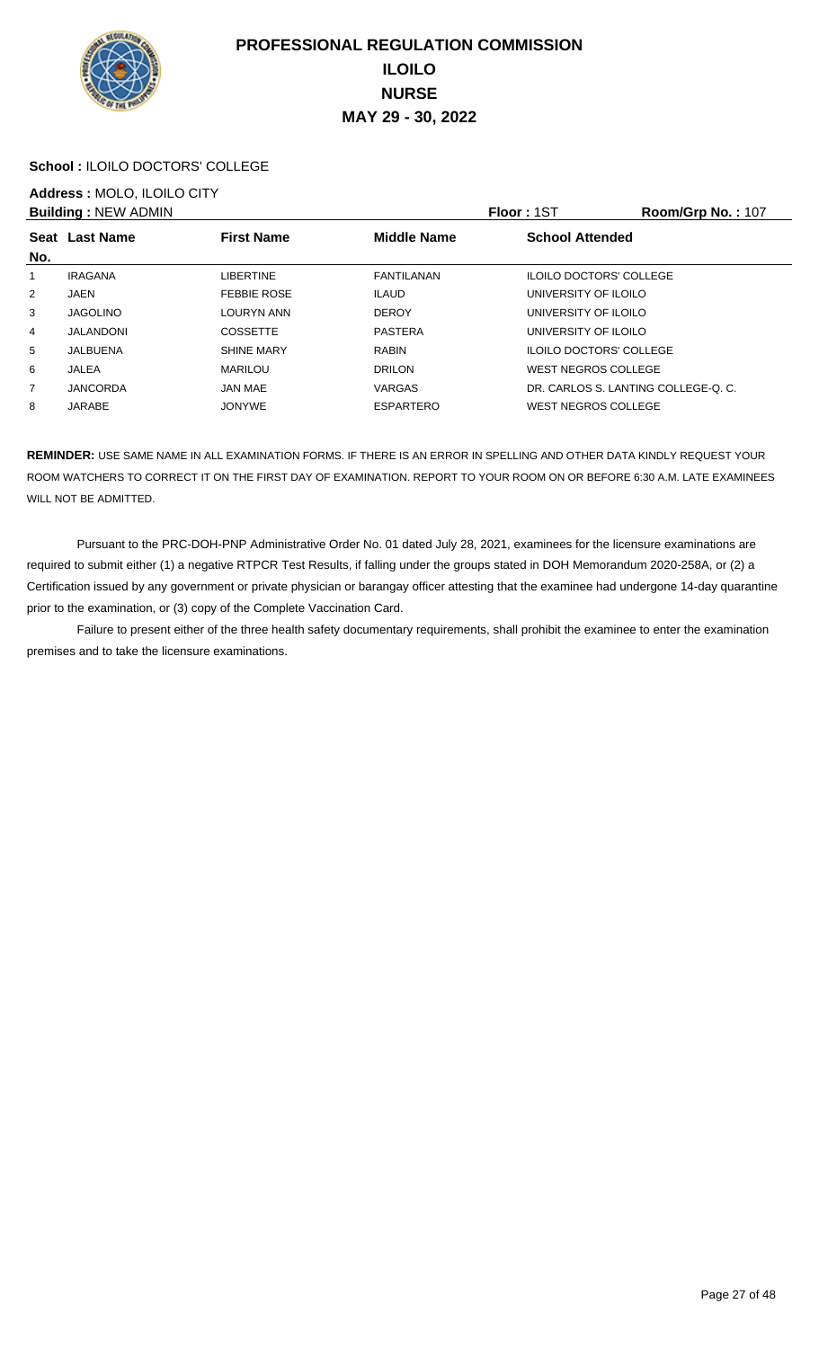# PROFESSIONAL REGULATION COMMISSION
## ILOILO
## NURSE
## MAY 29 - 30, 2022

**School :** ILOILO DOCTORS' COLLEGE

**Address :** MOLO, ILOILO CITY

**Building :** NEW ADMIN **Floor :** 1ST **Room/Grp No. :** 107

| Seat No. | Last Name | First Name | Middle Name | School Attended |
|---|---|---|---|---|
| 1 | IRAGANA | LIBERTINE | FANTILANAN | ILOILO DOCTORS' COLLEGE |
| 2 | JAEN | FEBBIE ROSE | ILAUD | UNIVERSITY OF ILOILO |
| 3 | JAGOLINO | LOURYN ANN | DEROY | UNIVERSITY OF ILOILO |
| 4 | JALANDONI | COSSETTE | PASTERA | UNIVERSITY OF ILOILO |
| 5 | JALBUENA | SHINE MARY | RABIN | ILOILO DOCTORS' COLLEGE |
| 6 | JALEA | MARILOU | DRILON | WEST NEGROS COLLEGE |
| 7 | JANCORDA | JAN MAE | VARGAS | DR. CARLOS S. LANTING COLLEGE-Q. C. |
| 8 | JARABE | JONYWE | ESPARTERO | WEST NEGROS COLLEGE |

**REMINDER:** USE SAME NAME IN ALL EXAMINATION FORMS. IF THERE IS AN ERROR IN SPELLING AND OTHER DATA KINDLY REQUEST YOUR ROOM WATCHERS TO CORRECT IT ON THE FIRST DAY OF EXAMINATION. REPORT TO YOUR ROOM ON OR BEFORE 6:30 A.M. LATE EXAMINEES WILL NOT BE ADMITTED.

Pursuant to the PRC-DOH-PNP Administrative Order No. 01 dated July 28, 2021, examinees for the licensure examinations are required to submit either (1) a negative RTPCR Test Results, if falling under the groups stated in DOH Memorandum 2020-258A, or (2) a Certification issued by any government or private physician or barangay officer attesting that the examinee had undergone 14-day quarantine prior to the examination, or (3) copy of the Complete Vaccination Card.

Failure to present either of the three health safety documentary requirements, shall prohibit the examinee to enter the examination premises and to take the licensure examinations.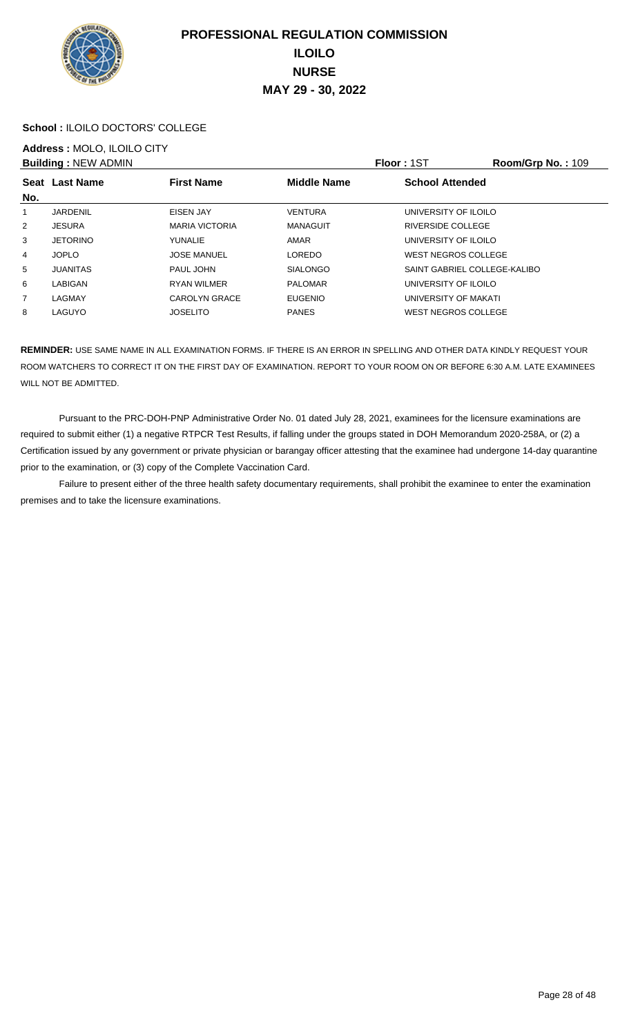# PROFESSIONAL REGULATION COMMISSION
## ILOILO
## NURSE
## MAY 29 - 30, 2022

**School :** ILOILO DOCTORS' COLLEGE

**Address :** MOLO, ILOILO CITY

**Building :** NEW ADMIN | **Floor :** 1ST | **Room/Grp No. :** 109

| Seat No. | Last Name | First Name | Middle Name | School Attended |
|---|---|---|---|---|
| 1 | JARDENIL | EISEN JAY | VENTURA | UNIVERSITY OF ILOILO |
| 2 | JESURA | MARIA VICTORIA | MANAGUIT | RIVERSIDE COLLEGE |
| 3 | JETORINO | YUNALIE | AMAR | UNIVERSITY OF ILOILO |
| 4 | JOPLO | JOSE MANUEL | LOREDO | WEST NEGROS COLLEGE |
| 5 | JUANITAS | PAUL JOHN | SIALONGO | SAINT GABRIEL COLLEGE-KALIBO |
| 6 | LABIGAN | RYAN WILMER | PALOMAR | UNIVERSITY OF ILOILO |
| 7 | LAGMAY | CAROLYN GRACE | EUGENIO | UNIVERSITY OF MAKATI |
| 8 | LAGUYO | JOSELITO | PANES | WEST NEGROS COLLEGE |

**REMINDER:** USE SAME NAME IN ALL EXAMINATION FORMS. IF THERE IS AN ERROR IN SPELLING AND OTHER DATA KINDLY REQUEST YOUR ROOM WATCHERS TO CORRECT IT ON THE FIRST DAY OF EXAMINATION. REPORT TO YOUR ROOM ON OR BEFORE 6:30 A.M. LATE EXAMINEES WILL NOT BE ADMITTED.

Pursuant to the PRC-DOH-PNP Administrative Order No. 01 dated July 28, 2021, examinees for the licensure examinations are required to submit either (1) a negative RTPCR Test Results, if falling under the groups stated in DOH Memorandum 2020-258A, or (2) a Certification issued by any government or private physician or barangay officer attesting that the examinee had undergone 14-day quarantine prior to the examination, or (3) copy of the Complete Vaccination Card.

Failure to present either of the three health safety documentary requirements, shall prohibit the examinee to enter the examination premises and to take the licensure examinations.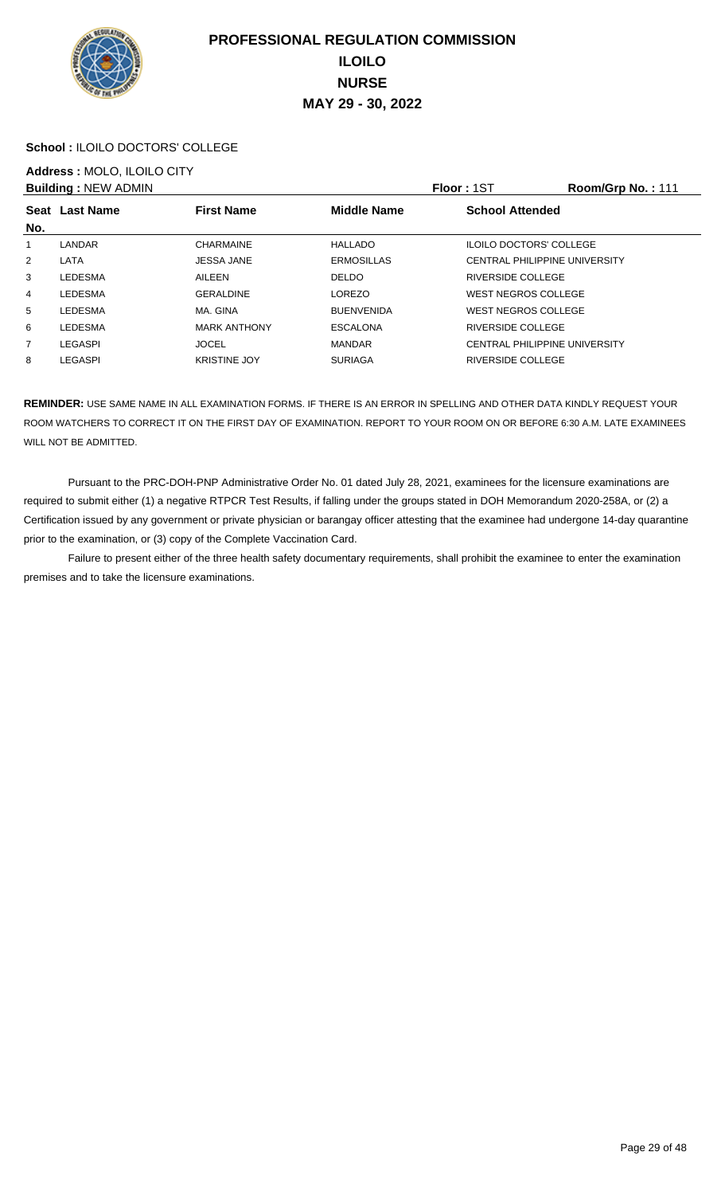# PROFESSIONAL REGULATION COMMISSION
## ILOILO
## NURSE
## MAY 29 - 30, 2022

**School :** ILOILO DOCTORS' COLLEGE

**Address :** MOLO, ILOILO CITY

**Building :** NEW ADMIN **Floor :** 1ST **Room/Grp No. :** 111

| Seat No. | Last Name | First Name | Middle Name | School Attended |
|---|---|---|---|---|
| 1 | LANDAR | CHARMAINE | HALLADO | ILOILO DOCTORS' COLLEGE |
| 2 | LATA | JESSA JANE | ERMOSILLAS | CENTRAL PHILIPPINE UNIVERSITY |
| 3 | LEDESMA | AILEEN | DELDO | RIVERSIDE COLLEGE |
| 4 | LEDESMA | GERALDINE | LOREZO | WEST NEGROS COLLEGE |
| 5 | LEDESMA | MA. GINA | BUENVENIDA | WEST NEGROS COLLEGE |
| 6 | LEDESMA | MARK ANTHONY | ESCALONA | RIVERSIDE COLLEGE |
| 7 | LEGASPI | JOCEL | MANDAR | CENTRAL PHILIPPINE UNIVERSITY |
| 8 | LEGASPI | KRISTINE JOY | SURIAGA | RIVERSIDE COLLEGE |

**REMINDER:** USE SAME NAME IN ALL EXAMINATION FORMS. IF THERE IS AN ERROR IN SPELLING AND OTHER DATA KINDLY REQUEST YOUR ROOM WATCHERS TO CORRECT IT ON THE FIRST DAY OF EXAMINATION. REPORT TO YOUR ROOM ON OR BEFORE 6:30 A.M. LATE EXAMINEES WILL NOT BE ADMITTED.

Pursuant to the PRC-DOH-PNP Administrative Order No. 01 dated July 28, 2021, examinees for the licensure examinations are required to submit either (1) a negative RTPCR Test Results, if falling under the groups stated in DOH Memorandum 2020-258A, or (2) a Certification issued by any government or private physician or barangay officer attesting that the examinee had undergone 14-day quarantine prior to the examination, or (3) copy of the Complete Vaccination Card.

Failure to present either of the three health safety documentary requirements, shall prohibit the examinee to enter the examination premises and to take the licensure examinations.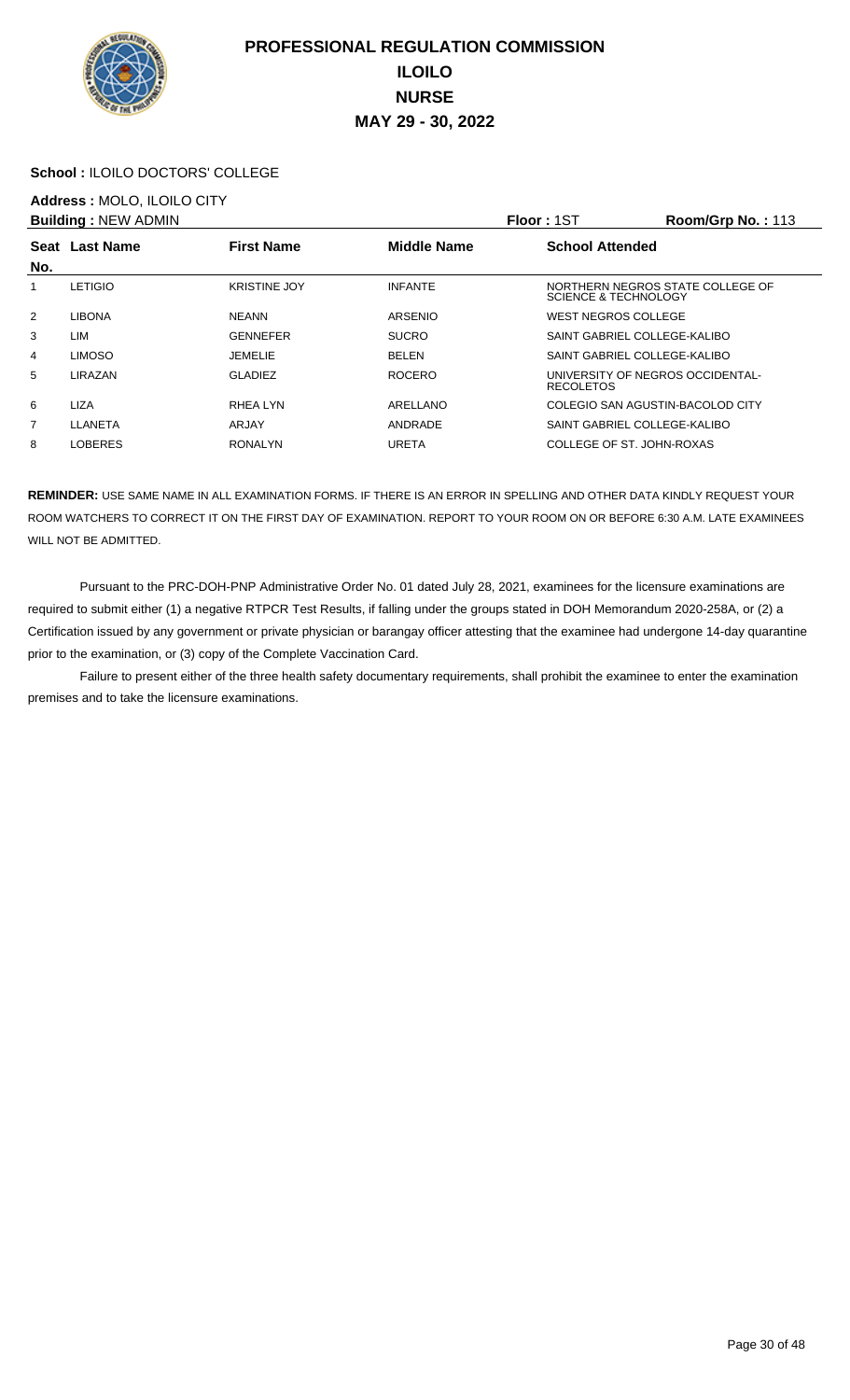# PROFESSIONAL REGULATION COMMISSION
## ILOILO
## NURSE
## MAY 29 - 30, 2022

**School :** ILOILO DOCTORS' COLLEGE

**Address :** MOLO, ILOILO CITY

**Building :** NEW ADMIN | **Floor :** 1ST | **Room/Grp No. :** 113

| Seat No. | Last Name | First Name | Middle Name | School Attended |
|---|---|---|---|---|
| 1 | LETIGIO | KRISTINE JOY | INFANTE | NORTHERN NEGROS STATE COLLEGE OF SCIENCE & TECHNOLOGY |
| 2 | LIBONA | NEANN | ARSENIO | WEST NEGROS COLLEGE |
| 3 | LIM | GENNEFER | SUCRO | SAINT GABRIEL COLLEGE-KALIBO |
| 4 | LIMOSO | JEMELIE | BELEN | SAINT GABRIEL COLLEGE-KALIBO |
| 5 | LIRAZAN | GLADIEZ | ROCERO | UNIVERSITY OF NEGROS OCCIDENTAL-RECOLETOS |
| 6 | LIZA | RHEA LYN | ARELLANO | COLEGIO SAN AGUSTIN-BACOLOD CITY |
| 7 | LLANETA | ARJAY | ANDRADE | SAINT GABRIEL COLLEGE-KALIBO |
| 8 | LOBERES | RONALYN | URETA | COLLEGE OF ST. JOHN-ROXAS |

**REMINDER:** USE SAME NAME IN ALL EXAMINATION FORMS. IF THERE IS AN ERROR IN SPELLING AND OTHER DATA KINDLY REQUEST YOUR ROOM WATCHERS TO CORRECT IT ON THE FIRST DAY OF EXAMINATION. REPORT TO YOUR ROOM ON OR BEFORE 6:30 A.M. LATE EXAMINEES WILL NOT BE ADMITTED.

Pursuant to the PRC-DOH-PNP Administrative Order No. 01 dated July 28, 2021, examinees for the licensure examinations are required to submit either (1) a negative RTPCR Test Results, if falling under the groups stated in DOH Memorandum 2020-258A, or (2) a Certification issued by any government or private physician or barangay officer attesting that the examinee had undergone 14-day quarantine prior to the examination, or (3) copy of the Complete Vaccination Card.

Failure to present either of the three health safety documentary requirements, shall prohibit the examinee to enter the examination premises and to take the licensure examinations.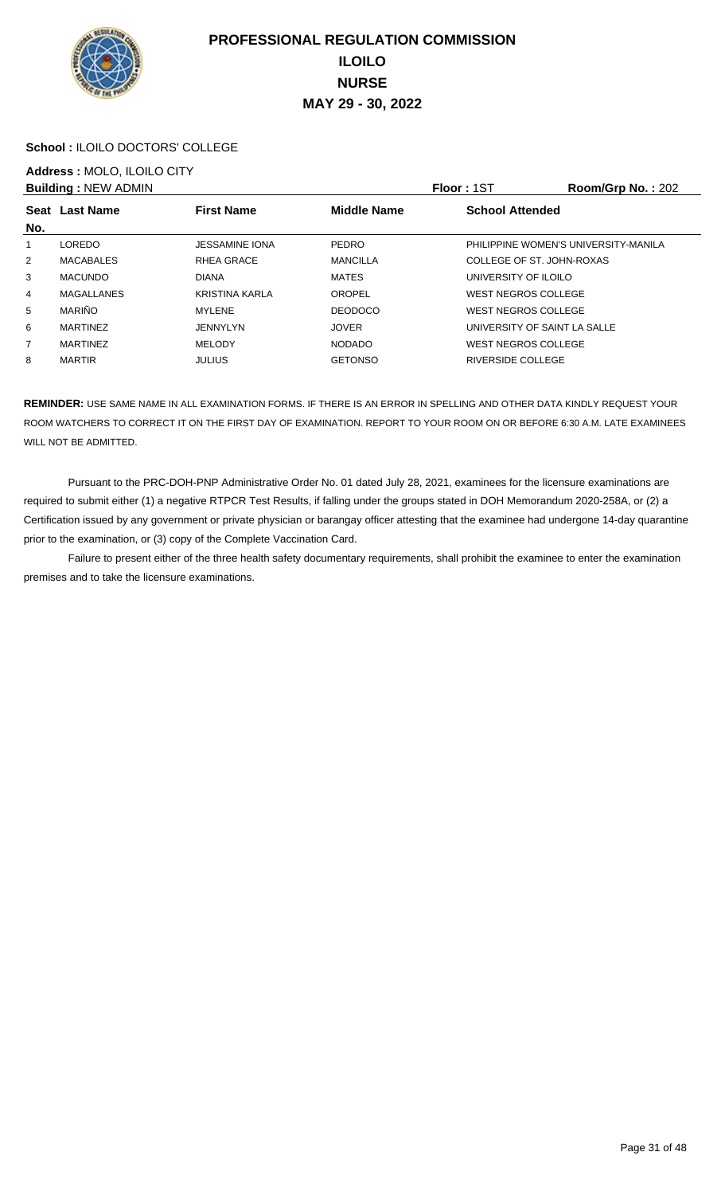# PROFESSIONAL REGULATION COMMISSION
## ILOILO
## NURSE
## MAY 29 - 30, 2022

**School :** ILOILO DOCTORS' COLLEGE

**Address :** MOLO, ILOILO CITY

**Building :** NEW ADMIN **Floor :** 1ST **Room/Grp No. :** 202

| Seat No. | Last Name | First Name | Middle Name | School Attended |
|---|---|---|---|---|
| 1 | LOREDO | JESSAMINE IONA | PEDRO | PHILIPPINE WOMEN'S UNIVERSITY-MANILA |
| 2 | MACABALES | RHEA GRACE | MANCILLA | COLLEGE OF ST. JOHN-ROXAS |
| 3 | MACUNDO | DIANA | MATES | UNIVERSITY OF ILOILO |
| 4 | MAGALLANES | KRISTINA KARLA | OROPEL | WEST NEGROS COLLEGE |
| 5 | MARIÑO | MYLENE | DEODOCO | WEST NEGROS COLLEGE |
| 6 | MARTINEZ | JENNYLYN | JOVER | UNIVERSITY OF SAINT LA SALLE |
| 7 | MARTINEZ | MELODY | NODADO | WEST NEGROS COLLEGE |
| 8 | MARTIR | JULIUS | GETONSO | RIVERSIDE COLLEGE |

**REMINDER:** USE SAME NAME IN ALL EXAMINATION FORMS. IF THERE IS AN ERROR IN SPELLING AND OTHER DATA KINDLY REQUEST YOUR ROOM WATCHERS TO CORRECT IT ON THE FIRST DAY OF EXAMINATION. REPORT TO YOUR ROOM ON OR BEFORE 6:30 A.M. LATE EXAMINEES WILL NOT BE ADMITTED.

Pursuant to the PRC-DOH-PNP Administrative Order No. 01 dated July 28, 2021, examinees for the licensure examinations are required to submit either (1) a negative RTPCR Test Results, if falling under the groups stated in DOH Memorandum 2020-258A, or (2) a Certification issued by any government or private physician or barangay officer attesting that the examinee had undergone 14-day quarantine prior to the examination, or (3) copy of the Complete Vaccination Card.

Failure to present either of the three health safety documentary requirements, shall prohibit the examinee to enter the examination premises and to take the licensure examinations.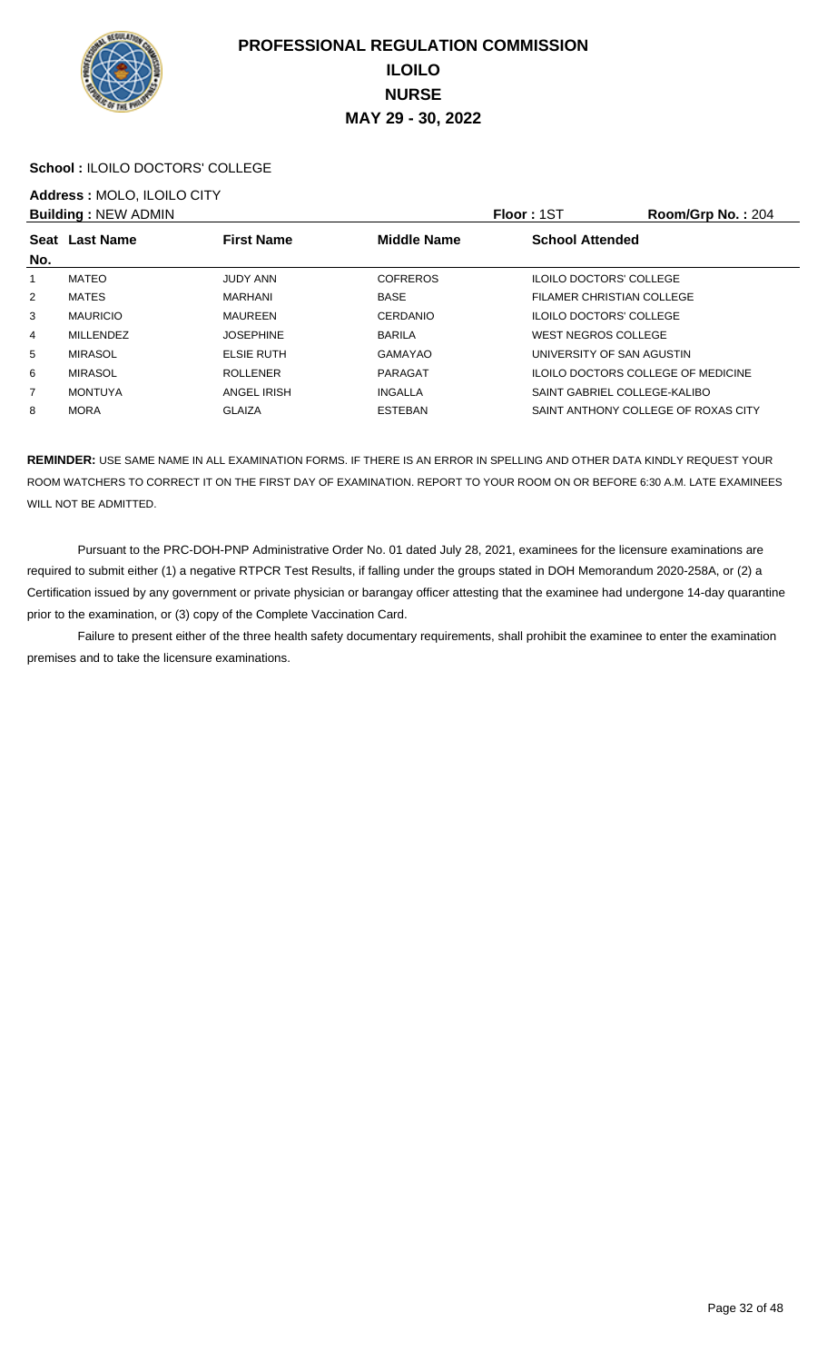# PROFESSIONAL REGULATION COMMISSION
## ILOILO
## NURSE
## MAY 29 - 30, 2022

**School :** ILOILO DOCTORS' COLLEGE

**Address :** MOLO, ILOILO CITY

**Building :** NEW ADMIN **Floor :** 1ST **Room/Grp No. :** 204

| Seat No. | Last Name | First Name | Middle Name | School Attended |
|---|---|---|---|---|
| 1 | MATEO | JUDY ANN | COFREROS | ILOILO DOCTORS' COLLEGE |
| 2 | MATES | MARHANI | BASE | FILAMER CHRISTIAN COLLEGE |
| 3 | MAURICIO | MAUREEN | CERDANIO | ILOILO DOCTORS' COLLEGE |
| 4 | MILLENDEZ | JOSEPHINE | BARILA | WEST NEGROS COLLEGE |
| 5 | MIRASOL | ELSIE RUTH | GAMAYAO | UNIVERSITY OF SAN AGUSTIN |
| 6 | MIRASOL | ROLLENER | PARAGAT | ILOILO DOCTORS COLLEGE OF MEDICINE |
| 7 | MONTUYA | ANGEL IRISH | INGALLA | SAINT GABRIEL COLLEGE-KALIBO |
| 8 | MORA | GLAIZA | ESTEBAN | SAINT ANTHONY COLLEGE OF ROXAS CITY |

**REMINDER:** USE SAME NAME IN ALL EXAMINATION FORMS. IF THERE IS AN ERROR IN SPELLING AND OTHER DATA KINDLY REQUEST YOUR ROOM WATCHERS TO CORRECT IT ON THE FIRST DAY OF EXAMINATION. REPORT TO YOUR ROOM ON OR BEFORE 6:30 A.M. LATE EXAMINEES WILL NOT BE ADMITTED.

Pursuant to the PRC-DOH-PNP Administrative Order No. 01 dated July 28, 2021, examinees for the licensure examinations are required to submit either (1) a negative RTPCR Test Results, if falling under the groups stated in DOH Memorandum 2020-258A, or (2) a Certification issued by any government or private physician or barangay officer attesting that the examinee had undergone 14-day quarantine prior to the examination, or (3) copy of the Complete Vaccination Card.

Failure to present either of the three health safety documentary requirements, shall prohibit the examinee to enter the examination premises and to take the licensure examinations.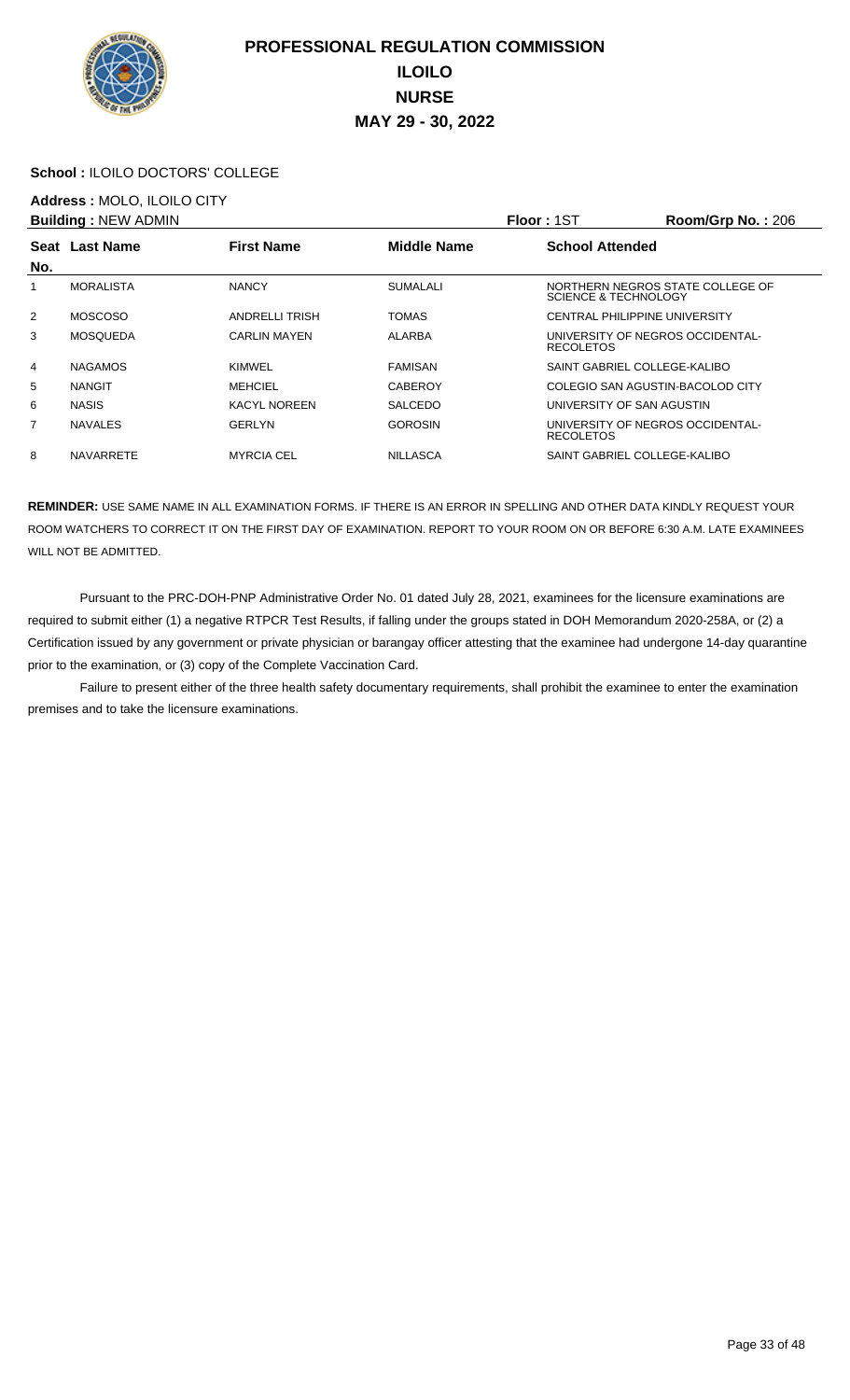# PROFESSIONAL REGULATION COMMISSION
## ILOILO
## NURSE
## MAY 29 - 30, 2022

**School :** ILOILO DOCTORS' COLLEGE

**Address :** MOLO, ILOILO CITY

**Building :** NEW ADMIN **Floor :** 1ST **Room/Grp No. :** 206

| Seat No. | Last Name | First Name | Middle Name | School Attended |
|---|---|---|---|---|
| 1 | MORALISTA | NANCY | SUMALALI | NORTHERN NEGROS STATE COLLEGE OF SCIENCE & TECHNOLOGY |
| 2 | MOSCOSO | ANDRELLI TRISH | TOMAS | CENTRAL PHILIPPINE UNIVERSITY |
| 3 | MOSQUEDA | CARLIN MAYEN | ALARBA | UNIVERSITY OF NEGROS OCCIDENTAL-RECOLETOS |
| 4 | NAGAMOS | KIMWEL | FAMISAN | SAINT GABRIEL COLLEGE-KALIBO |
| 5 | NANGIT | MEHCIEL | CABEROY | COLEGIO SAN AGUSTIN-BACOLOD CITY |
| 6 | NASIS | KACYL NOREEN | SALCEDO | UNIVERSITY OF SAN AGUSTIN |
| 7 | NAVALES | GERLYN | GOROSIN | UNIVERSITY OF NEGROS OCCIDENTAL-RECOLETOS |
| 8 | NAVARRETE | MYRCIA CEL | NILLASCA | SAINT GABRIEL COLLEGE-KALIBO |

**REMINDER:** USE SAME NAME IN ALL EXAMINATION FORMS. IF THERE IS AN ERROR IN SPELLING AND OTHER DATA KINDLY REQUEST YOUR ROOM WATCHERS TO CORRECT IT ON THE FIRST DAY OF EXAMINATION. REPORT TO YOUR ROOM ON OR BEFORE 6:30 A.M. LATE EXAMINEES WILL NOT BE ADMITTED.

Pursuant to the PRC-DOH-PNP Administrative Order No. 01 dated July 28, 2021, examinees for the licensure examinations are required to submit either (1) a negative RTPCR Test Results, if falling under the groups stated in DOH Memorandum 2020-258A, or (2) a Certification issued by any government or private physician or barangay officer attesting that the examinee had undergone 14-day quarantine prior to the examination, or (3) copy of the Complete Vaccination Card.

Failure to present either of the three health safety documentary requirements, shall prohibit the examinee to enter the examination premises and to take the licensure examinations.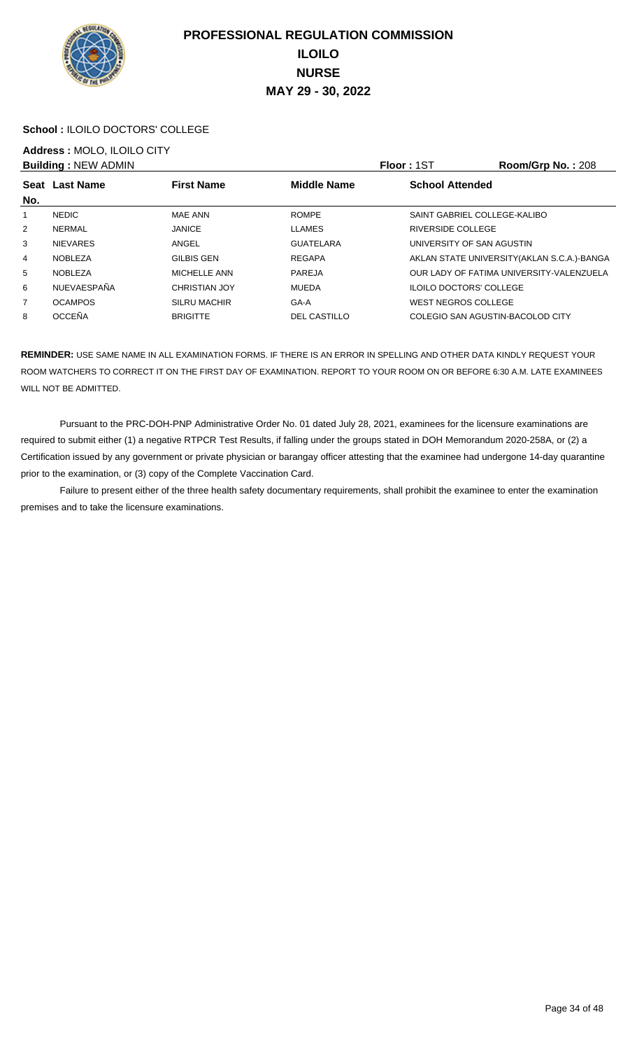# PROFESSIONAL REGULATION COMMISSION
# ILOILO
# NURSE
# MAY 29 - 30, 2022

**School :** ILOILO DOCTORS' COLLEGE

**Address :** MOLO, ILOILO CITY

**Building :** NEW ADMIN | **Floor :** 1ST | **Room/Grp No. :** 208

| Seat No. | Last Name | First Name | Middle Name | School Attended |
|---|---|---|---|---|
| 1 | NEDIC | MAE ANN | ROMPE | SAINT GABRIEL COLLEGE-KALIBO |
| 2 | NERMAL | JANICE | LLAMES | RIVERSIDE COLLEGE |
| 3 | NIEVARES | ANGEL | GUATELARA | UNIVERSITY OF SAN AGUSTIN |
| 4 | NOBLEZA | GILBIS GEN | REGAPA | AKLAN STATE UNIVERSITY(AKLAN S.C.A.)-BANGA |
| 5 | NOBLEZA | MICHELLE ANN | PAREJA | OUR LADY OF FATIMA UNIVERSITY-VALENZUELA |
| 6 | NUEVAESPAÑA | CHRISTIAN JOY | MUEDA | ILOILO DOCTORS' COLLEGE |
| 7 | OCAMPOS | SILRU MACHIR | GA-A | WEST NEGROS COLLEGE |
| 8 | OCCEÑA | BRIGITTE | DEL CASTILLO | COLEGIO SAN AGUSTIN-BACOLOD CITY |

**REMINDER:** USE SAME NAME IN ALL EXAMINATION FORMS. IF THERE IS AN ERROR IN SPELLING AND OTHER DATA KINDLY REQUEST YOUR ROOM WATCHERS TO CORRECT IT ON THE FIRST DAY OF EXAMINATION. REPORT TO YOUR ROOM ON OR BEFORE 6:30 A.M. LATE EXAMINEES WILL NOT BE ADMITTED.

Pursuant to the PRC-DOH-PNP Administrative Order No. 01 dated July 28, 2021, examinees for the licensure examinations are required to submit either (1) a negative RTPCR Test Results, if falling under the groups stated in DOH Memorandum 2020-258A, or (2) a Certification issued by any government or private physician or barangay officer attesting that the examinee had undergone 14-day quarantine prior to the examination, or (3) copy of the Complete Vaccination Card.

Failure to present either of the three health safety documentary requirements, shall prohibit the examinee to enter the examination premises and to take the licensure examinations.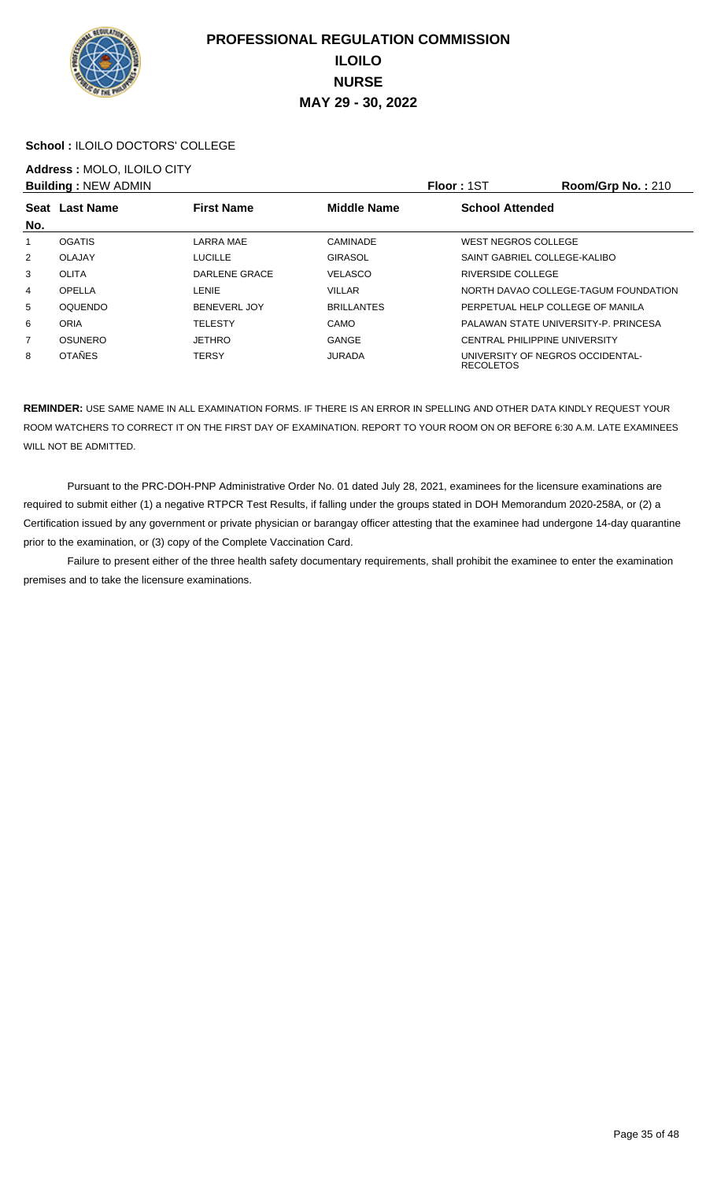# PROFESSIONAL REGULATION COMMISSION
## ILOILO
## NURSE
## MAY 29 - 30, 2022

**School :** ILOILO DOCTORS' COLLEGE

**Address :** MOLO, ILOILO CITY

**Building :** NEW ADMIN **Floor :** 1ST **Room/Grp No. :** 210

| Seat No. | Last Name | First Name | Middle Name | School Attended |
|---|---|---|---|---|
| 1 | OGATIS | LARRA MAE | CAMINADE | WEST NEGROS COLLEGE |
| 2 | OLAJAY | LUCILLE | GIRASOL | SAINT GABRIEL COLLEGE-KALIBO |
| 3 | OLITA | DARLENE GRACE | VELASCO | RIVERSIDE COLLEGE |
| 4 | OPELLA | LENIE | VILLAR | NORTH DAVAO COLLEGE-TAGUM FOUNDATION |
| 5 | OQUENDO | BENEVERL JOY | BRILLANTES | PERPETUAL HELP COLLEGE OF MANILA |
| 6 | ORIA | TELESTY | CAMO | PALAWAN STATE UNIVERSITY-P. PRINCESA |
| 7 | OSUNERO | JETHRO | GANGE | CENTRAL PHILIPPINE UNIVERSITY |
| 8 | OTAÑES | TERSY | JURADA | UNIVERSITY OF NEGROS OCCIDENTAL-RECOLETOS |

**REMINDER:** USE SAME NAME IN ALL EXAMINATION FORMS. IF THERE IS AN ERROR IN SPELLING AND OTHER DATA KINDLY REQUEST YOUR ROOM WATCHERS TO CORRECT IT ON THE FIRST DAY OF EXAMINATION. REPORT TO YOUR ROOM ON OR BEFORE 6:30 A.M. LATE EXAMINEES WILL NOT BE ADMITTED.

Pursuant to the PRC-DOH-PNP Administrative Order No. 01 dated July 28, 2021, examinees for the licensure examinations are required to submit either (1) a negative RTPCR Test Results, if falling under the groups stated in DOH Memorandum 2020-258A, or (2) a Certification issued by any government or private physician or barangay officer attesting that the examinee had undergone 14-day quarantine prior to the examination, or (3) copy of the Complete Vaccination Card.

Failure to present either of the three health safety documentary requirements, shall prohibit the examinee to enter the examination premises and to take the licensure examinations.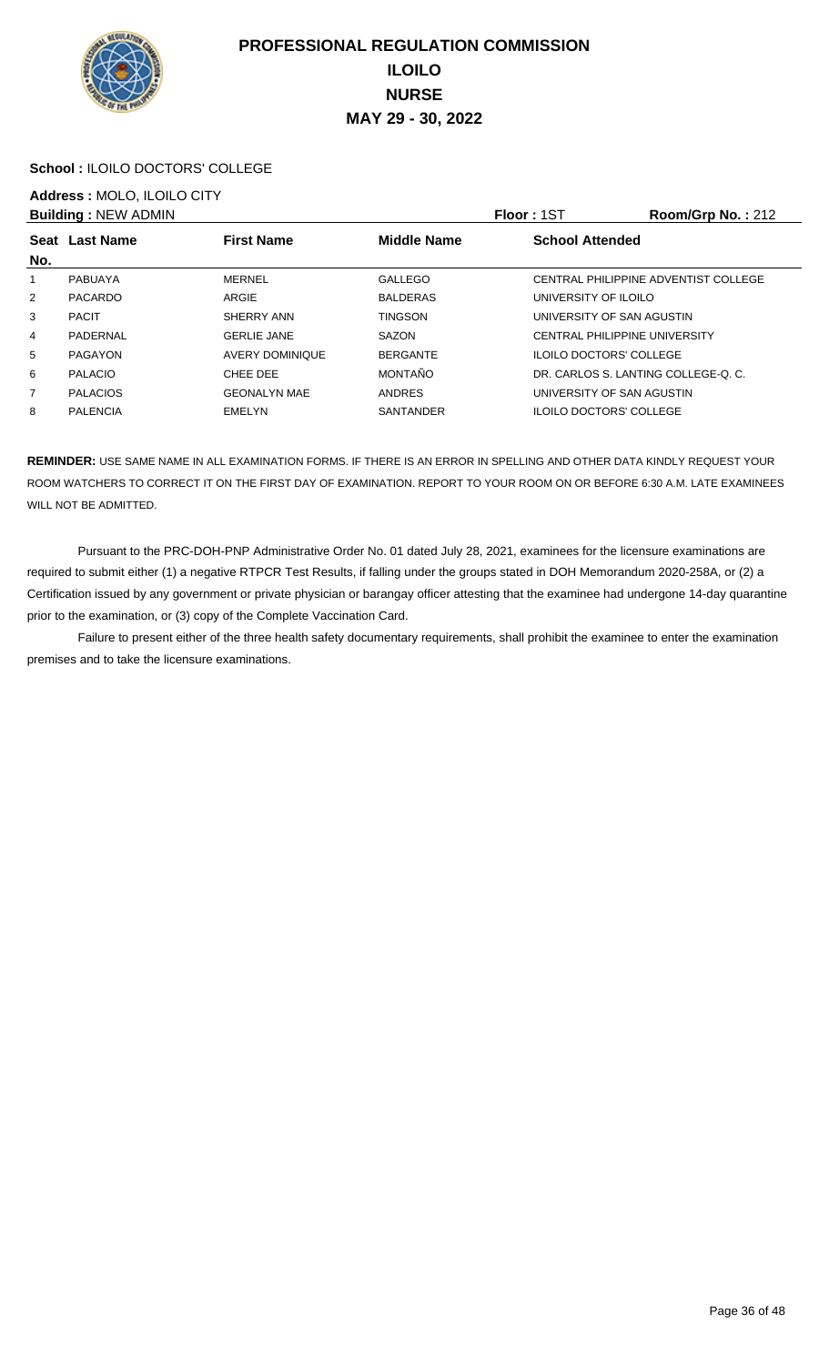# PROFESSIONAL REGULATION COMMISSION
## ILOILO
## NURSE
## MAY 29 - 30, 2022

**School :** ILOILO DOCTORS' COLLEGE

**Address :** MOLO, ILOILO CITY

**Building :** NEW ADMIN **Floor :** 1ST **Room/Grp No. :** 212

| Seat No. | Last Name | First Name | Middle Name | School Attended |
|---|---|---|---|---|
| 1 | PABUAYA | MERNEL | GALLEGO | CENTRAL PHILIPPINE ADVENTIST COLLEGE |
| 2 | PACARDO | ARGIE | BALDERAS | UNIVERSITY OF ILOILO |
| 3 | PACIT | SHERRY ANN | TINGSON | UNIVERSITY OF SAN AGUSTIN |
| 4 | PADERNAL | GERLIE JANE | SAZON | CENTRAL PHILIPPINE UNIVERSITY |
| 5 | PAGAYON | AVERY DOMINIQUE | BERGANTE | ILOILO DOCTORS' COLLEGE |
| 6 | PALACIO | CHEE DEE | MONTAÑO | DR. CARLOS S. LANTING COLLEGE-Q. C. |
| 7 | PALACIOS | GEONALYN MAE | ANDRES | UNIVERSITY OF SAN AGUSTIN |
| 8 | PALENCIA | EMELYN | SANTANDER | ILOILO DOCTORS' COLLEGE |

**REMINDER:** USE SAME NAME IN ALL EXAMINATION FORMS. IF THERE IS AN ERROR IN SPELLING AND OTHER DATA KINDLY REQUEST YOUR ROOM WATCHERS TO CORRECT IT ON THE FIRST DAY OF EXAMINATION. REPORT TO YOUR ROOM ON OR BEFORE 6:30 A.M. LATE EXAMINEES WILL NOT BE ADMITTED.

Pursuant to the PRC-DOH-PNP Administrative Order No. 01 dated July 28, 2021, examinees for the licensure examinations are required to submit either (1) a negative RTPCR Test Results, if falling under the groups stated in DOH Memorandum 2020-258A, or (2) a Certification issued by any government or private physician or barangay officer attesting that the examinee had undergone 14-day quarantine prior to the examination, or (3) copy of the Complete Vaccination Card.

Failure to present either of the three health safety documentary requirements, shall prohibit the examinee to enter the examination premises and to take the licensure examinations.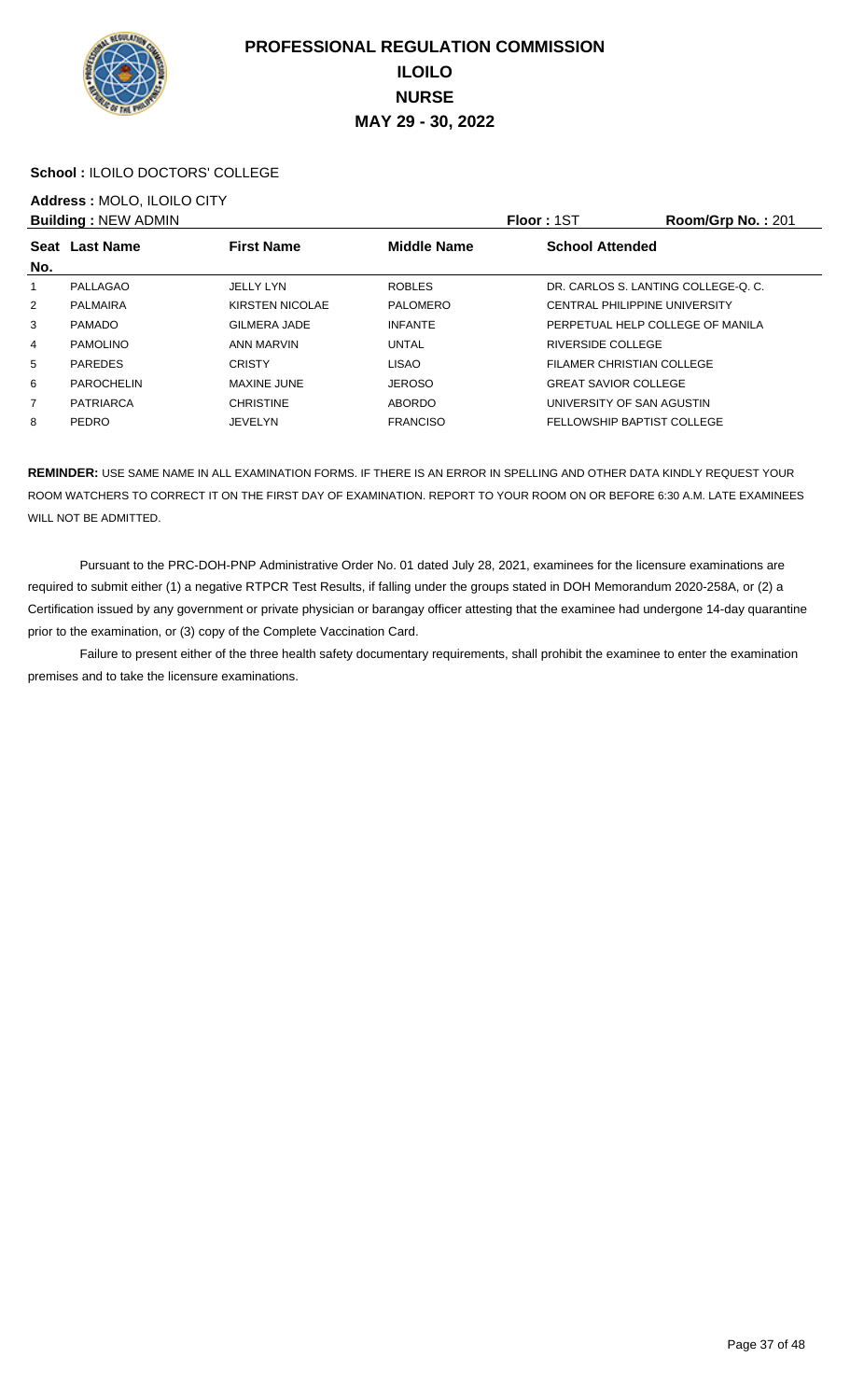# PROFESSIONAL REGULATION COMMISSION
## ILOILO
## NURSE
## MAY 29 - 30, 2022

**School :** ILOILO DOCTORS' COLLEGE

**Address :** MOLO, ILOILO CITY

**Building :** NEW ADMIN **Floor :** 1ST **Room/Grp No. :** 201

| Seat No. | Last Name | First Name | Middle Name | School Attended |
|---|---|---|---|---|
| 1 | PALLAGAO | JELLY LYN | ROBLES | DR. CARLOS S. LANTING COLLEGE-Q. C. |
| 2 | PALMAIRA | KIRSTEN NICOLAE | PALOMERO | CENTRAL PHILIPPINE UNIVERSITY |
| 3 | PAMADO | GILMERA JADE | INFANTE | PERPETUAL HELP COLLEGE OF MANILA |
| 4 | PAMOLINO | ANN MARVIN | UNTAL | RIVERSIDE COLLEGE |
| 5 | PAREDES | CRISTY | LISAO | FILAMER CHRISTIAN COLLEGE |
| 6 | PAROCHELIN | MAXINE JUNE | JEROSO | GREAT SAVIOR COLLEGE |
| 7 | PATRIARCA | CHRISTINE | ABORDO | UNIVERSITY OF SAN AGUSTIN |
| 8 | PEDRO | JEVELYN | FRANCISO | FELLOWSHIP BAPTIST COLLEGE |

**REMINDER:** USE SAME NAME IN ALL EXAMINATION FORMS. IF THERE IS AN ERROR IN SPELLING AND OTHER DATA KINDLY REQUEST YOUR ROOM WATCHERS TO CORRECT IT ON THE FIRST DAY OF EXAMINATION. REPORT TO YOUR ROOM ON OR BEFORE 6:30 A.M. LATE EXAMINEES WILL NOT BE ADMITTED.

Pursuant to the PRC-DOH-PNP Administrative Order No. 01 dated July 28, 2021, examinees for the licensure examinations are required to submit either (1) a negative RTPCR Test Results, if falling under the groups stated in DOH Memorandum 2020-258A, or (2) a Certification issued by any government or private physician or barangay officer attesting that the examinee had undergone 14-day quarantine prior to the examination, or (3) copy of the Complete Vaccination Card.

Failure to present either of the three health safety documentary requirements, shall prohibit the examinee to enter the examination premises and to take the licensure examinations.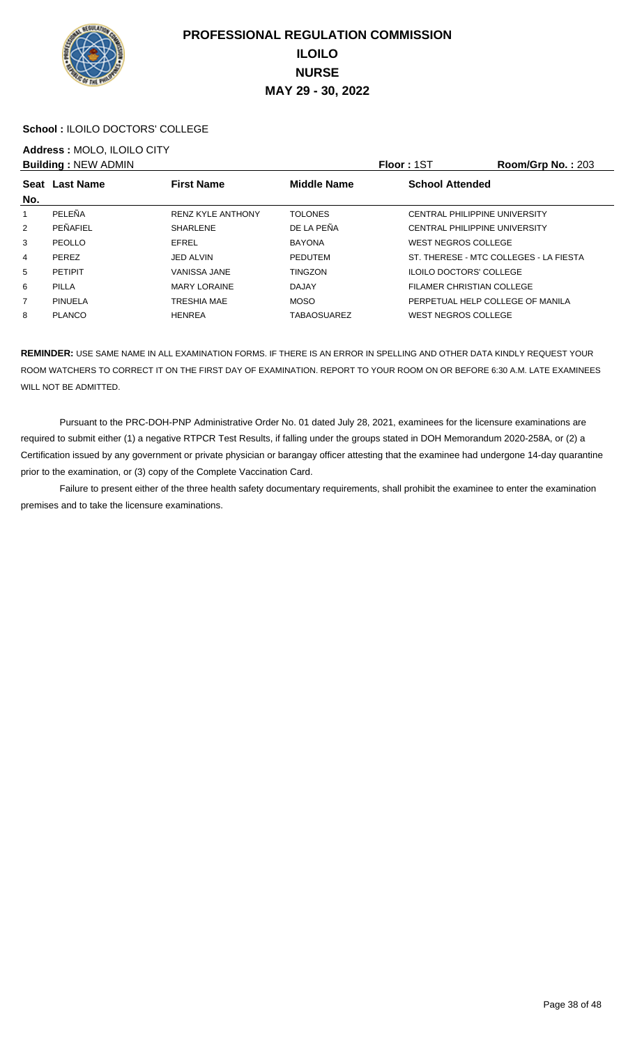# PROFESSIONAL REGULATION COMMISSION
## ILOILO
## NURSE
## MAY 29 - 30, 2022

**School :** ILOILO DOCTORS' COLLEGE

**Address :** MOLO, ILOILO CITY

**Building :** NEW ADMIN **Floor :** 1ST **Room/Grp No. :** 203

| Seat No. | Last Name | First Name | Middle Name | School Attended |
|---|---|---|---|---|
| 1 | PELEÑA | RENZ KYLE ANTHONY | TOLONES | CENTRAL PHILIPPINE UNIVERSITY |
| 2 | PEÑAFIEL | SHARLENE | DE LA PEÑA | CENTRAL PHILIPPINE UNIVERSITY |
| 3 | PEOLLO | EFREL | BAYONA | WEST NEGROS COLLEGE |
| 4 | PEREZ | JED ALVIN | PEDUTEM | ST. THERESE - MTC COLLEGES - LA FIESTA |
| 5 | PETIPIT | VANISSA JANE | TINGZON | ILOILO DOCTORS' COLLEGE |
| 6 | PILLA | MARY LORAINE | DAJAY | FILAMER CHRISTIAN COLLEGE |
| 7 | PINUELA | TRESHIA MAE | MOSO | PERPETUAL HELP COLLEGE OF MANILA |
| 8 | PLANCO | HENREA | TABAOSUAREZ | WEST NEGROS COLLEGE |

**REMINDER:** USE SAME NAME IN ALL EXAMINATION FORMS. IF THERE IS AN ERROR IN SPELLING AND OTHER DATA KINDLY REQUEST YOUR ROOM WATCHERS TO CORRECT IT ON THE FIRST DAY OF EXAMINATION. REPORT TO YOUR ROOM ON OR BEFORE 6:30 A.M. LATE EXAMINEES WILL NOT BE ADMITTED.

Pursuant to the PRC-DOH-PNP Administrative Order No. 01 dated July 28, 2021, examinees for the licensure examinations are required to submit either (1) a negative RTPCR Test Results, if falling under the groups stated in DOH Memorandum 2020-258A, or (2) a Certification issued by any government or private physician or barangay officer attesting that the examinee had undergone 14-day quarantine prior to the examination, or (3) copy of the Complete Vaccination Card.

Failure to present either of the three health safety documentary requirements, shall prohibit the examinee to enter the examination premises and to take the licensure examinations.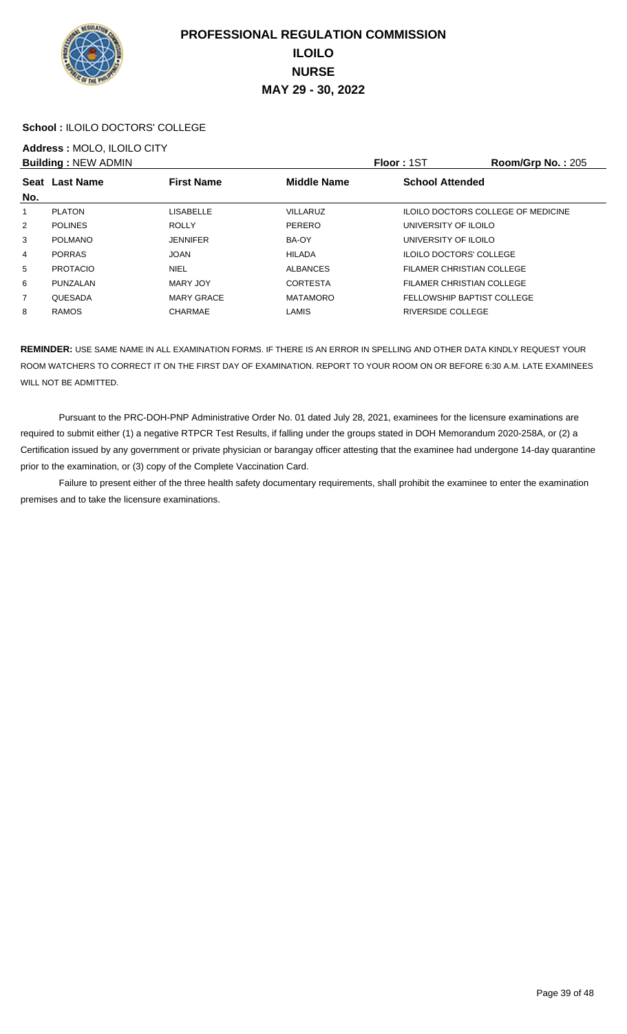# PROFESSIONAL REGULATION COMMISSION
## ILOILO
## NURSE
## MAY 29 - 30, 2022

**School :** ILOILO DOCTORS' COLLEGE

**Address :** MOLO, ILOILO CITY

**Building :** NEW ADMIN | **Floor :** 1ST | **Room/Grp No. :** 205

| Seat No. | Last Name | First Name | Middle Name | School Attended |
|---|---|---|---|---|
| 1 | PLATON | LISABELLE | VILLARUZ | ILOILO DOCTORS COLLEGE OF MEDICINE |
| 2 | POLINES | ROLLY | PERERO | UNIVERSITY OF ILOILO |
| 3 | POLMANO | JENNIFER | BA-OY | UNIVERSITY OF ILOILO |
| 4 | PORRAS | JOAN | HILADA | ILOILO DOCTORS' COLLEGE |
| 5 | PROTACIO | NIEL | ALBANCES | FILAMER CHRISTIAN COLLEGE |
| 6 | PUNZALAN | MARY JOY | CORTESTA | FILAMER CHRISTIAN COLLEGE |
| 7 | QUESADA | MARY GRACE | MATAMORO | FELLOWSHIP BAPTIST COLLEGE |
| 8 | RAMOS | CHARMAE | LAMIS | RIVERSIDE COLLEGE |

**REMINDER:** USE SAME NAME IN ALL EXAMINATION FORMS. IF THERE IS AN ERROR IN SPELLING AND OTHER DATA KINDLY REQUEST YOUR ROOM WATCHERS TO CORRECT IT ON THE FIRST DAY OF EXAMINATION. REPORT TO YOUR ROOM ON OR BEFORE 6:30 A.M. LATE EXAMINEES WILL NOT BE ADMITTED.

Pursuant to the PRC-DOH-PNP Administrative Order No. 01 dated July 28, 2021, examinees for the licensure examinations are required to submit either (1) a negative RTPCR Test Results, if falling under the groups stated in DOH Memorandum 2020-258A, or (2) a Certification issued by any government or private physician or barangay officer attesting that the examinee had undergone 14-day quarantine prior to the examination, or (3) copy of the Complete Vaccination Card.

Failure to present either of the three health safety documentary requirements, shall prohibit the examinee to enter the examination premises and to take the licensure examinations.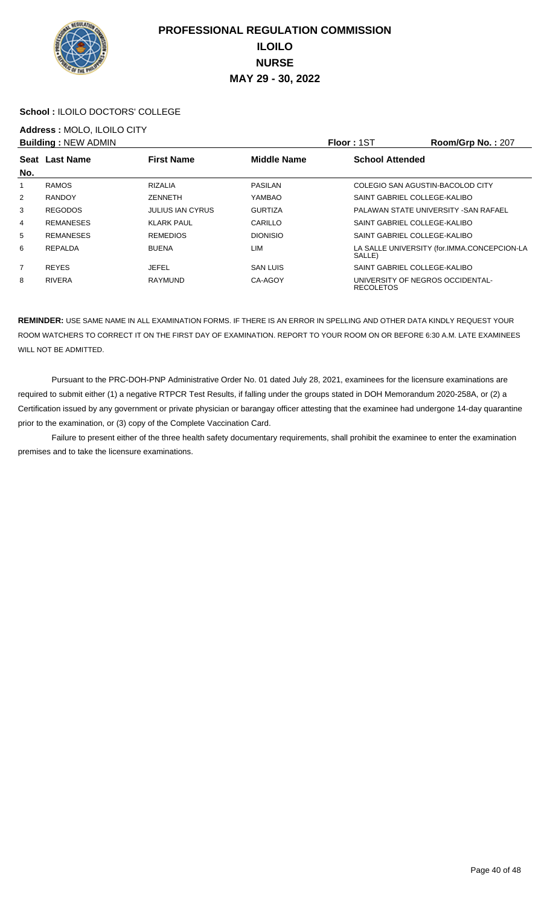# PROFESSIONAL REGULATION COMMISSION
## ILOILO
## NURSE
## MAY 29 - 30, 2022

**School :** ILOILO DOCTORS' COLLEGE

**Address :** MOLO, ILOILO CITY

**Building :** NEW ADMIN　　**Floor :** 1ST　　**Room/Grp No. :** 207

| Seat No. | Last Name | First Name | Middle Name | School Attended |
|---|---|---|---|---|
| 1 | RAMOS | RIZALIA | PASILAN | COLEGIO SAN AGUSTIN-BACOLOD CITY |
| 2 | RANDOY | ZENNETH | YAMBAO | SAINT GABRIEL COLLEGE-KALIBO |
| 3 | REGODOS | JULIUS IAN CYRUS | GURTIZA | PALAWAN STATE UNIVERSITY -SAN RAFAEL |
| 4 | REMANESES | KLARK PAUL | CARILLO | SAINT GABRIEL COLLEGE-KALIBO |
| 5 | REMANESES | REMEDIOS | DIONISIO | SAINT GABRIEL COLLEGE-KALIBO |
| 6 | REPALDA | BUENA | LIM | LA SALLE UNIVERSITY (for.IMMA.CONCEPCION-LA SALLE) |
| 7 | REYES | JEFEL | SAN LUIS | SAINT GABRIEL COLLEGE-KALIBO |
| 8 | RIVERA | RAYMUND | CA-AGOY | UNIVERSITY OF NEGROS OCCIDENTAL-RECOLETOS |

**REMINDER:** USE SAME NAME IN ALL EXAMINATION FORMS. IF THERE IS AN ERROR IN SPELLING AND OTHER DATA KINDLY REQUEST YOUR ROOM WATCHERS TO CORRECT IT ON THE FIRST DAY OF EXAMINATION. REPORT TO YOUR ROOM ON OR BEFORE 6:30 A.M. LATE EXAMINEES WILL NOT BE ADMITTED.

Pursuant to the PRC-DOH-PNP Administrative Order No. 01 dated July 28, 2021, examinees for the licensure examinations are required to submit either (1) a negative RTPCR Test Results, if falling under the groups stated in DOH Memorandum 2020-258A, or (2) a Certification issued by any government or private physician or barangay officer attesting that the examinee had undergone 14-day quarantine prior to the examination, or (3) copy of the Complete Vaccination Card.

Failure to present either of the three health safety documentary requirements, shall prohibit the examinee to enter the examination premises and to take the licensure examinations.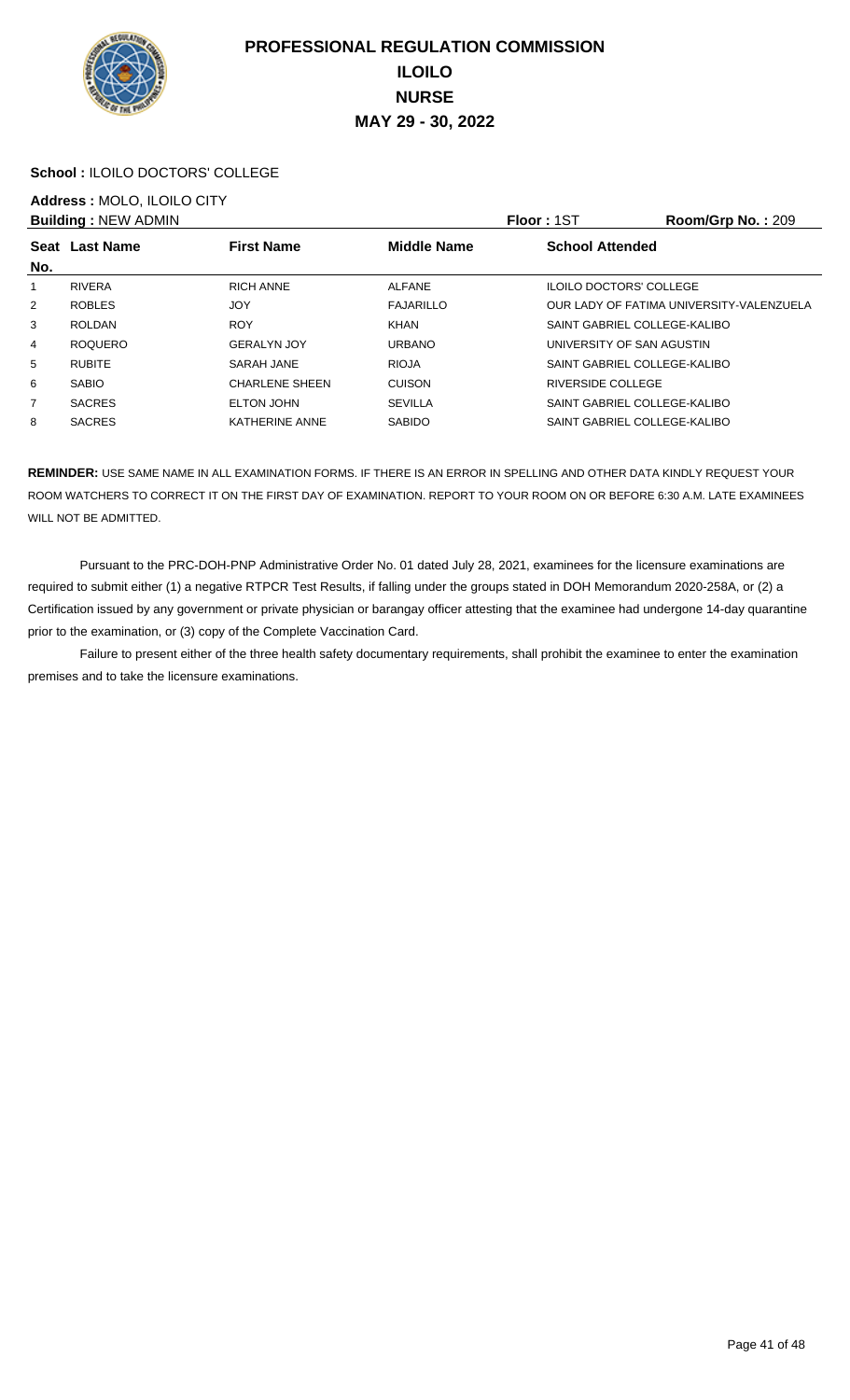# PROFESSIONAL REGULATION COMMISSION
## ILOILO
## NURSE
## MAY 29 - 30, 2022

**School :** ILOILO DOCTORS' COLLEGE

**Address :** MOLO, ILOILO CITY

**Building :** NEW ADMIN | **Floor :** 1ST | **Room/Grp No. :** 209

| Seat No. | Last Name | First Name | Middle Name | School Attended |
|---|---|---|---|---|
| 1 | RIVERA | RICH ANNE | ALFANE | ILOILO DOCTORS' COLLEGE |
| 2 | ROBLES | JOY | FAJARILLO | OUR LADY OF FATIMA UNIVERSITY-VALENZUELA |
| 3 | ROLDAN | ROY | KHAN | SAINT GABRIEL COLLEGE-KALIBO |
| 4 | ROQUERO | GERALYN JOY | URBANO | UNIVERSITY OF SAN AGUSTIN |
| 5 | RUBITE | SARAH JANE | RIOJA | SAINT GABRIEL COLLEGE-KALIBO |
| 6 | SABIO | CHARLENE SHEEN | CUISON | RIVERSIDE COLLEGE |
| 7 | SACRES | ELTON JOHN | SEVILLA | SAINT GABRIEL COLLEGE-KALIBO |
| 8 | SACRES | KATHERINE ANNE | SABIDO | SAINT GABRIEL COLLEGE-KALIBO |

**REMINDER:** USE SAME NAME IN ALL EXAMINATION FORMS. IF THERE IS AN ERROR IN SPELLING AND OTHER DATA KINDLY REQUEST YOUR ROOM WATCHERS TO CORRECT IT ON THE FIRST DAY OF EXAMINATION. REPORT TO YOUR ROOM ON OR BEFORE 6:30 A.M. LATE EXAMINEES WILL NOT BE ADMITTED.

Pursuant to the PRC-DOH-PNP Administrative Order No. 01 dated July 28, 2021, examinees for the licensure examinations are required to submit either (1) a negative RTPCR Test Results, if falling under the groups stated in DOH Memorandum 2020-258A, or (2) a Certification issued by any government or private physician or barangay officer attesting that the examinee had undergone 14-day quarantine prior to the examination, or (3) copy of the Complete Vaccination Card.

Failure to present either of the three health safety documentary requirements, shall prohibit the examinee to enter the examination premises and to take the licensure examinations.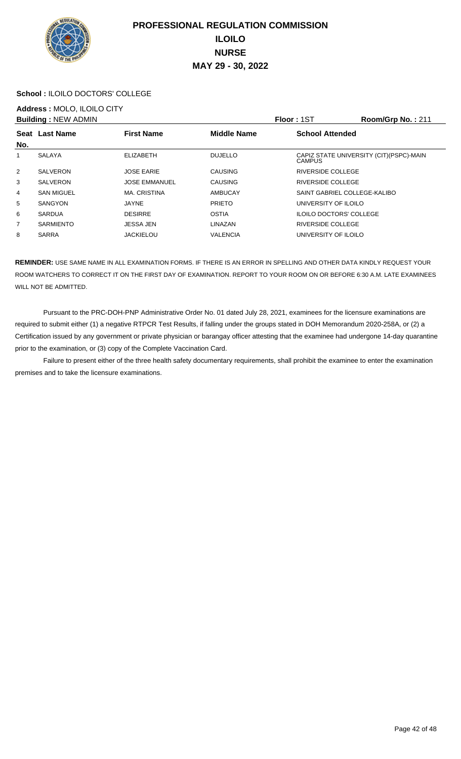# PROFESSIONAL REGULATION COMMISSION
## ILOILO
## NURSE
## MAY 29 - 30, 2022

**School :** ILOILO DOCTORS' COLLEGE

**Address :** MOLO, ILOILO CITY

**Building :** NEW ADMIN **Floor :** 1ST **Room/Grp No. :** 211

| Seat No. | Last Name | First Name | Middle Name | School Attended |
|---|---|---|---|---|
| 1 | SALAYA | ELIZABETH | DUJELLO | CAPIZ STATE UNIVERSITY (CIT)(PSPC)-MAIN CAMPUS |
| 2 | SALVERON | JOSE EARIE | CAUSING | RIVERSIDE COLLEGE |
| 3 | SALVERON | JOSE EMMANUEL | CAUSING | RIVERSIDE COLLEGE |
| 4 | SAN MIGUEL | MA. CRISTINA | AMBUCAY | SAINT GABRIEL COLLEGE-KALIBO |
| 5 | SANGYON | JAYNE | PRIETO | UNIVERSITY OF ILOILO |
| 6 | SARDUA | DESIRRE | OSTIA | ILOILO DOCTORS' COLLEGE |
| 7 | SARMIENTO | JESSA JEN | LINAZAN | RIVERSIDE COLLEGE |
| 8 | SARRA | JACKIELOU | VALENCIA | UNIVERSITY OF ILOILO |

**REMINDER:** USE SAME NAME IN ALL EXAMINATION FORMS. IF THERE IS AN ERROR IN SPELLING AND OTHER DATA KINDLY REQUEST YOUR ROOM WATCHERS TO CORRECT IT ON THE FIRST DAY OF EXAMINATION. REPORT TO YOUR ROOM ON OR BEFORE 6:30 A.M. LATE EXAMINEES WILL NOT BE ADMITTED.

Pursuant to the PRC-DOH-PNP Administrative Order No. 01 dated July 28, 2021, examinees for the licensure examinations are required to submit either (1) a negative RTPCR Test Results, if falling under the groups stated in DOH Memorandum 2020-258A, or (2) a Certification issued by any government or private physician or barangay officer attesting that the examinee had undergone 14-day quarantine prior to the examination, or (3) copy of the Complete Vaccination Card.

Failure to present either of the three health safety documentary requirements, shall prohibit the examinee to enter the examination premises and to take the licensure examinations.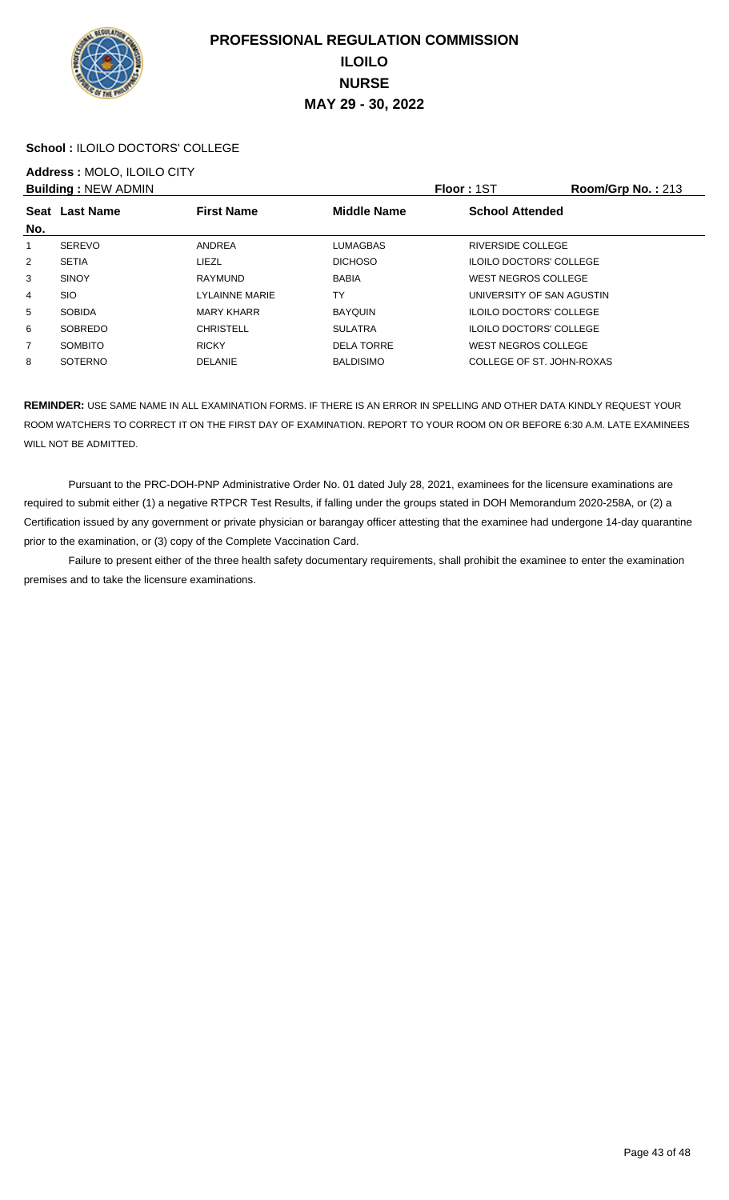# PROFESSIONAL REGULATION COMMISSION
## ILOILO
## NURSE
## MAY 29 - 30, 2022

**School :** ILOILO DOCTORS' COLLEGE

**Address :** MOLO, ILOILO CITY

**Building :** NEW ADMIN | **Floor :** 1ST | **Room/Grp No. :** 213

| Seat No. | Last Name | First Name | Middle Name | School Attended |
|---|---|---|---|---|
| 1 | SEREVO | ANDREA | LUMAGBAS | RIVERSIDE COLLEGE |
| 2 | SETIA | LIEZL | DICHOSO | ILOILO DOCTORS' COLLEGE |
| 3 | SINOY | RAYMUND | BABIA | WEST NEGROS COLLEGE |
| 4 | SIO | LYLAINNE MARIE | TY | UNIVERSITY OF SAN AGUSTIN |
| 5 | SOBIDA | MARY KHARR | BAYQUIN | ILOILO DOCTORS' COLLEGE |
| 6 | SOBREDO | CHRISTELL | SULATRA | ILOILO DOCTORS' COLLEGE |
| 7 | SOMBITO | RICKY | DELA TORRE | WEST NEGROS COLLEGE |
| 8 | SOTERNO | DELANIE | BALDISIMO | COLLEGE OF ST. JOHN-ROXAS |

**REMINDER:** USE SAME NAME IN ALL EXAMINATION FORMS. IF THERE IS AN ERROR IN SPELLING AND OTHER DATA KINDLY REQUEST YOUR ROOM WATCHERS TO CORRECT IT ON THE FIRST DAY OF EXAMINATION. REPORT TO YOUR ROOM ON OR BEFORE 6:30 A.M. LATE EXAMINEES WILL NOT BE ADMITTED.

Pursuant to the PRC-DOH-PNP Administrative Order No. 01 dated July 28, 2021, examinees for the licensure examinations are required to submit either (1) a negative RTPCR Test Results, if falling under the groups stated in DOH Memorandum 2020-258A, or (2) a Certification issued by any government or private physician or barangay officer attesting that the examinee had undergone 14-day quarantine prior to the examination, or (3) copy of the Complete Vaccination Card.

Failure to present either of the three health safety documentary requirements, shall prohibit the examinee to enter the examination premises and to take the licensure examinations.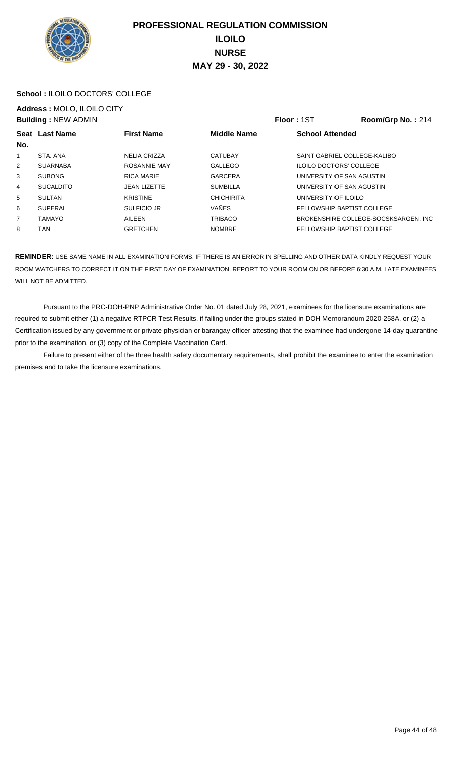# PROFESSIONAL REGULATION COMMISSION
# ILOILO
# NURSE
# MAY 29 - 30, 2022

**School :** ILOILO DOCTORS' COLLEGE

**Address :** MOLO, ILOILO CITY

**Building :** NEW ADMIN **Floor :** 1ST **Room/Grp No. :** 214

| Seat No. | Last Name | First Name | Middle Name | School Attended |
|---|---|---|---|---|
| 1 | STA. ANA | NELIA CRIZZA | CATUBAY | SAINT GABRIEL COLLEGE-KALIBO |
| 2 | SUARNABA | ROSANNIE MAY | GALLEGO | ILOILO DOCTORS' COLLEGE |
| 3 | SUBONG | RICA MARIE | GARCERA | UNIVERSITY OF SAN AGUSTIN |
| 4 | SUCALDITO | JEAN LIZETTE | SUMBILLA | UNIVERSITY OF SAN AGUSTIN |
| 5 | SULTAN | KRISTINE | CHICHIRITA | UNIVERSITY OF ILOILO |
| 6 | SUPERAL | SULFICIO JR | VAÑES | FELLOWSHIP BAPTIST COLLEGE |
| 7 | TAMAYO | AILEEN | TRIBACO | BROKENSHIRE COLLEGE-SOCSKSARGEN, INC |
| 8 | TAN | GRETCHEN | NOMBRE | FELLOWSHIP BAPTIST COLLEGE |

**REMINDER:** USE SAME NAME IN ALL EXAMINATION FORMS. IF THERE IS AN ERROR IN SPELLING AND OTHER DATA KINDLY REQUEST YOUR ROOM WATCHERS TO CORRECT IT ON THE FIRST DAY OF EXAMINATION. REPORT TO YOUR ROOM ON OR BEFORE 6:30 A.M. LATE EXAMINEES WILL NOT BE ADMITTED.

Pursuant to the PRC-DOH-PNP Administrative Order No. 01 dated July 28, 2021, examinees for the licensure examinations are required to submit either (1) a negative RTPCR Test Results, if falling under the groups stated in DOH Memorandum 2020-258A, or (2) a Certification issued by any government or private physician or barangay officer attesting that the examinee had undergone 14-day quarantine prior to the examination, or (3) copy of the Complete Vaccination Card.

Failure to present either of the three health safety documentary requirements, shall prohibit the examinee to enter the examination premises and to take the licensure examinations.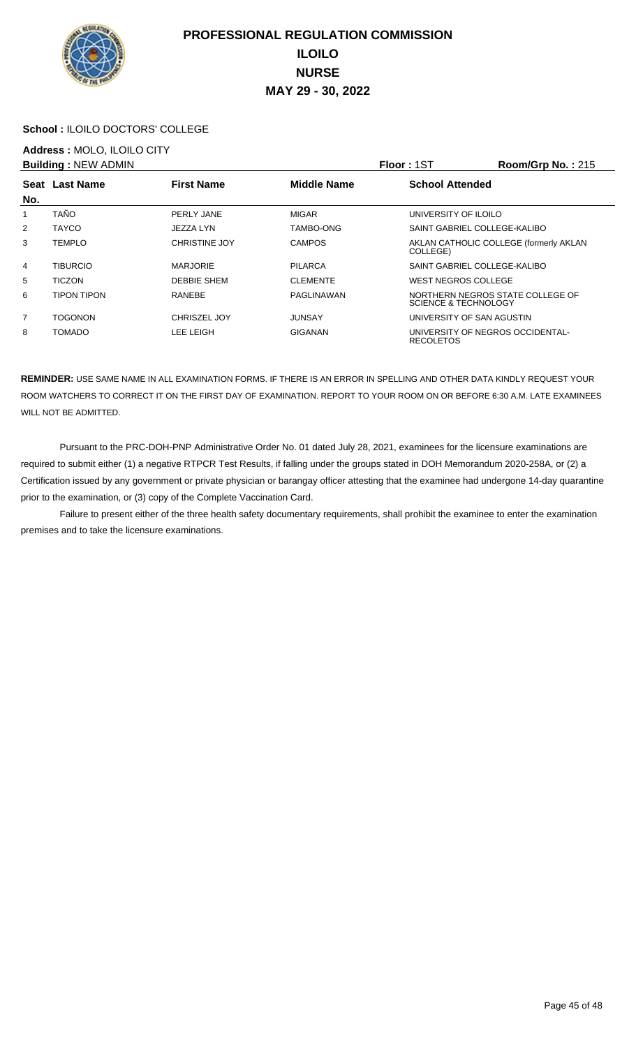# PROFESSIONAL REGULATION COMMISSION
## ILOILO
## NURSE
## MAY 29 - 30, 2022

**School :** ILOILO DOCTORS' COLLEGE

**Address :** MOLO, ILOILO CITY

**Building :** NEW ADMIN | **Floor :** 1ST | **Room/Grp No. :** 215

| Seat No. | Last Name | First Name | Middle Name | School Attended |
|---|---|---|---|---|
| 1 | TAÑO | PERLY JANE | MIGAR | UNIVERSITY OF ILOILO |
| 2 | TAYCO | JEZZA LYN | TAMBO-ONG | SAINT GABRIEL COLLEGE-KALIBO |
| 3 | TEMPLO | CHRISTINE JOY | CAMPOS | AKLAN CATHOLIC COLLEGE (formerly AKLAN COLLEGE) |
| 4 | TIBURCIO | MARJORIE | PILARCA | SAINT GABRIEL COLLEGE-KALIBO |
| 5 | TICZON | DEBBIE SHEM | CLEMENTE | WEST NEGROS COLLEGE |
| 6 | TIPON TIPON | RANEBE | PAGLINAWAN | NORTHERN NEGROS STATE COLLEGE OF SCIENCE & TECHNOLOGY |
| 7 | TOGONON | CHRISZEL JOY | JUNSAY | UNIVERSITY OF SAN AGUSTIN |
| 8 | TOMADO | LEE LEIGH | GIGANAN | UNIVERSITY OF NEGROS OCCIDENTAL-RECOLETOS |

**REMINDER:** USE SAME NAME IN ALL EXAMINATION FORMS. IF THERE IS AN ERROR IN SPELLING AND OTHER DATA KINDLY REQUEST YOUR ROOM WATCHERS TO CORRECT IT ON THE FIRST DAY OF EXAMINATION. REPORT TO YOUR ROOM ON OR BEFORE 6:30 A.M. LATE EXAMINEES WILL NOT BE ADMITTED.

Pursuant to the PRC-DOH-PNP Administrative Order No. 01 dated July 28, 2021, examinees for the licensure examinations are required to submit either (1) a negative RTPCR Test Results, if falling under the groups stated in DOH Memorandum 2020-258A, or (2) a Certification issued by any government or private physician or barangay officer attesting that the examinee had undergone 14-day quarantine prior to the examination, or (3) copy of the Complete Vaccination Card.

Failure to present either of the three health safety documentary requirements, shall prohibit the examinee to enter the examination premises and to take the licensure examinations.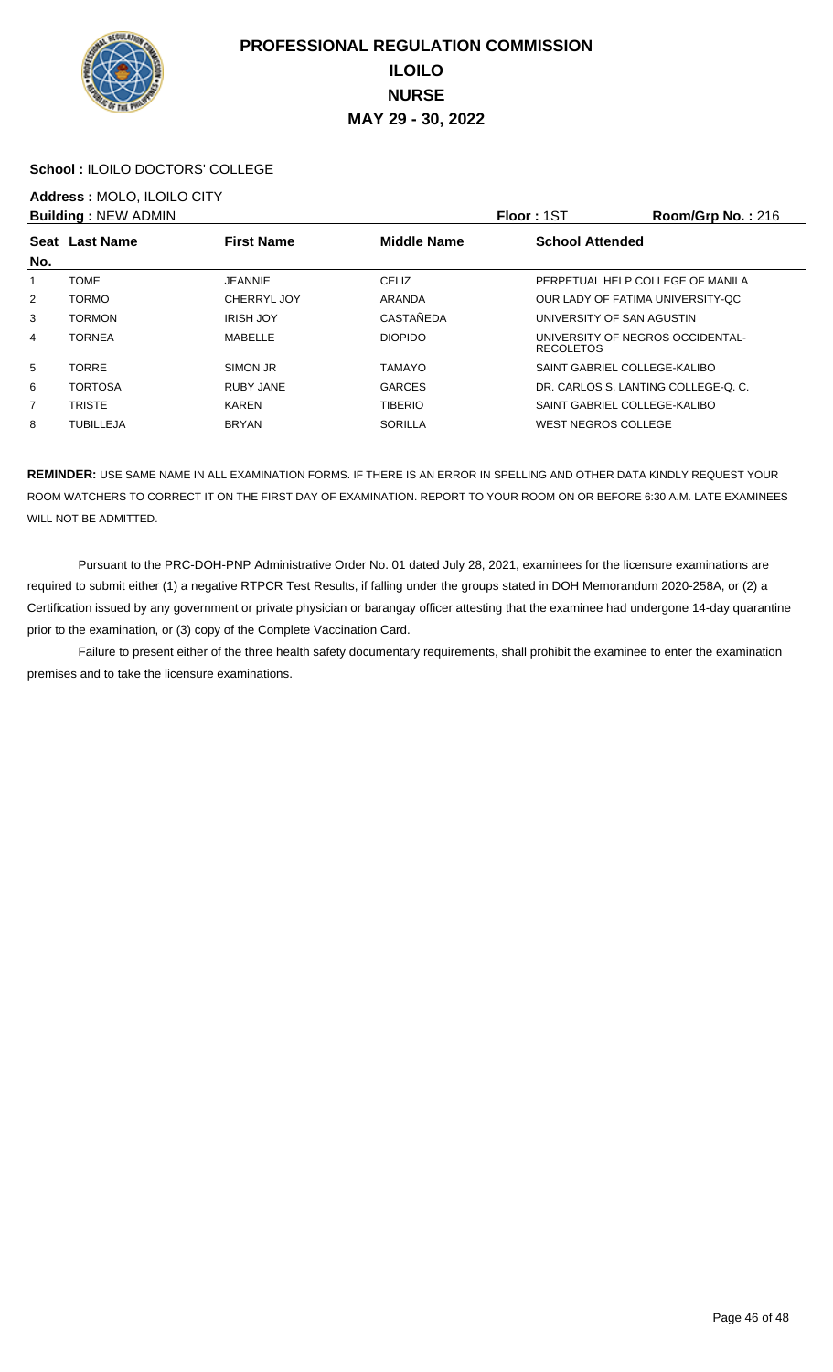# PROFESSIONAL REGULATION COMMISSION
## ILOILO
## NURSE
## MAY 29 - 30, 2022

**School :** ILOILO DOCTORS' COLLEGE

**Address :** MOLO, ILOILO CITY

**Building :** NEW ADMIN **Floor :** 1ST **Room/Grp No. :** 216

| Seat No. | Last Name | First Name | Middle Name | School Attended |
|---|---|---|---|---|
| 1 | TOME | JEANNIE | CELIZ | PERPETUAL HELP COLLEGE OF MANILA |
| 2 | TORMO | CHERRYL JOY | ARANDA | OUR LADY OF FATIMA UNIVERSITY-QC |
| 3 | TORMON | IRISH JOY | CASTAÑEDA | UNIVERSITY OF SAN AGUSTIN |
| 4 | TORNEA | MABELLE | DIOPIDO | UNIVERSITY OF NEGROS OCCIDENTAL-RECOLETOS |
| 5 | TORRE | SIMON JR | TAMAYO | SAINT GABRIEL COLLEGE-KALIBO |
| 6 | TORTOSA | RUBY JANE | GARCES | DR. CARLOS S. LANTING COLLEGE-Q. C. |
| 7 | TRISTE | KAREN | TIBERIO | SAINT GABRIEL COLLEGE-KALIBO |
| 8 | TUBILLEJA | BRYAN | SORILLA | WEST NEGROS COLLEGE |

**REMINDER:** USE SAME NAME IN ALL EXAMINATION FORMS. IF THERE IS AN ERROR IN SPELLING AND OTHER DATA KINDLY REQUEST YOUR ROOM WATCHERS TO CORRECT IT ON THE FIRST DAY OF EXAMINATION. REPORT TO YOUR ROOM ON OR BEFORE 6:30 A.M. LATE EXAMINEES WILL NOT BE ADMITTED.

Pursuant to the PRC-DOH-PNP Administrative Order No. 01 dated July 28, 2021, examinees for the licensure examinations are required to submit either (1) a negative RTPCR Test Results, if falling under the groups stated in DOH Memorandum 2020-258A, or (2) a Certification issued by any government or private physician or barangay officer attesting that the examinee had undergone 14-day quarantine prior to the examination, or (3) copy of the Complete Vaccination Card.

Failure to present either of the three health safety documentary requirements, shall prohibit the examinee to enter the examination premises and to take the licensure examinations.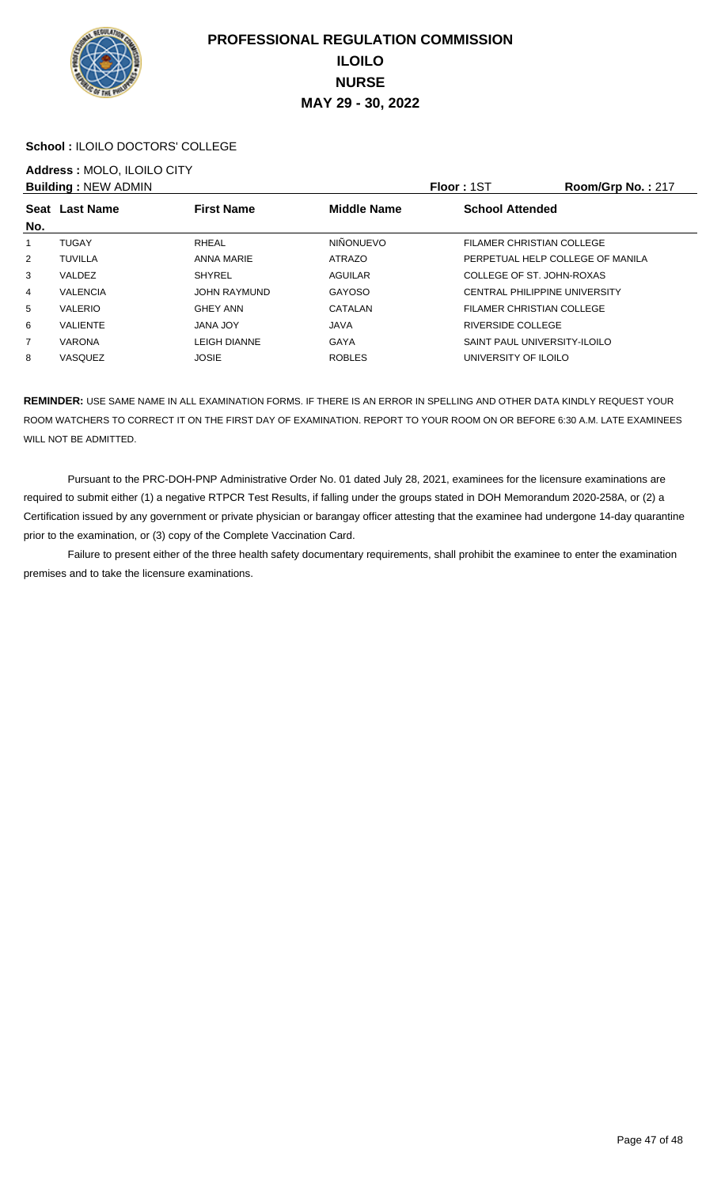# PROFESSIONAL REGULATION COMMISSION
## ILOILO
## NURSE
## MAY 29 - 30, 2022

**School :** ILOILO DOCTORS' COLLEGE

**Address :** MOLO, ILOILO CITY

**Building :** NEW ADMIN　　**Floor :** 1ST　　**Room/Grp No. :** 217

| Seat No. | Last Name | First Name | Middle Name | School Attended |
|---|---|---|---|---|
| 1 | TUGAY | RHEAL | NIÑONUEVO | FILAMER CHRISTIAN COLLEGE |
| 2 | TUVILLA | ANNA MARIE | ATRAZO | PERPETUAL HELP COLLEGE OF MANILA |
| 3 | VALDEZ | SHYREL | AGUILAR | COLLEGE OF ST. JOHN-ROXAS |
| 4 | VALENCIA | JOHN RAYMUND | GAYOSO | CENTRAL PHILIPPINE UNIVERSITY |
| 5 | VALERIO | GHEY ANN | CATALAN | FILAMER CHRISTIAN COLLEGE |
| 6 | VALIENTE | JANA JOY | JAVA | RIVERSIDE COLLEGE |
| 7 | VARONA | LEIGH DIANNE | GAYA | SAINT PAUL UNIVERSITY-ILOILO |
| 8 | VASQUEZ | JOSIE | ROBLES | UNIVERSITY OF ILOILO |

**REMINDER:** USE SAME NAME IN ALL EXAMINATION FORMS. IF THERE IS AN ERROR IN SPELLING AND OTHER DATA KINDLY REQUEST YOUR ROOM WATCHERS TO CORRECT IT ON THE FIRST DAY OF EXAMINATION. REPORT TO YOUR ROOM ON OR BEFORE 6:30 A.M. LATE EXAMINEES WILL NOT BE ADMITTED.

Pursuant to the PRC-DOH-PNP Administrative Order No. 01 dated July 28, 2021, examinees for the licensure examinations are required to submit either (1) a negative RTPCR Test Results, if falling under the groups stated in DOH Memorandum 2020-258A, or (2) a Certification issued by any government or private physician or barangay officer attesting that the examinee had undergone 14-day quarantine prior to the examination, or (3) copy of the Complete Vaccination Card.

Failure to present either of the three health safety documentary requirements, shall prohibit the examinee to enter the examination premises and to take the licensure examinations.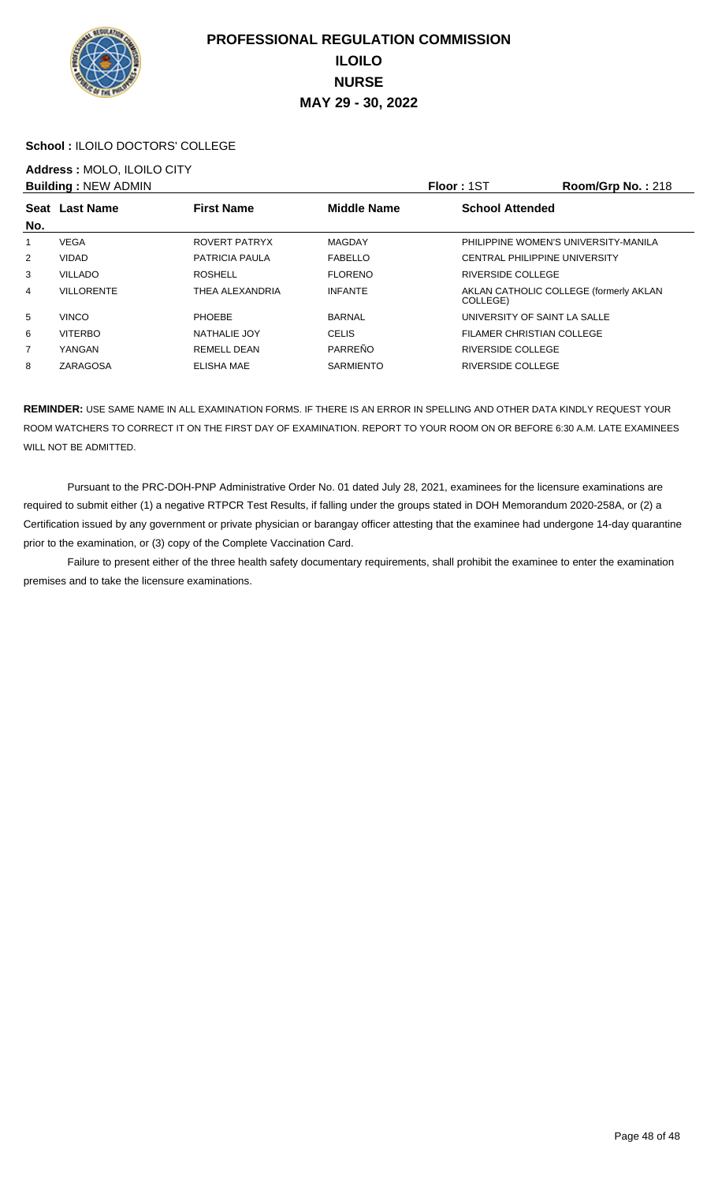# PROFESSIONAL REGULATION COMMISSION
## ILOILO
## NURSE
## MAY 29 - 30, 2022

**School :** ILOILO DOCTORS' COLLEGE

**Address :** MOLO, ILOILO CITY

**Building :** NEW ADMIN **Floor :** 1ST **Room/Grp No. :** 218

| Seat No. | Last Name | First Name | Middle Name | School Attended |
|---|---|---|---|---|
| 1 | VEGA | ROVERT PATRYX | MAGDAY | PHILIPPINE WOMEN'S UNIVERSITY-MANILA |
| 2 | VIDAD | PATRICIA PAULA | FABELLO | CENTRAL PHILIPPINE UNIVERSITY |
| 3 | VILLADO | ROSHELL | FLORENO | RIVERSIDE COLLEGE |
| 4 | VILLORENTE | THEA ALEXANDRIA | INFANTE | AKLAN CATHOLIC COLLEGE (formerly AKLAN COLLEGE) |
| 5 | VINCO | PHOEBE | BARNAL | UNIVERSITY OF SAINT LA SALLE |
| 6 | VITERBO | NATHALIE JOY | CELIS | FILAMER CHRISTIAN COLLEGE |
| 7 | YANGAN | REMELL DEAN | PARREÑO | RIVERSIDE COLLEGE |
| 8 | ZARAGOSA | ELISHA MAE | SARMIENTO | RIVERSIDE COLLEGE |

**REMINDER:** USE SAME NAME IN ALL EXAMINATION FORMS. IF THERE IS AN ERROR IN SPELLING AND OTHER DATA KINDLY REQUEST YOUR ROOM WATCHERS TO CORRECT IT ON THE FIRST DAY OF EXAMINATION. REPORT TO YOUR ROOM ON OR BEFORE 6:30 A.M. LATE EXAMINEES WILL NOT BE ADMITTED.

Pursuant to the PRC-DOH-PNP Administrative Order No. 01 dated July 28, 2021, examinees for the licensure examinations are required to submit either (1) a negative RTPCR Test Results, if falling under the groups stated in DOH Memorandum 2020-258A, or (2) a Certification issued by any government or private physician or barangay officer attesting that the examinee had undergone 14-day quarantine prior to the examination, or (3) copy of the Complete Vaccination Card.

Failure to present either of the three health safety documentary requirements, shall prohibit the examinee to enter the examination premises and to take the licensure examinations.